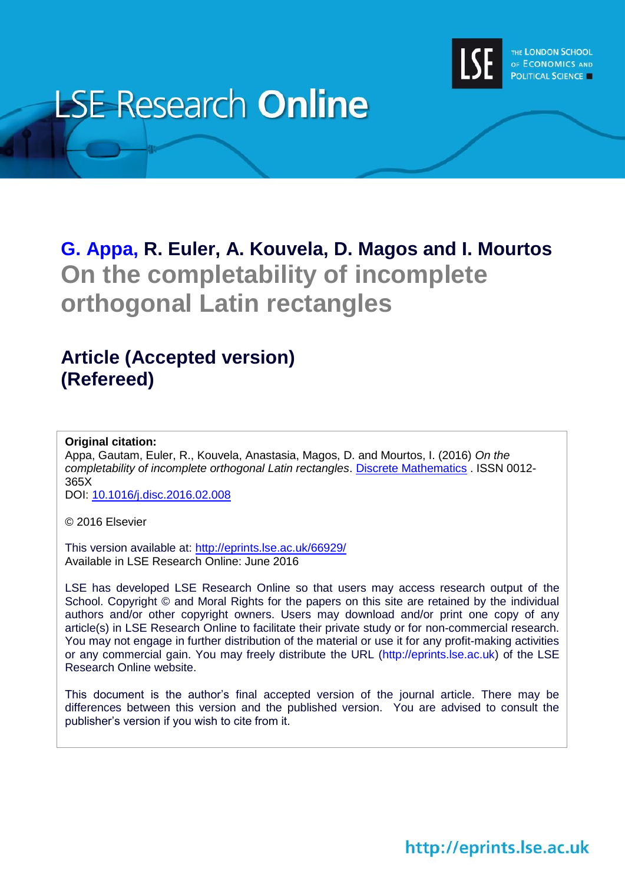# LSE Research Online

**G. Appa, R. Euler, A. Kouvela, D. Magos and I. Mourtos**

## On the completability of incomplete orthogonal Latin rectangles

## Article (Accepted version) (Refereed)

**Original citation:**
Appa, Gautam, Euler, R., Kouvela, Anastasia, Magos, D. and Mourtos, I. (2016) *On the completability of incomplete orthogonal Latin rectangles*. Discrete Mathematics . ISSN 0012-365X
DOI: 10.1016/j.disc.2016.02.008

© 2016 Elsevier

This version available at: http://eprints.lse.ac.uk/66929/
Available in LSE Research Online: June 2016

LSE has developed LSE Research Online so that users may access research output of the School. Copyright © and Moral Rights for the papers on this site are retained by the individual authors and/or other copyright owners. Users may download and/or print one copy of any article(s) in LSE Research Online to facilitate their private study or for non-commercial research. You may not engage in further distribution of the material or use it for any profit-making activities or any commercial gain. You may freely distribute the URL (http://eprints.lse.ac.uk) of the LSE Research Online website.

This document is the author's final accepted version of the journal article. There may be differences between this version and the published version. You are advised to consult the publisher's version if you wish to cite from it.

http://eprints.lse.ac.uk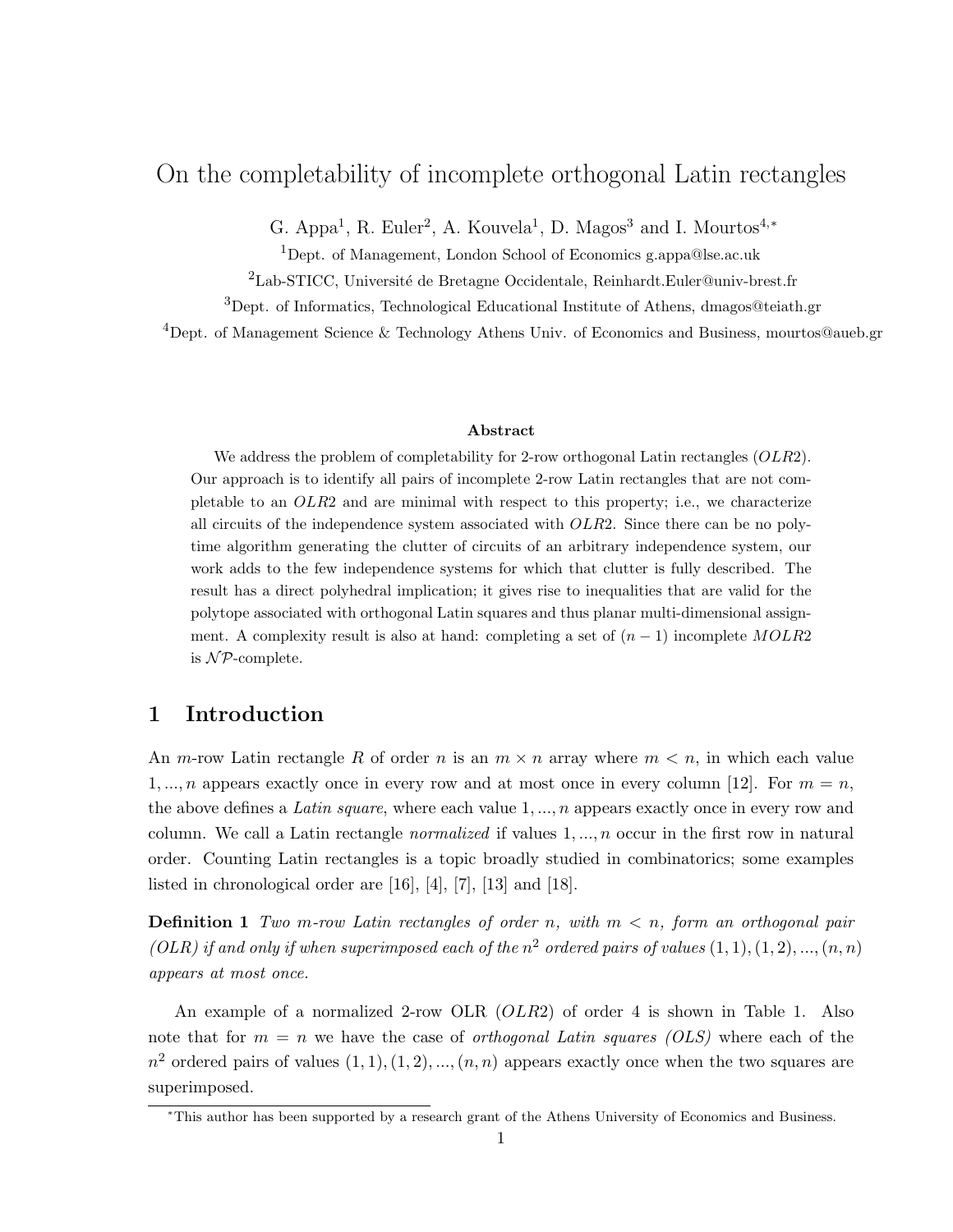# On the completability of incomplete orthogonal Latin rectangles

G. Appa[1], R. Euler[2], A. Kouvela[1], D. Magos[3] and I. Mourtos[4,*]

[1]Dept. of Management, London School of Economics g.appa@lse.ac.uk

[2]Lab-STICC, Université de Bretagne Occidentale, Reinhardt.Euler@univ-brest.fr

[3]Dept. of Informatics, Technological Educational Institute of Athens, dmagos@teiath.gr

[4]Dept. of Management Science & Technology Athens Univ. of Economics and Business, mourtos@aueb.gr

**Abstract**

We address the problem of completability for 2-row orthogonal Latin rectangles ($OLR2$). Our approach is to identify all pairs of incomplete 2-row Latin rectangles that are not completable to an $OLR2$ and are minimal with respect to this property; i.e., we characterize all circuits of the independence system associated with $OLR2$. Since there can be no poly-time algorithm generating the clutter of circuits of an arbitrary independence system, our work adds to the few independence systems for which that clutter is fully described. The result has a direct polyhedral implication; it gives rise to inequalities that are valid for the polytope associated with orthogonal Latin squares and thus planar multi-dimensional assignment. A complexity result is also at hand: completing a set of $(n-1)$ incomplete $MOLR2$ is $\mathcal{NP}$-complete.

## 1 Introduction

An $m$-row Latin rectangle $R$ of order $n$ is an $m \times n$ array where $m < n$, in which each value $1, ..., n$ appears exactly once in every row and at most once in every column [12]. For $m = n$, the above defines a *Latin square*, where each value $1, ..., n$ appears exactly once in every row and column. We call a Latin rectangle *normalized* if values $1, ..., n$ occur in the first row in natural order. Counting Latin rectangles is a topic broadly studied in combinatorics; some examples listed in chronological order are [16], [4], [7], [13] and [18].

**Definition 1** *Two $m$-row Latin rectangles of order $n$, with $m < n$, form an orthogonal pair (OLR) if and only if when superimposed each of the $n^2$ ordered pairs of values $(1,1), (1,2), ..., (n,n)$ appears at most once.*

An example of a normalized 2-row OLR ($OLR2$) of order 4 is shown in Table 1. Also note that for $m = n$ we have the case of *orthogonal Latin squares (OLS)* where each of the $n^2$ ordered pairs of values $(1,1), (1,2), ..., (n,n)$ appears exactly once when the two squares are superimposed.

*This author has been supported by a research grant of the Athens University of Economics and Business.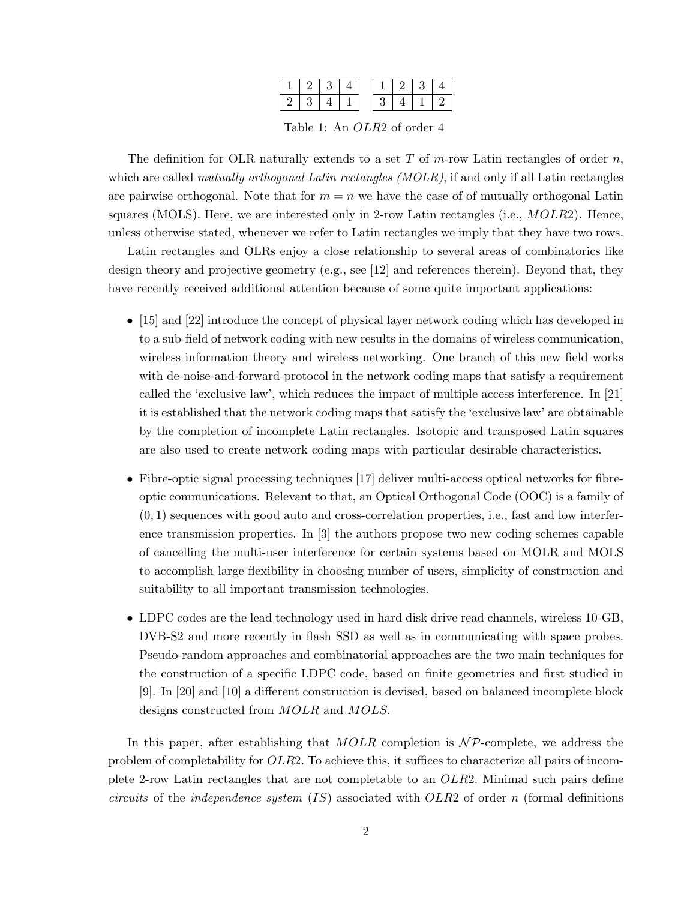| 1 | 2 | 3 | 4 |
|---|---|---|---|
| 2 | 3 | 4 | 1 |

| 1 | 2 | 3 | 4 |
|---|---|---|---|
| 3 | 4 | 1 | 2 |

Table 1: An $OLR2$ of order 4

The definition for OLR naturally extends to a set $T$ of $m$-row Latin rectangles of order $n$, which are called *mutually orthogonal Latin rectangles (MOLR)*, if and only if all Latin rectangles are pairwise orthogonal. Note that for $m = n$ we have the case of of mutually orthogonal Latin squares (MOLS). Here, we are interested only in 2-row Latin rectangles (i.e., $MOLR2$). Hence, unless otherwise stated, whenever we refer to Latin rectangles we imply that they have two rows.

Latin rectangles and OLRs enjoy a close relationship to several areas of combinatorics like design theory and projective geometry (e.g., see [12] and references therein). Beyond that, they have recently received additional attention because of some quite important applications:

- [15] and [22] introduce the concept of physical layer network coding which has developed in to a sub-field of network coding with new results in the domains of wireless communication, wireless information theory and wireless networking. One branch of this new field works with de-noise-and-forward-protocol in the network coding maps that satisfy a requirement called the 'exclusive law', which reduces the impact of multiple access interference. In [21] it is established that the network coding maps that satisfy the 'exclusive law' are obtainable by the completion of incomplete Latin rectangles. Isotopic and transposed Latin squares are also used to create network coding maps with particular desirable characteristics.

- Fibre-optic signal processing techniques [17] deliver multi-access optical networks for fibre-optic communications. Relevant to that, an Optical Orthogonal Code (OOC) is a family of $(0, 1)$ sequences with good auto and cross-correlation properties, i.e., fast and low interference transmission properties. In [3] the authors propose two new coding schemes capable of cancelling the multi-user interference for certain systems based on MOLR and MOLS to accomplish large flexibility in choosing number of users, simplicity of construction and suitability to all important transmission technologies.

- LDPC codes are the lead technology used in hard disk drive read channels, wireless 10-GB, DVB-S2 and more recently in flash SSD as well as in communicating with space probes. Pseudo-random approaches and combinatorial approaches are the two main techniques for the construction of a specific LDPC code, based on finite geometries and first studied in [9]. In [20] and [10] a different construction is devised, based on balanced incomplete block designs constructed from $MOLR$ and $MOLS$.

In this paper, after establishing that $MOLR$ completion is $\mathcal{NP}$-complete, we address the problem of completability for $OLR2$. To achieve this, it suffices to characterize all pairs of incomplete 2-row Latin rectangles that are not completable to an $OLR2$. Minimal such pairs define *circuits* of the *independence system* ($IS$) associated with $OLR2$ of order $n$ (formal definitions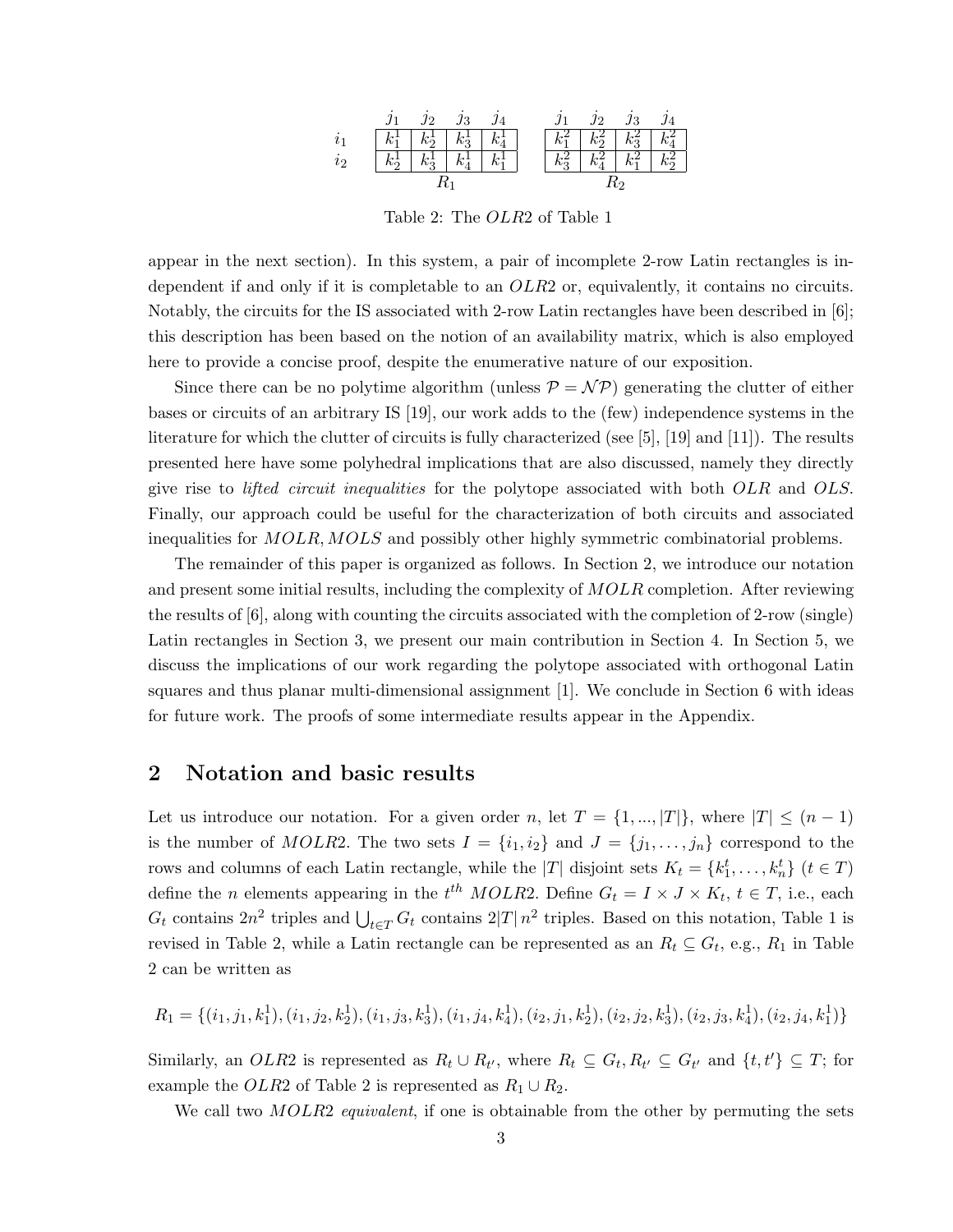|  | $j_1$ | $j_2$ | $j_3$ | $j_4$ |  | $j_1$ | $j_2$ | $j_3$ | $j_4$ |
|---|---|---|---|---|---|---|---|---|---|
| $i_1$ | $k_1^1$ | $k_2^1$ | $k_3^1$ | $k_4^1$ |  | $k_1^2$ | $k_2^2$ | $k_3^2$ | $k_4^2$ |
| $i_2$ | $k_2^1$ | $k_3^1$ | $k_4^1$ | $k_1^1$ |  | $k_3^2$ | $k_4^2$ | $k_1^2$ | $k_2^2$ |
|  | $R_1$ |  |  |  |  | $R_2$ |  |  |  |

Table 2: The $OLR2$ of Table 1

appear in the next section). In this system, a pair of incomplete 2-row Latin rectangles is independent if and only if it is completable to an $OLR2$ or, equivalently, it contains no circuits. Notably, the circuits for the IS associated with 2-row Latin rectangles have been described in [6]; this description has been based on the notion of an availability matrix, which is also employed here to provide a concise proof, despite the enumerative nature of our exposition.

Since there can be no polytime algorithm (unless $\mathcal{P} = \mathcal{NP}$) generating the clutter of either bases or circuits of an arbitrary IS [19], our work adds to the (few) independence systems in the literature for which the clutter of circuits is fully characterized (see [5], [19] and [11]). The results presented here have some polyhedral implications that are also discussed, namely they directly give rise to *lifted circuit inequalities* for the polytope associated with both $OLR$ and $OLS$. Finally, our approach could be useful for the characterization of both circuits and associated inequalities for $MOLR, MOLS$ and possibly other highly symmetric combinatorial problems.

The remainder of this paper is organized as follows. In Section 2, we introduce our notation and present some initial results, including the complexity of $MOLR$ completion. After reviewing the results of [6], along with counting the circuits associated with the completion of 2-row (single) Latin rectangles in Section 3, we present our main contribution in Section 4. In Section 5, we discuss the implications of our work regarding the polytope associated with orthogonal Latin squares and thus planar multi-dimensional assignment [1]. We conclude in Section 6 with ideas for future work. The proofs of some intermediate results appear in the Appendix.

## 2 Notation and basic results

Let us introduce our notation. For a given order $n$, let $T = \{1, ..., |T|\}$, where $|T| \leq (n-1)$ is the number of $MOLR2$. The two sets $I = \{i_1, i_2\}$ and $J = \{j_1, \ldots, j_n\}$ correspond to the rows and columns of each Latin rectangle, while the $|T|$ disjoint sets $K_t = \{k_1^t, \ldots, k_n^t\}$ $(t \in T)$ define the $n$ elements appearing in the $t^{th}$ $MOLR2$. Define $G_t = I \times J \times K_t$, $t \in T$, i.e., each $G_t$ contains $2n^2$ triples and $\bigcup_{t \in T} G_t$ contains $2|T|\, n^2$ triples. Based on this notation, Table 1 is revised in Table 2, while a Latin rectangle can be represented as an $R_t \subseteq G_t$, e.g., $R_1$ in Table 2 can be written as

$$R_1 = \{(i_1, j_1, k_1^1), (i_1, j_2, k_2^1), (i_1, j_3, k_3^1), (i_1, j_4, k_4^1), (i_2, j_1, k_2^1), (i_2, j_2, k_3^1), (i_2, j_3, k_4^1), (i_2, j_4, k_1^1)\}$$

Similarly, an $OLR2$ is represented as $R_t \cup R_{t'}$, where $R_t \subseteq G_t, R_{t'} \subseteq G_{t'}$ and $\{t, t'\} \subseteq T$; for example the $OLR2$ of Table 2 is represented as $R_1 \cup R_2$.

We call two $MOLR2$ *equivalent*, if one is obtainable from the other by permuting the sets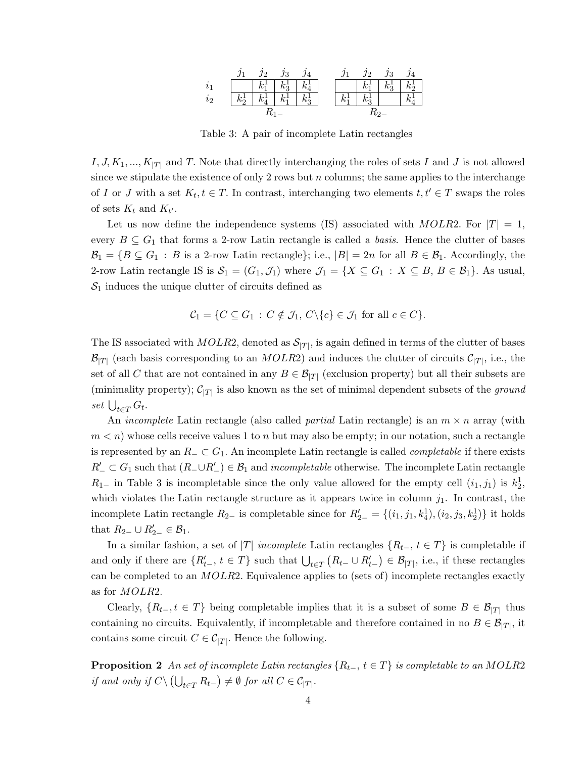|  | $j_1$ | $j_2$ | $j_3$ | $j_4$ |  | $j_1$ | $j_2$ | $j_3$ | $j_4$ |
|---|---|---|---|---|---|---|---|---|---|
| $i_1$ |  | $k_1^1$ | $k_3^1$ | $k_4^1$ |  |  | $k_1^1$ | $k_3^1$ | $k_2^1$ |
| $i_2$ | $k_2^1$ | $k_4^1$ | $k_1^1$ | $k_3^1$ |  | $k_1^1$ | $k_3^1$ |  | $k_4^1$ |
|  |  | $R_{1-}$ |  |  |  |  | $R_{2-}$ |  |  |

Table 3: A pair of incomplete Latin rectangles

$I, J, K_1, ..., K_{|T|}$ and $T$. Note that directly interchanging the roles of sets $I$ and $J$ is not allowed since we stipulate the existence of only 2 rows but $n$ columns; the same applies to the interchange of $I$ or $J$ with a set $K_t, t \in T$. In contrast, interchanging two elements $t, t' \in T$ swaps the roles of sets $K_t$ and $K_{t'}$.

Let us now define the independence systems (IS) associated with $MOLR2$. For $|T| = 1$, every $B \subseteq G_1$ that forms a 2-row Latin rectangle is called a *basis*. Hence the clutter of bases $\mathcal{B}_1 = \{B \subseteq G_1 : B \text{ is a 2-row Latin rectangle}\}$; i.e., $|B| = 2n$ for all $B \in \mathcal{B}_1$. Accordingly, the 2-row Latin rectangle IS is $\mathcal{S}_1 = (G_1, \mathcal{J}_1)$ where $\mathcal{J}_1 = \{X \subseteq G_1 : X \subseteq B, B \in \mathcal{B}_1\}$. As usual, $\mathcal{S}_1$ induces the unique clutter of circuits defined as

$$\mathcal{C}_1 = \{C \subseteq G_1 : C \notin \mathcal{J}_1, C \backslash \{c\} \in \mathcal{J}_1 \text{ for all } c \in C\}.$$

The IS associated with $MOLR2$, denoted as $\mathcal{S}_{|T|}$, is again defined in terms of the clutter of bases $\mathcal{B}_{|T|}$ (each basis corresponding to an $MOLR2$) and induces the clutter of circuits $\mathcal{C}_{|T|}$, i.e., the set of all $C$ that are not contained in any $B \in \mathcal{B}_{|T|}$ (exclusion property) but all their subsets are (minimality property); $\mathcal{C}_{|T|}$ is also known as the set of minimal dependent subsets of the *ground set* $\bigcup_{t \in T} G_t$.

An *incomplete* Latin rectangle (also called *partial* Latin rectangle) is an $m \times n$ array (with $m < n$) whose cells receive values 1 to $n$ but may also be empty; in our notation, such a rectangle is represented by an $R_- \subset G_1$. An incomplete Latin rectangle is called *completable* if there exists $R'_- \subset G_1$ such that $(R_- \cup R'_-) \in \mathcal{B}_1$ and *incompletable* otherwise. The incomplete Latin rectangle $R_{1-}$ in Table 3 is incompletable since the only value allowed for the empty cell $(i_1, j_1)$ is $k_2^1$, which violates the Latin rectangle structure as it appears twice in column $j_1$. In contrast, the incomplete Latin rectangle $R_{2-}$ is completable since for $R'_{2-} = \{(i_1, j_1, k_4^1), (i_2, j_3, k_2^1)\}$ it holds that $R_{2-} \cup R'_{2-} \in \mathcal{B}_1$.

In a similar fashion, a set of $|T|$ *incomplete* Latin rectangles $\{R_{t-}, t \in T\}$ is completable if and only if there are $\{R'_{t-}, t \in T\}$ such that $\bigcup_{t \in T} (R_{t-} \cup R'_{t-}) \in \mathcal{B}_{|T|}$, i.e., if these rectangles can be completed to an $MOLR2$. Equivalence applies to (sets of) incomplete rectangles exactly as for $MOLR2$.

Clearly, $\{R_{t-}, t \in T\}$ being completable implies that it is a subset of some $B \in \mathcal{B}_{|T|}$ thus containing no circuits. Equivalently, if incompletable and therefore contained in no $B \in \mathcal{B}_{|T|}$, it contains some circuit $C \in \mathcal{C}_{|T|}$. Hence the following.

**Proposition 2** *An set of incomplete Latin rectangles $\{R_{t-}, t \in T\}$ is completable to an $MOLR2$ if and only if $C \backslash \left(\bigcup_{t \in T} R_{t-}\right) \neq \emptyset$ for all $C \in \mathcal{C}_{|T|}$.*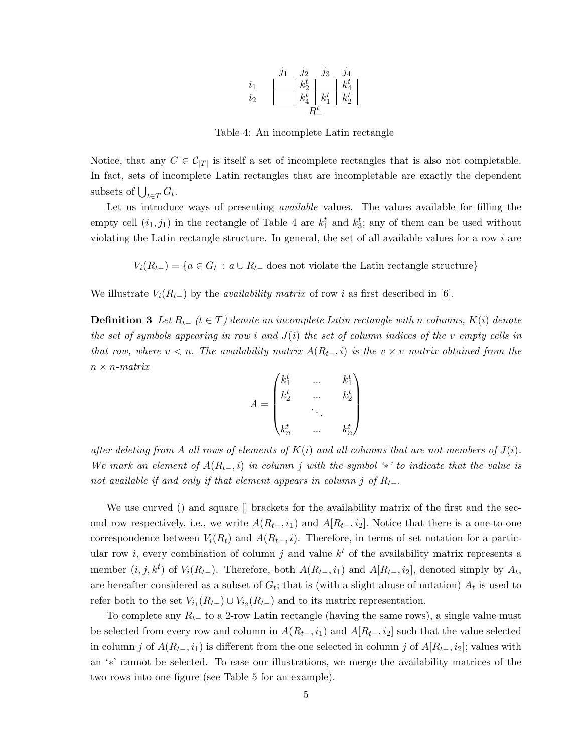|  | $j_1$ | $j_2$ | $j_3$ | $j_4$ |
|---|---|---|---|---|
| $i_1$ |  | $k_2^t$ |  | $k_4^t$ |
| $i_2$ |  | $k_4^t$ | $k_1^t$ | $k_2^t$ |

$R_-^t$

Table 4: An incomplete Latin rectangle

Notice, that any $C \in \mathcal{C}_{|T|}$ is itself a set of incomplete rectangles that is also not completable. In fact, sets of incomplete Latin rectangles that are incompletable are exactly the dependent subsets of $\bigcup_{t \in T} G_t$.

Let us introduce ways of presenting *available* values. The values available for filling the empty cell $(i_1, j_1)$ in the rectangle of Table 4 are $k_1^t$ and $k_3^t$; any of them can be used without violating the Latin rectangle structure. In general, the set of all available values for a row $i$ are

$$V_i(R_{t-}) = \{a \in G_t \, : \, a \cup R_{t-} \text{ does not violate the Latin rectangle structure}\}$$

We illustrate $V_i(R_{t-})$ by the *availability matrix* of row $i$ as first described in [6].

**Definition 3** *Let $R_{t-}$ ($t \in T$) denote an incomplete Latin rectangle with $n$ columns, $K(i)$ denote the set of symbols appearing in row $i$ and $J(i)$ the set of column indices of the $v$ empty cells in that row, where $v < n$. The availability matrix $A(R_{t-}, i)$ is the $v \times v$ matrix obtained from the $n \times n$-matrix*

$$A = \begin{pmatrix} k_1^t & \dots & k_1^t \\ k_2^t & \dots & k_2^t \\ & \ddots & \\ k_n^t & \dots & k_n^t \end{pmatrix}$$

*after deleting from $A$ all rows of elements of $K(i)$ and all columns that are not members of $J(i)$. We mark an element of $A(R_{t-}, i)$ in column $j$ with the symbol '$*$' to indicate that the value is not available if and only if that element appears in column $j$ of $R_{t-}$.*

We use curved () and square [] brackets for the availability matrix of the first and the second row respectively, i.e., we write $A(R_{t-}, i_1)$ and $A[R_{t-}, i_2]$. Notice that there is a one-to-one correspondence between $V_i(R_t)$ and $A(R_{t-}, i)$. Therefore, in terms of set notation for a particular row $i$, every combination of column $j$ and value $k^t$ of the availability matrix represents a member $(i, j, k^t)$ of $V_i(R_{t-})$. Therefore, both $A(R_{t-}, i_1)$ and $A[R_{t-}, i_2]$, denoted simply by $A_t$, are hereafter considered as a subset of $G_t$; that is (with a slight abuse of notation) $A_t$ is used to refer both to the set $V_{i_1}(R_{t-}) \cup V_{i_2}(R_{t-})$ and to its matrix representation.

To complete any $R_{t-}$ to a 2-row Latin rectangle (having the same rows), a single value must be selected from every row and column in $A(R_{t-}, i_1)$ and $A[R_{t-}, i_2]$ such that the value selected in column $j$ of $A(R_{t-}, i_1)$ is different from the one selected in column $j$ of $A[R_{t-}, i_2]$; values with an '$*$' cannot be selected. To ease our illustrations, we merge the availability matrices of the two rows into one figure (see Table 5 for an example).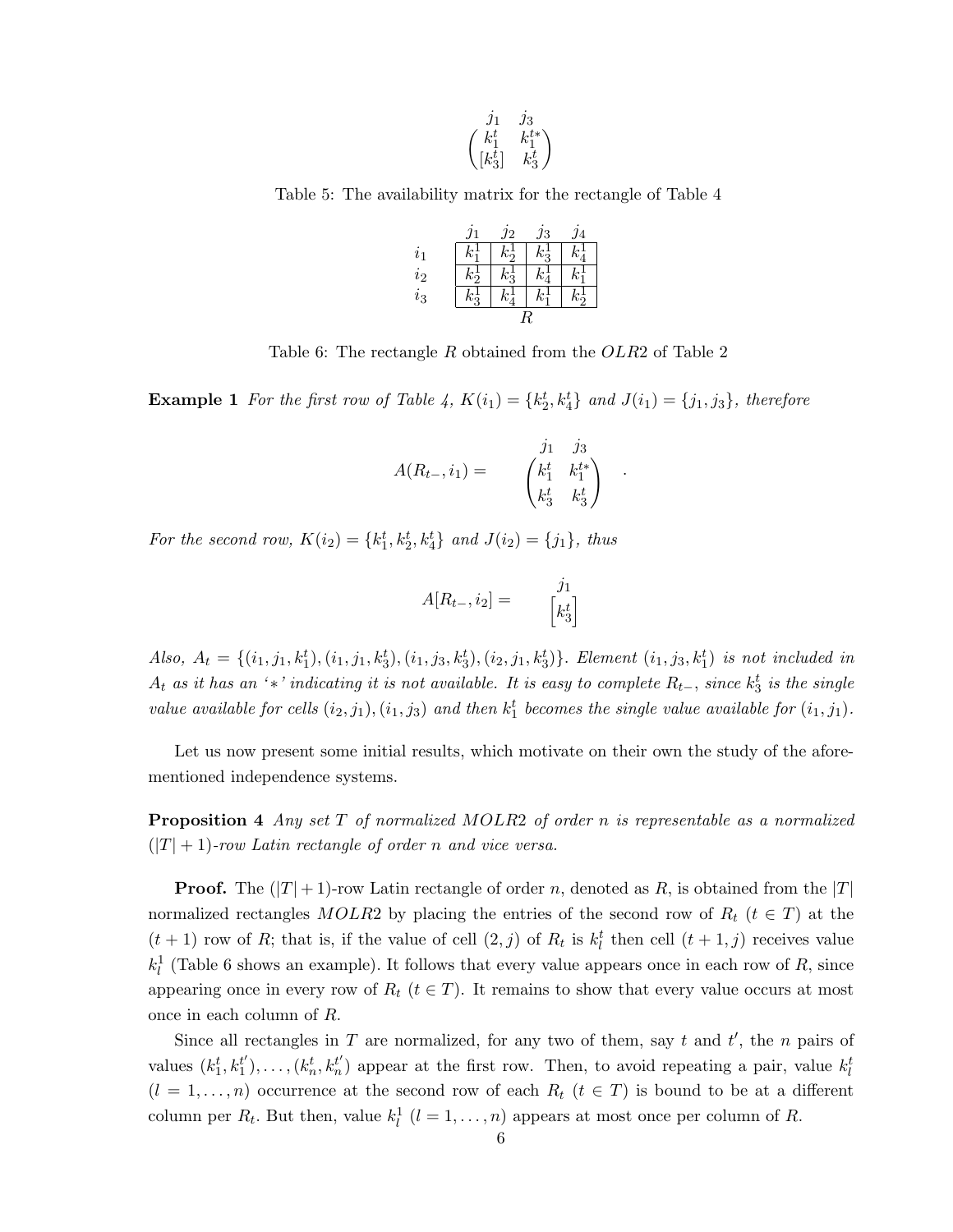$$\begin{pmatrix} k_1^t & k_1^{t*} \\ [k_3^t] & k_3^t \end{pmatrix}$$

with columns $j_1$, $j_3$.

Table 5: The availability matrix for the rectangle of Table 4

| | $j_1$ | $j_2$ | $j_3$ | $j_4$ |
|---|---|---|---|---|
| $i_1$ | $k_1^1$ | $k_2^1$ | $k_3^1$ | $k_4^1$ |
| $i_2$ | $k_2^1$ | $k_3^1$ | $k_4^1$ | $k_1^1$ |
| $i_3$ | $k_3^1$ | $k_4^1$ | $k_1^1$ | $k_2^1$ |

$R$

Table 6: The rectangle $R$ obtained from the $OLR2$ of Table 2

**Example 1** *For the first row of Table 4, $K(i_1) = \{k_2^t, k_4^t\}$ and $J(i_1) = \{j_1, j_3\}$, therefore*

$$A(R_{t-}, i_1) = \begin{array}{c} \begin{matrix} j_1 & j_3 \end{matrix} \\ \begin{pmatrix} k_1^t & k_1^{t*} \\ k_3^t & k_3^t \end{pmatrix} \end{array} .$$

*For the second row, $K(i_2) = \{k_1^t, k_2^t, k_4^t\}$ and $J(i_2) = \{j_1\}$, thus*

$$A[R_{t-}, i_2] = \begin{array}{c} j_1 \\ \begin{bmatrix} k_3^t \end{bmatrix} \end{array}$$

*Also, $A_t = \{(i_1, j_1, k_1^t), (i_1, j_1, k_3^t), (i_1, j_3, k_3^t), (i_2, j_1, k_3^t)\}$. Element $(i_1, j_3, k_1^t)$ is not included in $A_t$ as it has an '$*$' indicating it is not available. It is easy to complete $R_{t-}$, since $k_3^t$ is the single value available for cells $(i_2, j_1), (i_1, j_3)$ and then $k_1^t$ becomes the single value available for $(i_1, j_1)$.*

Let us now present some initial results, which motivate on their own the study of the aforementioned independence systems.

**Proposition 4** *Any set $T$ of normalized $MOLR2$ of order $n$ is representable as a normalized $(|T| + 1)$-row Latin rectangle of order $n$ and vice versa.*

**Proof.** The $(|T| + 1)$-row Latin rectangle of order $n$, denoted as $R$, is obtained from the $|T|$ normalized rectangles $MOLR2$ by placing the entries of the second row of $R_t$ ($t \in T$) at the $(t + 1)$ row of $R$; that is, if the value of cell $(2, j)$ of $R_t$ is $k_l^t$ then cell $(t + 1, j)$ receives value $k_l^1$ (Table 6 shows an example). It follows that every value appears once in each row of $R$, since appearing once in every row of $R_t$ ($t \in T$). It remains to show that every value occurs at most once in each column of $R$.

Since all rectangles in $T$ are normalized, for any two of them, say $t$ and $t'$, the $n$ pairs of values $(k_1^t, k_1^{t'}), \ldots, (k_n^t, k_n^{t'})$ appear at the first row. Then, to avoid repeating a pair, value $k_l^t$ ($l = 1, \ldots, n$) occurrence at the second row of each $R_t$ ($t \in T$) is bound to be at a different column per $R_t$. But then, value $k_l^1$ ($l = 1, \ldots, n$) appears at most once per column of $R$.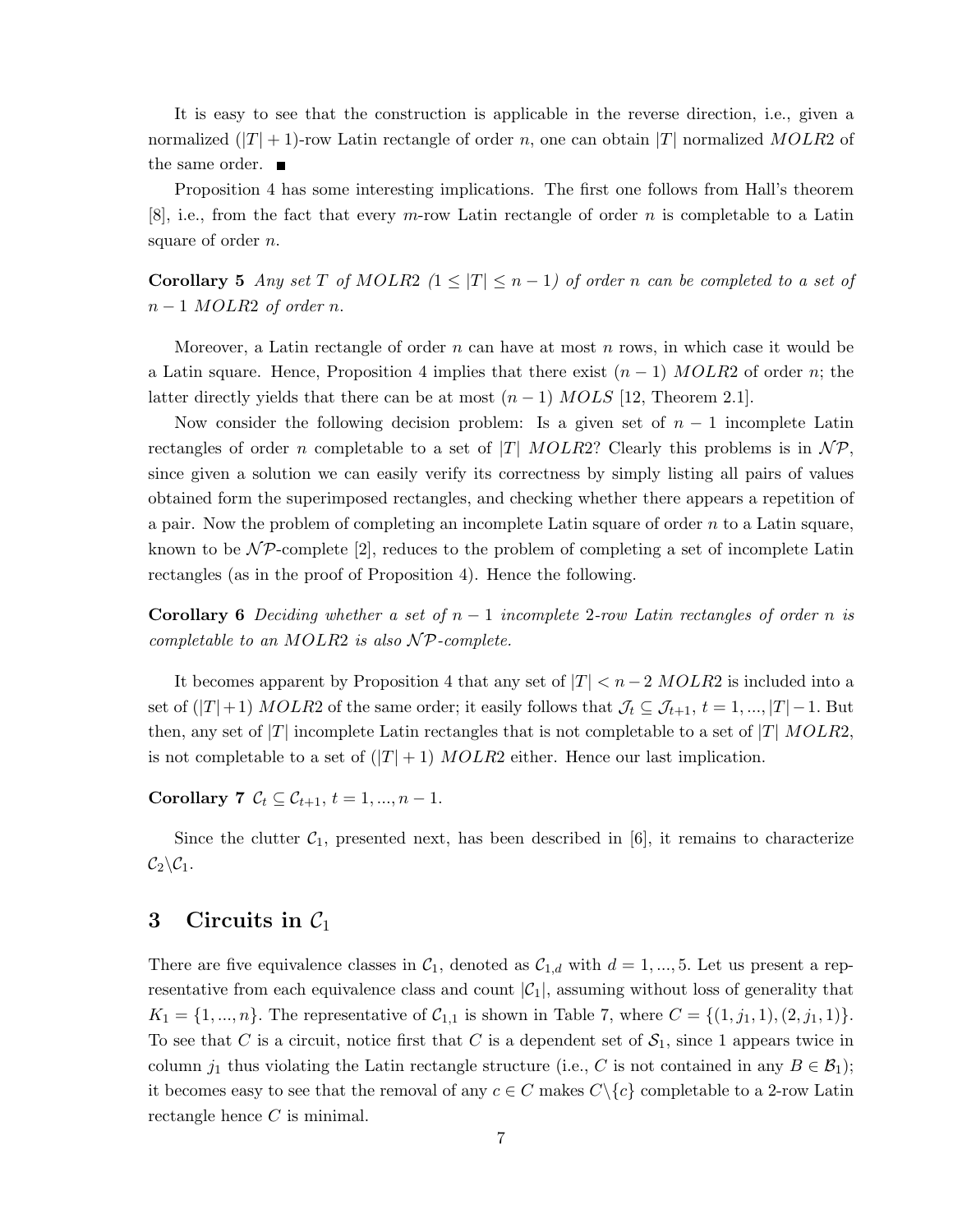It is easy to see that the construction is applicable in the reverse direction, i.e., given a normalized $(|T|+1)$-row Latin rectangle of order $n$, one can obtain $|T|$ normalized $MOLR2$ of the same order. ■

Proposition 4 has some interesting implications. The first one follows from Hall's theorem [8], i.e., from the fact that every $m$-row Latin rectangle of order $n$ is completable to a Latin square of order $n$.

**Corollary 5** *Any set $T$ of $MOLR2$ $(1 \leq |T| \leq n-1)$ of order $n$ can be completed to a set of $n-1$ $MOLR2$ of order $n$.*

Moreover, a Latin rectangle of order $n$ can have at most $n$ rows, in which case it would be a Latin square. Hence, Proposition 4 implies that there exist $(n-1)$ $MOLR2$ of order $n$; the latter directly yields that there can be at most $(n-1)$ $MOLS$ [12, Theorem 2.1].

Now consider the following decision problem: Is a given set of $n-1$ incomplete Latin rectangles of order $n$ completable to a set of $|T|$ $MOLR2$? Clearly this problems is in $\mathcal{NP}$, since given a solution we can easily verify its correctness by simply listing all pairs of values obtained form the superimposed rectangles, and checking whether there appears a repetition of a pair. Now the problem of completing an incomplete Latin square of order $n$ to a Latin square, known to be $\mathcal{NP}$-complete [2], reduces to the problem of completing a set of incomplete Latin rectangles (as in the proof of Proposition 4). Hence the following.

**Corollary 6** *Deciding whether a set of $n-1$ incomplete 2-row Latin rectangles of order $n$ is completable to an $MOLR2$ is also $\mathcal{NP}$-complete.*

It becomes apparent by Proposition 4 that any set of $|T| < n-2$ $MOLR2$ is included into a set of $(|T|+1)$ $MOLR2$ of the same order; it easily follows that $\mathcal{J}_t \subseteq \mathcal{J}_{t+1}$, $t = 1, ..., |T|-1$. But then, any set of $|T|$ incomplete Latin rectangles that is not completable to a set of $|T|$ $MOLR2$, is not completable to a set of $(|T|+1)$ $MOLR2$ either. Hence our last implication.

**Corollary 7** $\mathcal{C}_t \subseteq \mathcal{C}_{t+1}$, $t = 1, ..., n-1$.

Since the clutter $\mathcal{C}_1$, presented next, has been described in [6], it remains to characterize $\mathcal{C}_2 \backslash \mathcal{C}_1$.

## 3 Circuits in $\mathcal{C}_1$

There are five equivalence classes in $\mathcal{C}_1$, denoted as $\mathcal{C}_{1,d}$ with $d = 1, ..., 5$. Let us present a representative from each equivalence class and count $|\mathcal{C}_1|$, assuming without loss of generality that $K_1 = \{1, ..., n\}$. The representative of $\mathcal{C}_{1,1}$ is shown in Table 7, where $C = \{(1, j_1, 1), (2, j_1, 1)\}$. To see that $C$ is a circuit, notice first that $C$ is a dependent set of $\mathcal{S}_1$, since 1 appears twice in column $j_1$ thus violating the Latin rectangle structure (i.e., $C$ is not contained in any $B \in \mathcal{B}_1$); it becomes easy to see that the removal of any $c \in C$ makes $C \backslash \{c\}$ completable to a 2-row Latin rectangle hence $C$ is minimal.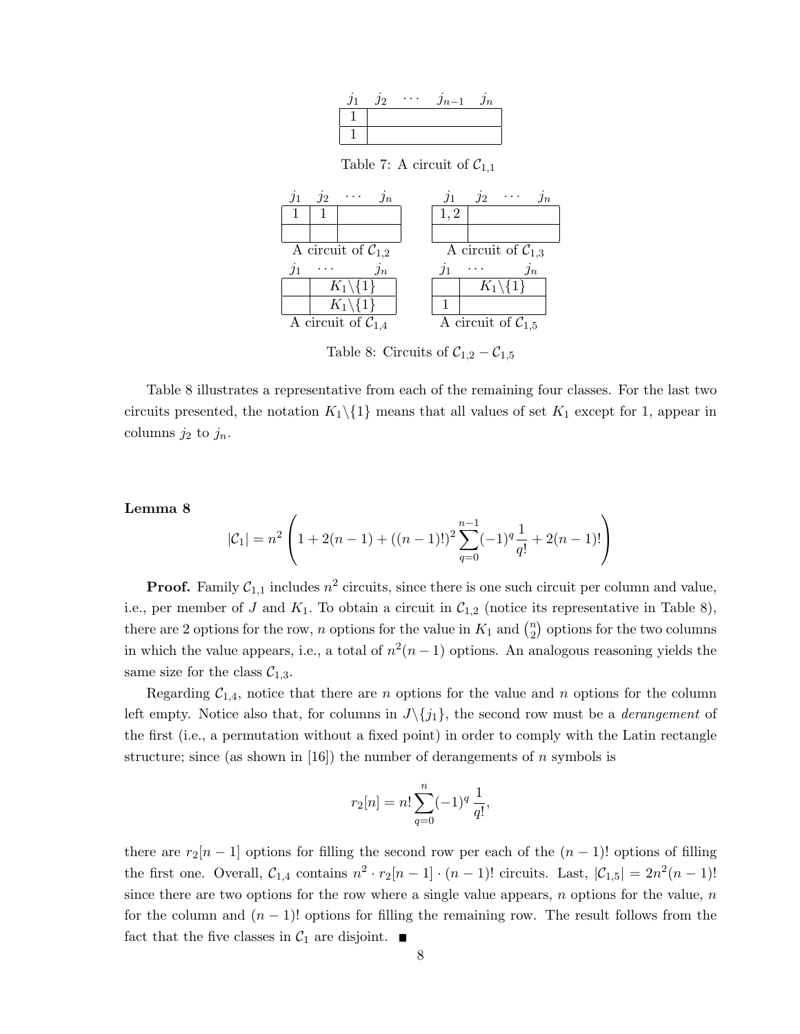| $j_1$ | $j_2$ $\cdots$ $j_{n-1}$ $j_n$ |
|---|---|
| 1 | |
| 1 | |

Table 7: A circuit of $\mathcal{C}_{1,1}$

| $j_1$ | $j_2$ | $\cdots$ $j_n$ |
|---|---|---|
| 1 | 1 | |
| | | |

A circuit of $\mathcal{C}_{1,2}$

| $j_1$ | $j_2$ $\cdots$ $j_n$ |
|---|---|
| 1, 2 | |
| | |

A circuit of $\mathcal{C}_{1,3}$

| $j_1$ | $\cdots$ $j_n$ |
|---|---|
| | $K_1\backslash\{1\}$ |
| | $K_1\backslash\{1\}$ |

A circuit of $\mathcal{C}_{1,4}$

| $j_1$ | $\cdots$ $j_n$ |
|---|---|
| | $K_1\backslash\{1\}$ |
| 1 | |

A circuit of $\mathcal{C}_{1,5}$

Table 8: Circuits of $\mathcal{C}_{1,2} - \mathcal{C}_{1,5}$

Table 8 illustrates a representative from each of the remaining four classes. For the last two circuits presented, the notation $K_1\backslash\{1\}$ means that all values of set $K_1$ except for 1, appear in columns $j_2$ to $j_n$.

**Lemma 8**

$$|\mathcal{C}_1| = n^2\left(1 + 2(n-1) + ((n-1)!)^2\sum_{q=0}^{n-1}(-1)^q\frac{1}{q!} + 2(n-1)!\right)$$

**Proof.** Family $\mathcal{C}_{1,1}$ includes $n^2$ circuits, since there is one such circuit per column and value, i.e., per member of $J$ and $K_1$. To obtain a circuit in $\mathcal{C}_{1,2}$ (notice its representative in Table 8), there are 2 options for the row, $n$ options for the value in $K_1$ and $\binom{n}{2}$ options for the two columns in which the value appears, i.e., a total of $n^2(n-1)$ options. An analogous reasoning yields the same size for the class $\mathcal{C}_{1,3}$.

Regarding $\mathcal{C}_{1,4}$, notice that there are $n$ options for the value and $n$ options for the column left empty. Notice also that, for columns in $J\backslash\{j_1\}$, the second row must be a *derangement* of the first (i.e., a permutation without a fixed point) in order to comply with the Latin rectangle structure; since (as shown in [16]) the number of derangements of $n$ symbols is

$$r_2[n] = n!\sum_{q=0}^{n}(-1)^q\,\frac{1}{q!},$$

there are $r_2[n-1]$ options for filling the second row per each of the $(n-1)!$ options of filling the first one. Overall, $\mathcal{C}_{1,4}$ contains $n^2 \cdot r_2[n-1]\cdot(n-1)!$ circuits. Last, $|\mathcal{C}_{1,5}| = 2n^2(n-1)!$ since there are two options for the row where a single value appears, $n$ options for the value, $n$ for the column and $(n-1)!$ options for filling the remaining row. The result follows from the fact that the five classes in $\mathcal{C}_1$ are disjoint. ■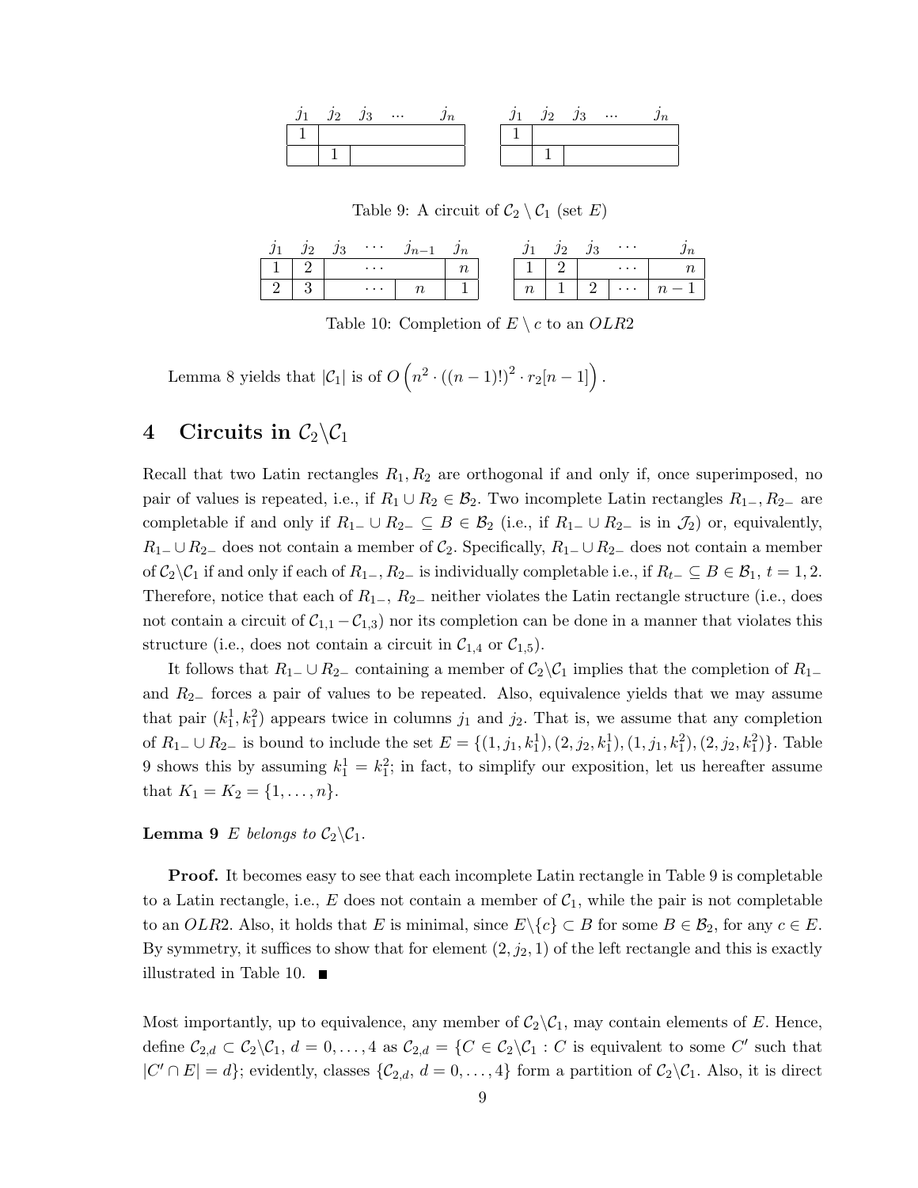| $j_1$ | $j_2$ | $j_3$ | ... | $j_n$ |
|---|---|---|---|---|
| 1 | | | | |
| | 1 | | | |

| $j_1$ | $j_2$ | $j_3$ | ... | $j_n$ |
|---|---|---|---|---|
| 1 | | | | |
| | 1 | | | |

Table 9: A circuit of $\mathcal{C}_2 \setminus \mathcal{C}_1$ (set $E$)

| $j_1$ | $j_2$ | $j_3$ | $\cdots$ | $j_{n-1}$ | $j_n$ |
|---|---|---|---|---|---|
| 1 | 2 | | $\cdots$ | | $n$ |
| 2 | 3 | | $\cdots$ | $n$ | 1 |

| $j_1$ | $j_2$ | $j_3$ | $\cdots$ | $j_n$ |
|---|---|---|---|---|
| 1 | 2 | | $\cdots$ | $n$ |
| $n$ | 1 | 2 | $\cdots$ | $n-1$ |

Table 10: Completion of $E \setminus c$ to an $OLR2$

Lemma 8 yields that $|\mathcal{C}_1|$ is of $O\left(n^2 \cdot ((n-1)!)^2 \cdot r_2[n-1]\right)$.

# 4 Circuits in $\mathcal{C}_2 \backslash \mathcal{C}_1$

Recall that two Latin rectangles $R_1, R_2$ are orthogonal if and only if, once superimposed, no pair of values is repeated, i.e., if $R_1 \cup R_2 \in \mathcal{B}_2$. Two incomplete Latin rectangles $R_{1-}, R_{2-}$ are completable if and only if $R_{1-} \cup R_{2-} \subseteq B \in \mathcal{B}_2$ (i.e., if $R_{1-} \cup R_{2-}$ is in $\mathcal{J}_2$) or, equivalently, $R_{1-} \cup R_{2-}$ does not contain a member of $\mathcal{C}_2$. Specifically, $R_{1-} \cup R_{2-}$ does not contain a member of $\mathcal{C}_2 \backslash \mathcal{C}_1$ if and only if each of $R_{1-}, R_{2-}$ is individually completable i.e., if $R_{t-} \subseteq B \in \mathcal{B}_1$, $t = 1, 2$. Therefore, notice that each of $R_{1-}$, $R_{2-}$ neither violates the Latin rectangle structure (i.e., does not contain a circuit of $\mathcal{C}_{1,1} - \mathcal{C}_{1,3}$) nor its completion can be done in a manner that violates this structure (i.e., does not contain a circuit in $\mathcal{C}_{1,4}$ or $\mathcal{C}_{1,5}$).

It follows that $R_{1-} \cup R_{2-}$ containing a member of $\mathcal{C}_2 \backslash \mathcal{C}_1$ implies that the completion of $R_{1-}$ and $R_{2-}$ forces a pair of values to be repeated. Also, equivalence yields that we may assume that pair $(k_1^1, k_1^2)$ appears twice in columns $j_1$ and $j_2$. That is, we assume that any completion of $R_{1-} \cup R_{2-}$ is bound to include the set $E = \{(1, j_1, k_1^1), (2, j_2, k_1^1), (1, j_1, k_1^2), (2, j_2, k_1^2)\}$. Table 9 shows this by assuming $k_1^1 = k_1^2$; in fact, to simplify our exposition, let us hereafter assume that $K_1 = K_2 = \{1, \ldots, n\}$.

**Lemma 9** *$E$ belongs to $\mathcal{C}_2 \backslash \mathcal{C}_1$.*

**Proof.** It becomes easy to see that each incomplete Latin rectangle in Table 9 is completable to a Latin rectangle, i.e., $E$ does not contain a member of $\mathcal{C}_1$, while the pair is not completable to an $OLR2$. Also, it holds that $E$ is minimal, since $E \backslash \{c\} \subset B$ for some $B \in \mathcal{B}_2$, for any $c \in E$. By symmetry, it suffices to show that for element $(2, j_2, 1)$ of the left rectangle and this is exactly illustrated in Table 10. ■

Most importantly, up to equivalence, any member of $\mathcal{C}_2 \backslash \mathcal{C}_1$, may contain elements of $E$. Hence, define $\mathcal{C}_{2,d} \subset \mathcal{C}_2 \backslash \mathcal{C}_1$, $d = 0, \ldots, 4$ as $\mathcal{C}_{2,d} = \{C \in \mathcal{C}_2 \backslash \mathcal{C}_1 : C$ is equivalent to some $C'$ such that $|C' \cap E| = d\}$; evidently, classes $\{\mathcal{C}_{2,d},\, d = 0, \ldots, 4\}$ form a partition of $\mathcal{C}_2 \backslash \mathcal{C}_1$. Also, it is direct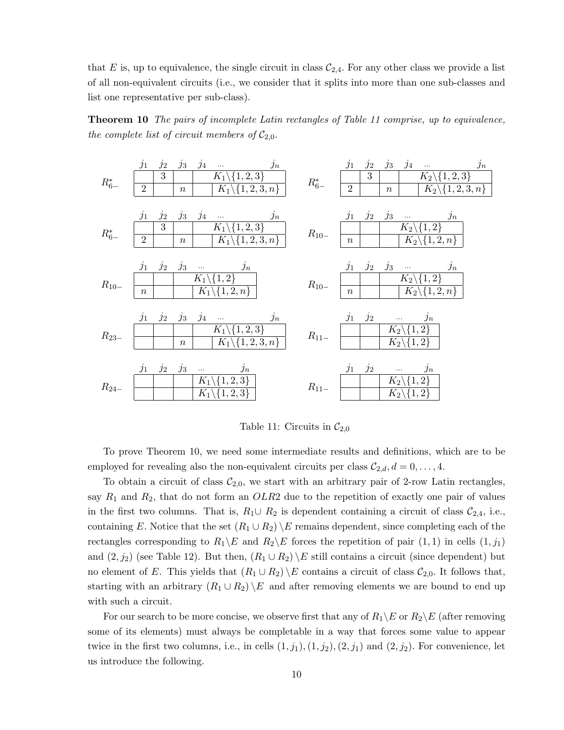that $E$ is, up to equivalence, the single circuit in class $\mathcal{C}_{2,4}$. For any other class we provide a list of all non-equivalent circuits (i.e., we consider that it splits into more than one sub-classes and list one representative per sub-class).

**Theorem 10** *The pairs of incomplete Latin rectangles of Table 11 comprise, up to equivalence, the complete list of circuit members of $\mathcal{C}_{2,0}$.*

$R^*_{6-}$:

| $j_1$ | $j_2$ | $j_3$ | $j_4$ ... $j_n$ |
|---|---|---|---|
| | 3 | | $K_1\backslash\{1,2,3\}$ |
| 2 | | $n$ | $K_1\backslash\{1,2,3,n\}$ |

$R^*_{6-}$:

| $j_1$ | $j_2$ | $j_3$ | $j_4$ ... $j_n$ |
|---|---|---|---|
| | 3 | | $K_2\backslash\{1,2,3\}$ |
| 2 | | $n$ | $K_2\backslash\{1,2,3,n\}$ |

$R^*_{6-}$:

| $j_1$ | $j_2$ | $j_3$ | $j_4$ ... $j_n$ |
|---|---|---|---|
| | 3 | | $K_1\backslash\{1,2,3\}$ |
| 2 | | $n$ | $K_1\backslash\{1,2,3,n\}$ |

$R_{10-}$:

| $j_1$ | $j_2$ | $j_3$ ... $j_n$ |
|---|---|---|
| | | $K_2\backslash\{1,2\}$ |
| $n$ | | $K_2\backslash\{1,2,n\}$ |

$R_{10-}$:

| $j_1$ | $j_2$ | $j_3$ ... $j_n$ |
|---|---|---|
| | | $K_1\backslash\{1,2\}$ |
| $n$ | | $K_1\backslash\{1,2,n\}$ |

$R_{10-}$:

| $j_1$ | $j_2$ | $j_3$ ... $j_n$ |
|---|---|---|
| | | $K_2\backslash\{1,2\}$ |
| $n$ | | $K_2\backslash\{1,2,n\}$ |

$R_{23-}$:

| $j_1$ | $j_2$ | $j_3$ | $j_4$ ... $j_n$ |
|---|---|---|---|
| | | | $K_1\backslash\{1,2,3\}$ |
| | | $n$ | $K_1\backslash\{1,2,3,n\}$ |

$R_{11-}$:

| $j_1$ | $j_2$ | ... $j_n$ |
|---|---|---|
| | | $K_2\backslash\{1,2\}$ |
| | | $K_2\backslash\{1,2\}$ |

$R_{24-}$:

| $j_1$ | $j_2$ | $j_3$ | ... $j_n$ |
|---|---|---|---|
| | | | $K_1\backslash\{1,2,3\}$ |
| | | | $K_1\backslash\{1,2,3\}$ |

$R_{11-}$:

| $j_1$ | $j_2$ | ... $j_n$ |
|---|---|---|
| | | $K_2\backslash\{1,2\}$ |
| | | $K_2\backslash\{1,2\}$ |

Table 11: Circuits in $\mathcal{C}_{2,0}$

To prove Theorem 10, we need some intermediate results and definitions, which are to be employed for revealing also the non-equivalent circuits per class $\mathcal{C}_{2,d}, d = 0, \ldots, 4$.

To obtain a circuit of class $\mathcal{C}_{2,0}$, we start with an arbitrary pair of 2-row Latin rectangles, say $R_1$ and $R_2$, that do not form an $OLR2$ due to the repetition of exactly one pair of values in the first two columns. That is, $R_1 \cup R_2$ is dependent containing a circuit of class $\mathcal{C}_{2,4}$, i.e., containing $E$. Notice that the set $(R_1 \cup R_2)\backslash E$ remains dependent, since completing each of the rectangles corresponding to $R_1\backslash E$ and $R_2\backslash E$ forces the repetition of pair $(1,1)$ in cells $(1,j_1)$ and $(2,j_2)$ (see Table 12). But then, $(R_1 \cup R_2)\backslash E$ still contains a circuit (since dependent) but no element of $E$. This yields that $(R_1 \cup R_2)\backslash E$ contains a circuit of class $\mathcal{C}_{2,0}$. It follows that, starting with an arbitrary $(R_1 \cup R_2)\backslash E$ and after removing elements we are bound to end up with such a circuit.

For our search to be more concise, we observe first that any of $R_1\backslash E$ or $R_2\backslash E$ (after removing some of its elements) must always be completable in a way that forces some value to appear twice in the first two columns, i.e., in cells $(1,j_1), (1,j_2), (2,j_1)$ and $(2,j_2)$. For convenience, let us introduce the following.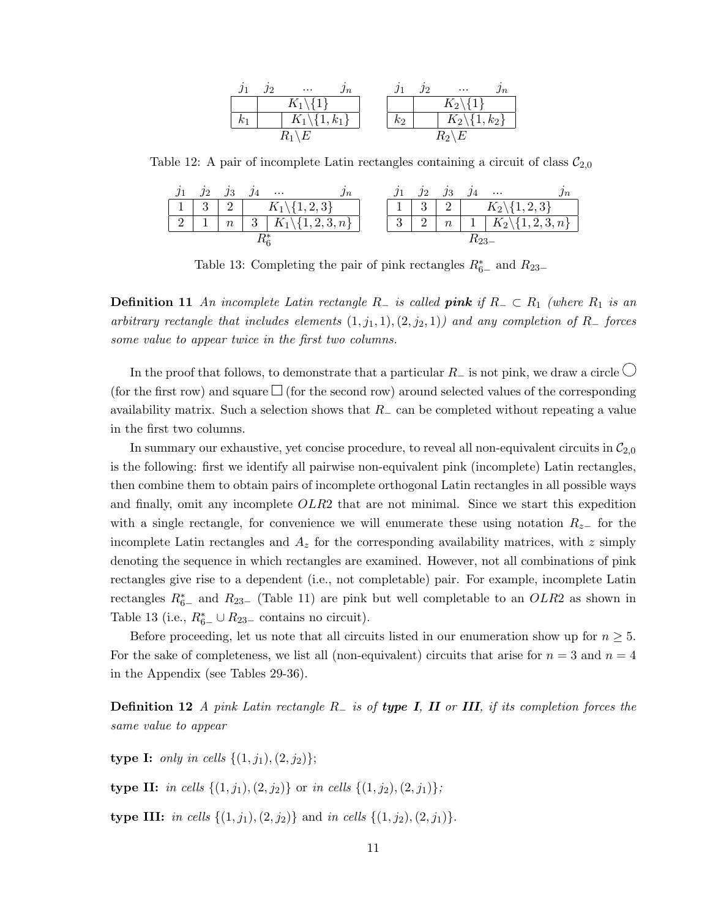| $j_1$ | $j_2$ | ... | $j_n$ |
|---|---|---|---|
| | $K_1\backslash\{1\}$ | | |
| $k_1$ | | $K_1\backslash\{1,k_1\}$ | |
| | $R_1\backslash E$ | | |

| $j_1$ | $j_2$ | ... | $j_n$ |
|---|---|---|---|
| | $K_2\backslash\{1\}$ | | |
| $k_2$ | | $K_2\backslash\{1,k_2\}$ | |
| | $R_2\backslash E$ | | |

Table 12: A pair of incomplete Latin rectangles containing a circuit of class $\mathcal{C}_{2,0}$

| $j_1$ | $j_2$ | $j_3$ | $j_4$ | ... | $j_n$ |
|---|---|---|---|---|---|
| 1 | 3 | 2 | $K_1\backslash\{1,2,3\}$ | | |
| 2 | 1 | $n$ | 3 | $K_1\backslash\{1,2,3,n\}$ | |
| | | | $R_6^*$ | | |

| $j_1$ | $j_2$ | $j_3$ | $j_4$ | ... | $j_n$ |
|---|---|---|---|---|---|
| 1 | 3 | 2 | $K_2\backslash\{1,2,3\}$ | | |
| 3 | 2 | $n$ | 1 | $K_2\backslash\{1,2,3,n\}$ | |
| | | | $R_{23-}$ | | |

Table 13: Completing the pair of pink rectangles $R_{6-}^*$ and $R_{23-}$

**Definition 11** *An incomplete Latin rectangle $R_-$ is called* ***pink*** *if $R_- \subset R_1$ (where $R_1$ is an arbitrary rectangle that includes elements $(1,j_1,1),(2,j_2,1)$) and any completion of $R_-$ forces some value to appear twice in the first two columns.*

In the proof that follows, to demonstrate that a particular $R_-$ is not pink, we draw a circle ◯ (for the first row) and square □ (for the second row) around selected values of the corresponding availability matrix. Such a selection shows that $R_-$ can be completed without repeating a value in the first two columns.

In summary our exhaustive, yet concise procedure, to reveal all non-equivalent circuits in $\mathcal{C}_{2,0}$ is the following: first we identify all pairwise non-equivalent pink (incomplete) Latin rectangles, then combine them to obtain pairs of incomplete orthogonal Latin rectangles in all possible ways and finally, omit any incomplete $OLR2$ that are not minimal. Since we start this expedition with a single rectangle, for convenience we will enumerate these using notation $R_{z-}$ for the incomplete Latin rectangles and $A_z$ for the corresponding availability matrices, with $z$ simply denoting the sequence in which rectangles are examined. However, not all combinations of pink rectangles give rise to a dependent (i.e., not completable) pair. For example, incomplete Latin rectangles $R_{6-}^*$ and $R_{23-}$ (Table 11) are pink but well completable to an $OLR2$ as shown in Table 13 (i.e., $R_{6-}^* \cup R_{23-}$ contains no circuit).

Before proceeding, let us note that all circuits listed in our enumeration show up for $n \geq 5$. For the sake of completeness, we list all (non-equivalent) circuits that arise for $n = 3$ and $n = 4$ in the Appendix (see Tables 29-36).

**Definition 12** *A pink Latin rectangle $R_-$ is of* ***type I, II*** *or* ***III****, if its completion forces the same value to appear*

**type I:** *only in cells $\{(1,j_1),(2,j_2)\}$;*

**type II:** *in cells $\{(1,j_1),(2,j_2)\}$* or *in cells $\{(1,j_2),(2,j_1)\}$;*

**type III:** *in cells $\{(1,j_1),(2,j_2)\}$* and *in cells $\{(1,j_2),(2,j_1)\}$.*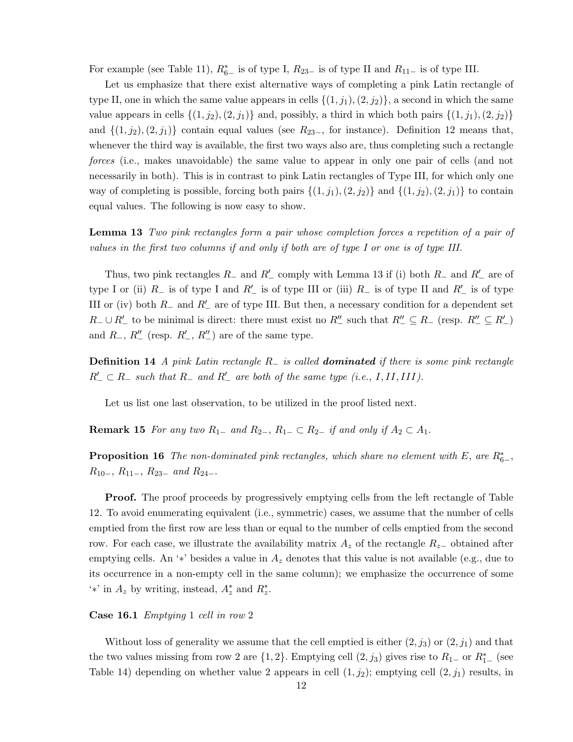For example (see Table 11), $R^*_{6-}$ is of type I, $R_{23-}$ is of type II and $R_{11-}$ is of type III.

Let us emphasize that there exist alternative ways of completing a pink Latin rectangle of type II, one in which the same value appears in cells $\{(1, j_1), (2, j_2)\}$, a second in which the same value appears in cells $\{(1, j_2), (2, j_1)\}$ and, possibly, a third in which both pairs $\{(1, j_1), (2, j_2)\}$ and $\{(1, j_2), (2, j_1)\}$ contain equal values (see $R_{23-}$, for instance). Definition 12 means that, whenever the third way is available, the first two ways also are, thus completing such a rectangle *forces* (i.e., makes unavoidable) the same value to appear in only one pair of cells (and not necessarily in both). This is in contrast to pink Latin rectangles of Type III, for which only one way of completing is possible, forcing both pairs $\{(1, j_1), (2, j_2)\}$ and $\{(1, j_2), (2, j_1)\}$ to contain equal values. The following is now easy to show.

**Lemma 13** *Two pink rectangles form a pair whose completion forces a repetition of a pair of values in the first two columns if and only if both are of type I or one is of type III.*

Thus, two pink rectangles $R_-$ and $R'_-$ comply with Lemma 13 if (i) both $R_-$ and $R'_-$ are of type I or (ii) $R_-$ is of type I and $R'_-$ is of type III or (iii) $R_-$ is of type II and $R'_-$ is of type III or (iv) both $R_-$ and $R'_-$ are of type III. But then, a necessary condition for a dependent set $R_- \cup R'_-$ to be minimal is direct: there must exist no $R''_-$ such that $R''_- \subseteq R_-$ (resp. $R''_- \subseteq R'_-$) and $R_-$, $R''_-$ (resp. $R'_-$, $R''_-$) are of the same type.

**Definition 14** *A pink Latin rectangle $R_-$ is called* ***dominated*** *if there is some pink rectangle $R'_- \subset R_-$ such that $R_-$ and $R'_-$ are both of the same type (i.e., $I, II, III$).*

Let us list one last observation, to be utilized in the proof listed next.

**Remark 15** *For any two $R_{1-}$ and $R_{2-}$, $R_{1-} \subset R_{2-}$ if and only if $A_2 \subset A_1$.*

**Proposition 16** *The non-dominated pink rectangles, which share no element with $E$, are $R^*_{6-}$, $R_{10-}$, $R_{11-}$, $R_{23-}$ and $R_{24-}$.*

**Proof.** The proof proceeds by progressively emptying cells from the left rectangle of Table 12. To avoid enumerating equivalent (i.e., symmetric) cases, we assume that the number of cells emptied from the first row are less than or equal to the number of cells emptied from the second row. For each case, we illustrate the availability matrix $A_z$ of the rectangle $R_{z-}$ obtained after emptying cells. An '$*$' besides a value in $A_z$ denotes that this value is not available (e.g., due to its occurrence in a non-empty cell in the same column); we emphasize the occurrence of some '$*$' in $A_z$ by writing, instead, $A^*_z$ and $R^*_z$.

**Case 16.1** *Emptying* 1 *cell in row* 2

Without loss of generality we assume that the cell emptied is either $(2, j_3)$ or $(2, j_1)$ and that the two values missing from row 2 are $\{1, 2\}$. Emptying cell $(2, j_3)$ gives rise to $R_{1-}$ or $R^*_{1-}$ (see Table 14) depending on whether value 2 appears in cell $(1, j_2)$; emptying cell $(2, j_1)$ results, in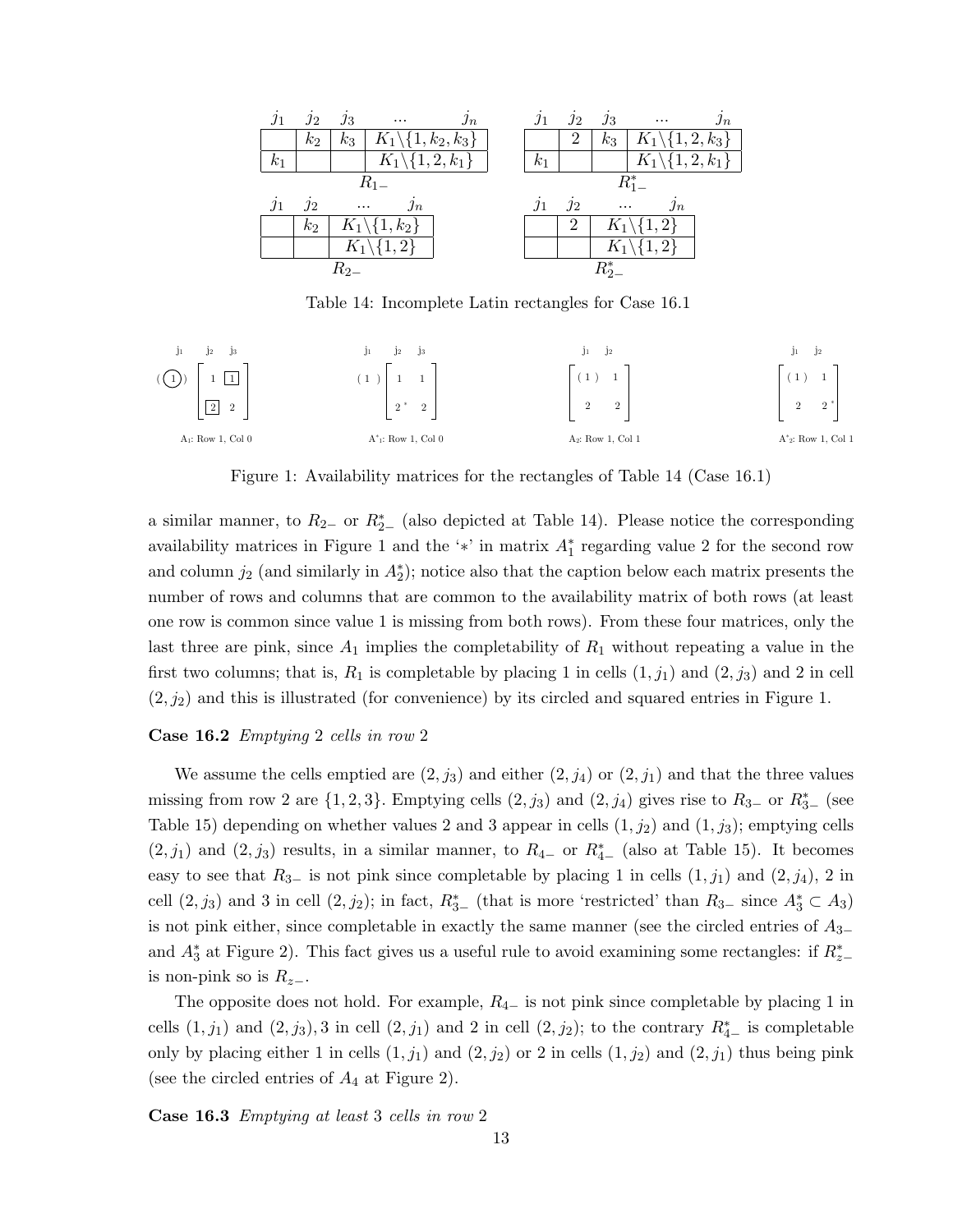| $j_1$ | $j_2$ | $j_3$ | ... $j_n$ |
|---|---|---|---|
|  | $k_2$ | $k_3$ | $K_1 \backslash \{1, k_2, k_3\}$ |
| $k_1$ |  |  | $K_1 \backslash \{1, 2, k_1\}$ |

$R_{1-}$

| $j_1$ | $j_2$ | $j_3$ | ... $j_n$ |
|---|---|---|---|
|  | 2 | $k_3$ | $K_1 \backslash \{1, 2, k_3\}$ |
| $k_1$ |  |  | $K_1 \backslash \{1, 2, k_1\}$ |

$R^*_{1-}$

| $j_1$ | $j_2$ | ... $j_n$ |
|---|---|---|
|  | $k_2$ | $K_1 \backslash \{1, k_2\}$ |
|  |  | $K_1 \backslash \{1, 2\}$ |

$R_{2-}$

| $j_1$ | $j_2$ | ... $j_n$ |
|---|---|---|
|  | 2 | $K_1 \backslash \{1, 2\}$ |
|  |  | $K_1 \backslash \{1, 2\}$ |

$R^*_{2-}$

Table 14: Incomplete Latin rectangles for Case 16.1

$A_1$: Row 1, Col 0 — columns $j_1, j_2, j_3$: $(\textcircled{1})\begin{bmatrix} 1 & \boxed{1} \\ \boxed{2} & 2 \end{bmatrix}$

$A^*_1$: Row 1, Col 0 — columns $j_1, j_2, j_3$: $(1)\begin{bmatrix} 1 & 1 \\ 2^* & 2 \end{bmatrix}$

$A_2$: Row 1, Col 1 — columns $j_1, j_2$: $\begin{bmatrix} (1) & 1 \\ 2 & 2 \end{bmatrix}$

$A^*_2$: Row 1, Col 1 — columns $j_1, j_2$: $\begin{bmatrix} (1) & 1 \\ 2 & 2^* \end{bmatrix}$

Figure 1: Availability matrices for the rectangles of Table 14 (Case 16.1)

a similar manner, to $R_{2-}$ or $R^*_{2-}$ (also depicted at Table 14). Please notice the corresponding availability matrices in Figure 1 and the '$*$' in matrix $A^*_1$ regarding value 2 for the second row and column $j_2$ (and similarly in $A^*_2$); notice also that the caption below each matrix presents the number of rows and columns that are common to the availability matrix of both rows (at least one row is common since value 1 is missing from both rows). From these four matrices, only the last three are pink, since $A_1$ implies the completability of $R_1$ without repeating a value in the first two columns; that is, $R_1$ is completable by placing 1 in cells $(1, j_1)$ and $(2, j_3)$ and 2 in cell $(2, j_2)$ and this is illustrated (for convenience) by its circled and squared entries in Figure 1.

**Case 16.2** *Emptying* 2 *cells in row* 2

We assume the cells emptied are $(2, j_3)$ and either $(2, j_4)$ or $(2, j_1)$ and that the three values missing from row 2 are $\{1, 2, 3\}$. Emptying cells $(2, j_3)$ and $(2, j_4)$ gives rise to $R_{3-}$ or $R^*_{3-}$ (see Table 15) depending on whether values 2 and 3 appear in cells $(1, j_2)$ and $(1, j_3)$; emptying cells $(2, j_1)$ and $(2, j_3)$ results, in a similar manner, to $R_{4-}$ or $R^*_{4-}$ (also at Table 15). It becomes easy to see that $R_{3-}$ is not pink since completable by placing 1 in cells $(1, j_1)$ and $(2, j_4)$, 2 in cell $(2, j_3)$ and 3 in cell $(2, j_2)$; in fact, $R^*_{3-}$ (that is more 'restricted' than $R_{3-}$ since $A^*_3 \subset A_3$) is not pink either, since completable in exactly the same manner (see the circled entries of $A_{3-}$ and $A^*_3$ at Figure 2). This fact gives us a useful rule to avoid examining some rectangles: if $R^*_{z-}$ is non-pink so is $R_{z-}$.

The opposite does not hold. For example, $R_{4-}$ is not pink since completable by placing 1 in cells $(1, j_1)$ and $(2, j_3)$, 3 in cell $(2, j_1)$ and 2 in cell $(2, j_2)$; to the contrary $R^*_{4-}$ is completable only by placing either 1 in cells $(1, j_1)$ and $(2, j_2)$ or 2 in cells $(1, j_2)$ and $(2, j_1)$ thus being pink (see the circled entries of $A_4$ at Figure 2).

**Case 16.3** *Emptying at least* 3 *cells in row* 2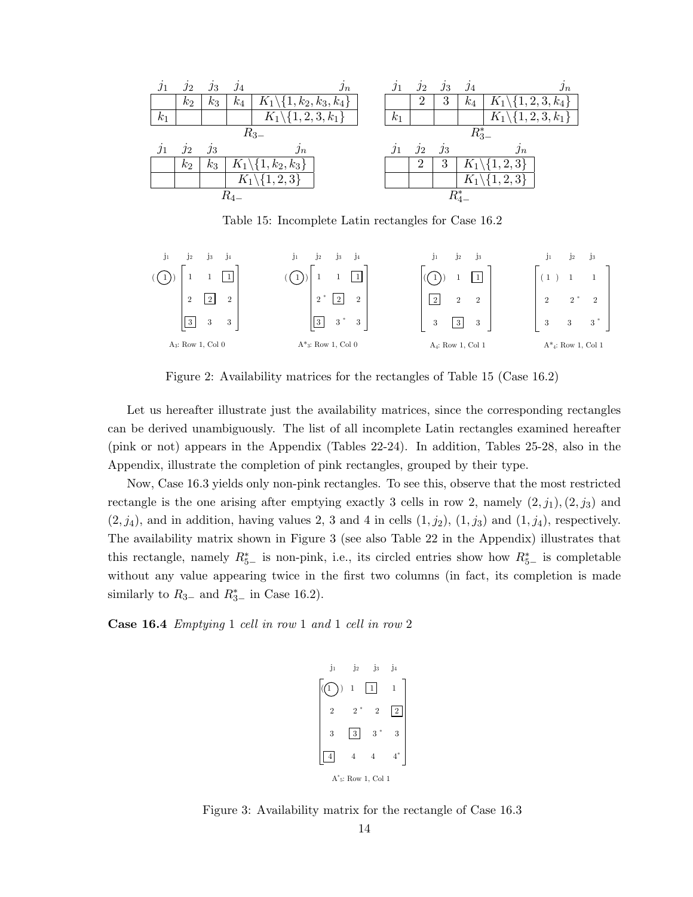| $j_1$ | $j_2$ | $j_3$ | $j_4$ | $j_n$ |
|---|---|---|---|---|
|  | $k_2$ | $k_3$ | $k_4$ | $K_1\backslash\{1,k_2,k_3,k_4\}$ |
| $k_1$ |  |  |  | $K_1\backslash\{1,2,3,k_1\}$ |

$R_{3-}$

| $j_1$ | $j_2$ | $j_3$ | $j_4$ | $j_n$ |
|---|---|---|---|---|
|  | 2 | 3 | $k_4$ | $K_1\backslash\{1,2,3,k_4\}$ |
| $k_1$ |  |  |  | $K_1\backslash\{1,2,3,k_1\}$ |

$R^*_{3-}$

| $j_1$ | $j_2$ | $j_3$ | $j_n$ |
|---|---|---|---|
|  | $k_2$ | $k_3$ | $K_1\backslash\{1,k_2,k_3\}$ |
|  |  |  | $K_1\backslash\{1,2,3\}$ |

$R_{4-}$

| $j_1$ | $j_2$ | $j_3$ | $j_n$ |
|---|---|---|---|
|  | 2 | 3 | $K_1\backslash\{1,2,3\}$ |
|  |  |  | $K_1\backslash\{1,2,3\}$ |

$R^*_{4-}$

Table 15: Incomplete Latin rectangles for Case 16.2

$$A_3:\ \text{Row 1, Col 0}\qquad \begin{array}{c|ccc} & j_1 & j_2 & j_3 & j_4\\ (\textcircled{1}) & 1 & 1 & \boxed{1} \\ & 2 & \boxed{2} & 2 \\ & \boxed{3} & 3 & 3 \end{array}$$

$$A^*_3:\ \text{Row 1, Col 0}\qquad \begin{array}{c|ccc} (\textcircled{1}) & 1 & 1 & \boxed{1} \\ & 2^* & \boxed{2} & 2 \\ & \boxed{3} & 3^* & 3 \end{array}$$

$$A_4:\ \text{Row 1, Col 1}\qquad \begin{bmatrix} (\textcircled{1}) & 1 & \boxed{1} \\ \boxed{2} & 2 & 2 \\ 3 & \boxed{3} & 3 \end{bmatrix}$$

$$A^*_4:\ \text{Row 1, Col 1}\qquad \begin{bmatrix} (1) & 1 & 1 \\ 2 & 2^* & 2 \\ 3 & 3 & 3^* \end{bmatrix}$$

Figure 2: Availability matrices for the rectangles of Table 15 (Case 16.2)

Let us hereafter illustrate just the availability matrices, since the corresponding rectangles can be derived unambiguously. The list of all incomplete Latin rectangles examined hereafter (pink or not) appears in the Appendix (Tables 22-24). In addition, Tables 25-28, also in the Appendix, illustrate the completion of pink rectangles, grouped by their type.

Now, Case 16.3 yields only non-pink rectangles. To see this, observe that the most restricted rectangle is the one arising after emptying exactly 3 cells in row 2, namely $(2, j_1), (2, j_3)$ and $(2, j_4)$, and in addition, having values 2, 3 and 4 in cells $(1, j_2)$, $(1, j_3)$ and $(1, j_4)$, respectively. The availability matrix shown in Figure 3 (see also Table 22 in the Appendix) illustrates that this rectangle, namely $R^*_{5-}$ is non-pink, i.e., its circled entries show how $R^*_{5-}$ is completable without any value appearing twice in the first two columns (in fact, its completion is made similarly to $R_{3-}$ and $R^*_{3-}$ in Case 16.2).

**Case 16.4** *Emptying* 1 *cell in row* 1 *and* 1 *cell in row* 2

$$A^*_5:\ \text{Row 1, Col 1}\qquad \begin{bmatrix} (\textcircled{1}) & 1 & \boxed{1} & 1 \\ 2 & 2^* & 2 & \boxed{2} \\ 3 & \boxed{3} & 3^* & 3 \\ \boxed{4} & 4 & 4 & 4^* \end{bmatrix}$$

Figure 3: Availability matrix for the rectangle of Case 16.3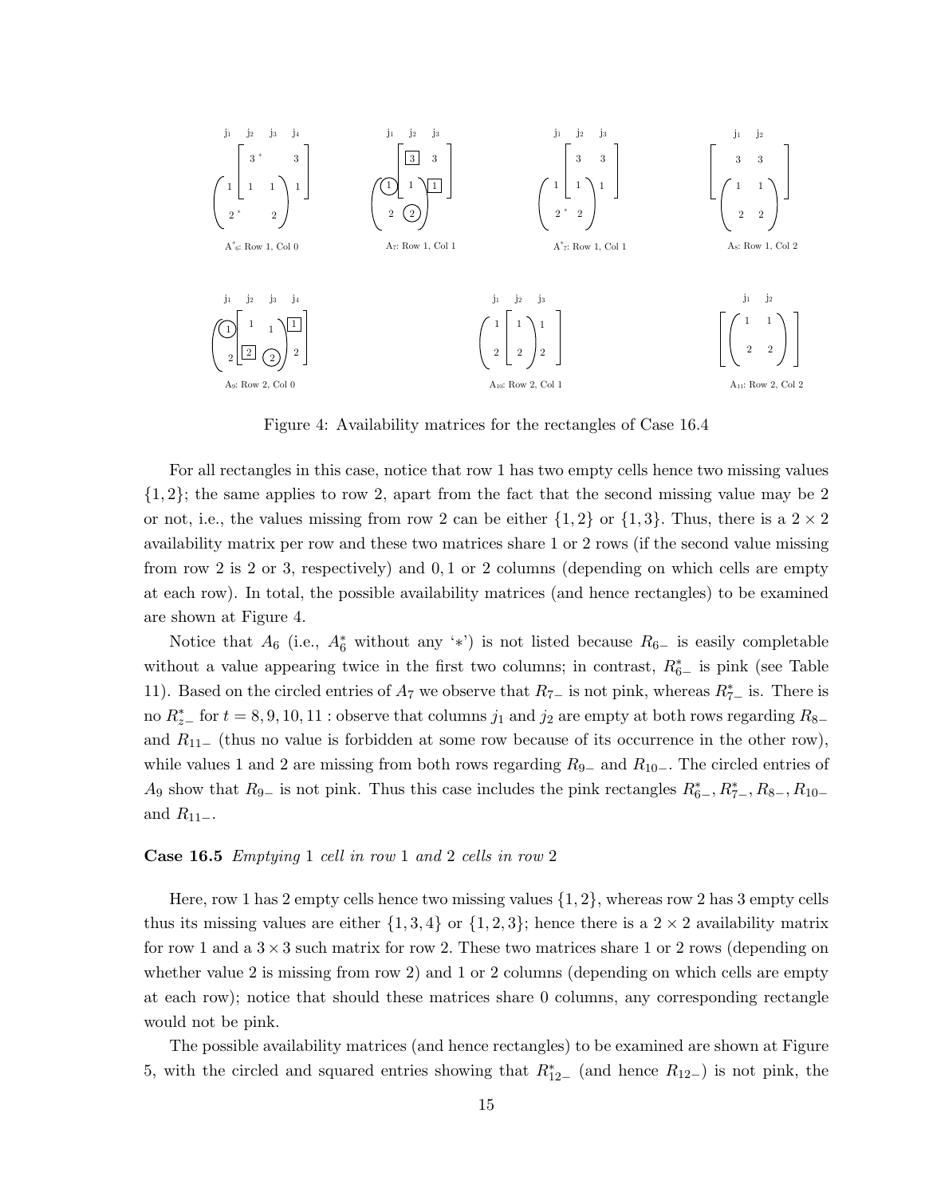Figure 4: Availability matrices for the rectangles of Case 16.4

For all rectangles in this case, notice that row 1 has two empty cells hence two missing values $\{1, 2\}$; the same applies to row 2, apart from the fact that the second missing value may be 2 or not, i.e., the values missing from row 2 can be either $\{1, 2\}$ or $\{1, 3\}$. Thus, there is a $2 \times 2$ availability matrix per row and these two matrices share 1 or 2 rows (if the second value missing from row 2 is 2 or 3, respectively) and $0, 1$ or 2 columns (depending on which cells are empty at each row). In total, the possible availability matrices (and hence rectangles) to be examined are shown at Figure 4.

Notice that $A_6$ (i.e., $A_6^*$ without any '$*$') is not listed because $R_{6-}$ is easily completable without a value appearing twice in the first two columns; in contrast, $R_{6-}^*$ is pink (see Table 11). Based on the circled entries of $A_7$ we observe that $R_{7-}$ is not pink, whereas $R_{7-}^*$ is. There is no $R_{z-}^*$ for $t = 8, 9, 10, 11$ : observe that columns $j_1$ and $j_2$ are empty at both rows regarding $R_{8-}$ and $R_{11-}$ (thus no value is forbidden at some row because of its occurrence in the other row), while values 1 and 2 are missing from both rows regarding $R_{9-}$ and $R_{10-}$. The circled entries of $A_9$ show that $R_{9-}$ is not pink. Thus this case includes the pink rectangles $R_{6-}^*, R_{7-}^*, R_{8-}, R_{10-}$ and $R_{11-}$.

**Case 16.5** *Emptying* 1 *cell in row* 1 *and* 2 *cells in row* 2

Here, row 1 has 2 empty cells hence two missing values $\{1, 2\}$, whereas row 2 has 3 empty cells thus its missing values are either $\{1, 3, 4\}$ or $\{1, 2, 3\}$; hence there is a $2 \times 2$ availability matrix for row 1 and a $3 \times 3$ such matrix for row 2. These two matrices share 1 or 2 rows (depending on whether value 2 is missing from row 2) and 1 or 2 columns (depending on which cells are empty at each row); notice that should these matrices share 0 columns, any corresponding rectangle would not be pink.

The possible availability matrices (and hence rectangles) to be examined are shown at Figure 5, with the circled and squared entries showing that $R_{12-}^*$ (and hence $R_{12-}$) is not pink, the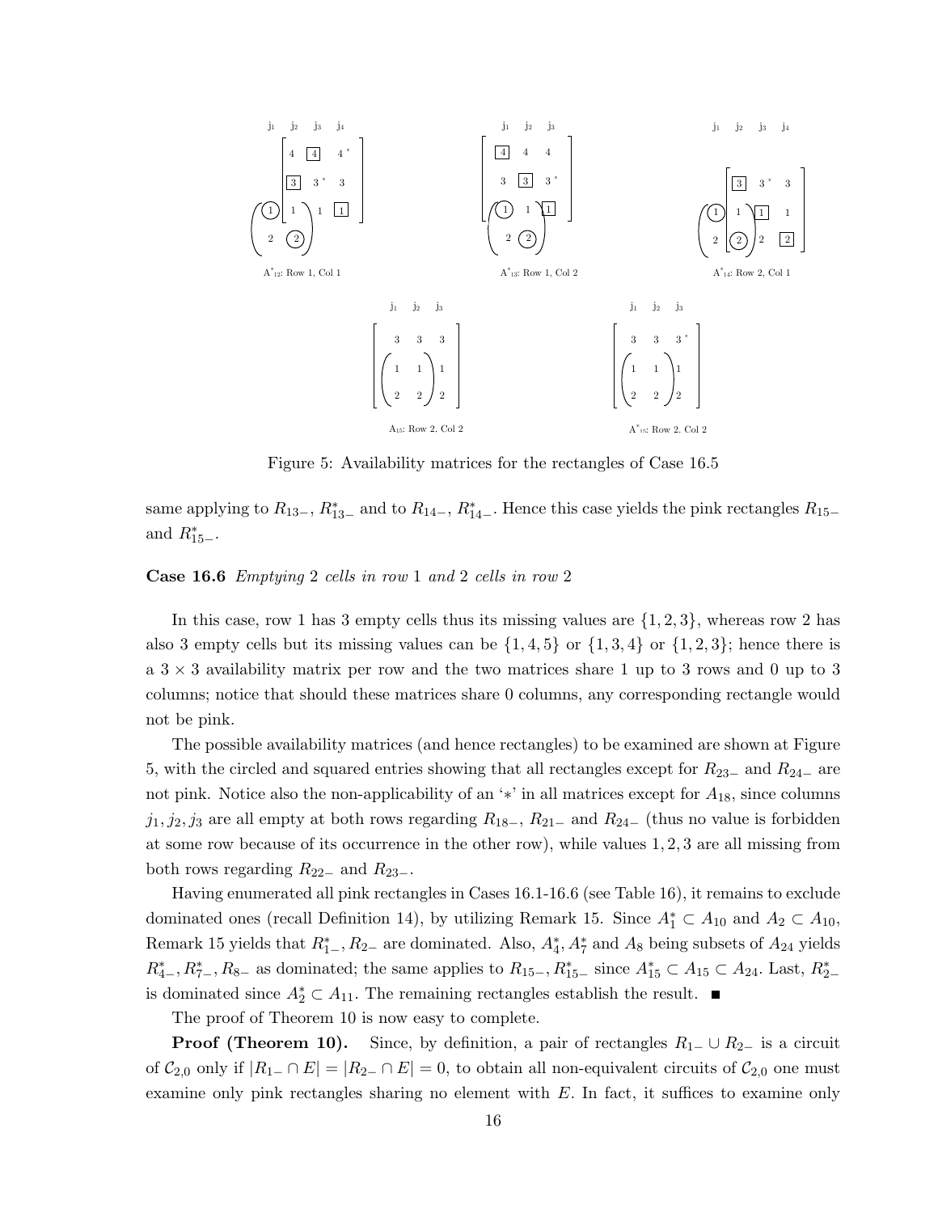Figure 5: Availability matrices for the rectangles of Case 16.5

same applying to $R_{13-}$, $R^*_{13-}$ and to $R_{14-}$, $R^*_{14-}$. Hence this case yields the pink rectangles $R_{15-}$ and $R^*_{15-}$.

**Case 16.6** *Emptying* 2 *cells in row* 1 *and* 2 *cells in row* 2

In this case, row 1 has 3 empty cells thus its missing values are $\{1, 2, 3\}$, whereas row 2 has also 3 empty cells but its missing values can be $\{1, 4, 5\}$ or $\{1, 3, 4\}$ or $\{1, 2, 3\}$; hence there is a $3 \times 3$ availability matrix per row and the two matrices share 1 up to 3 rows and 0 up to 3 columns; notice that should these matrices share 0 columns, any corresponding rectangle would not be pink.

The possible availability matrices (and hence rectangles) to be examined are shown at Figure 5, with the circled and squared entries showing that all rectangles except for $R_{23-}$ and $R_{24-}$ are not pink. Notice also the non-applicability of an '$*$' in all matrices except for $A_{18}$, since columns $j_1, j_2, j_3$ are all empty at both rows regarding $R_{18-}$, $R_{21-}$ and $R_{24-}$ (thus no value is forbidden at some row because of its occurrence in the other row), while values $1, 2, 3$ are all missing from both rows regarding $R_{22-}$ and $R_{23-}$.

Having enumerated all pink rectangles in Cases 16.1-16.6 (see Table 16), it remains to exclude dominated ones (recall Definition 14), by utilizing Remark 15. Since $A^*_1 \subset A_{10}$ and $A_2 \subset A_{10}$, Remark 15 yields that $R^*_{1-}, R_{2-}$ are dominated. Also, $A^*_4, A^*_7$ and $A_8$ being subsets of $A_{24}$ yields $R^*_{4-}, R^*_{7-}, R_{8-}$ as dominated; the same applies to $R_{15-}, R^*_{15-}$ since $A^*_{15} \subset A_{15} \subset A_{24}$. Last, $R^*_{2-}$ is dominated since $A^*_2 \subset A_{11}$. The remaining rectangles establish the result. ■

The proof of Theorem 10 is now easy to complete.

**Proof (Theorem 10).** Since, by definition, a pair of rectangles $R_{1-} \cup R_{2-}$ is a circuit of $\mathcal{C}_{2,0}$ only if $|R_{1-} \cap E| = |R_{2-} \cap E| = 0$, to obtain all non-equivalent circuits of $\mathcal{C}_{2,0}$ one must examine only pink rectangles sharing no element with $E$. In fact, it suffices to examine only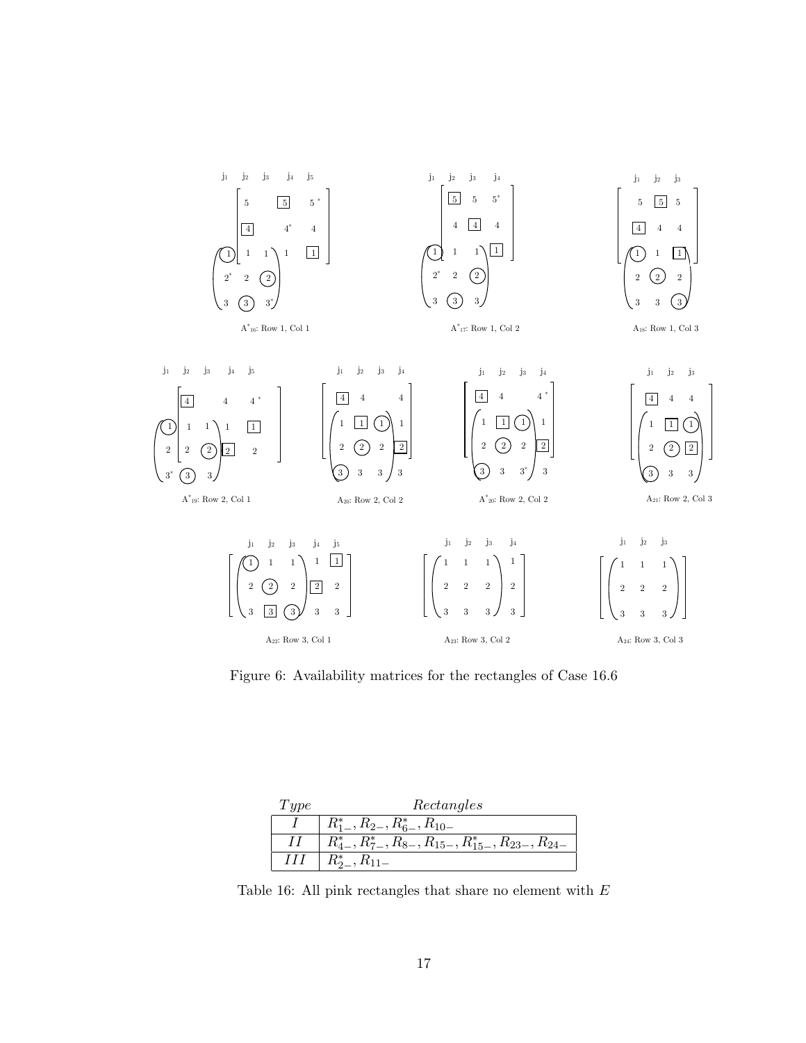Figure 6: Availability matrices for the rectangles of Case 16.6

| $Type$ | $Rectangles$ |
|---|---|
| $I$ | $R^*_{1-}, R_{2-}, R^*_{6-}, R_{10-}$ |
| $II$ | $R^*_{4-}, R^*_{7-}, R_{8-}, R_{15-}, R^*_{15-}, R_{23-}, R_{24-}$ |
| $III$ | $R^*_{2-}, R_{11-}$ |

Table 16: All pink rectangles that share no element with $E$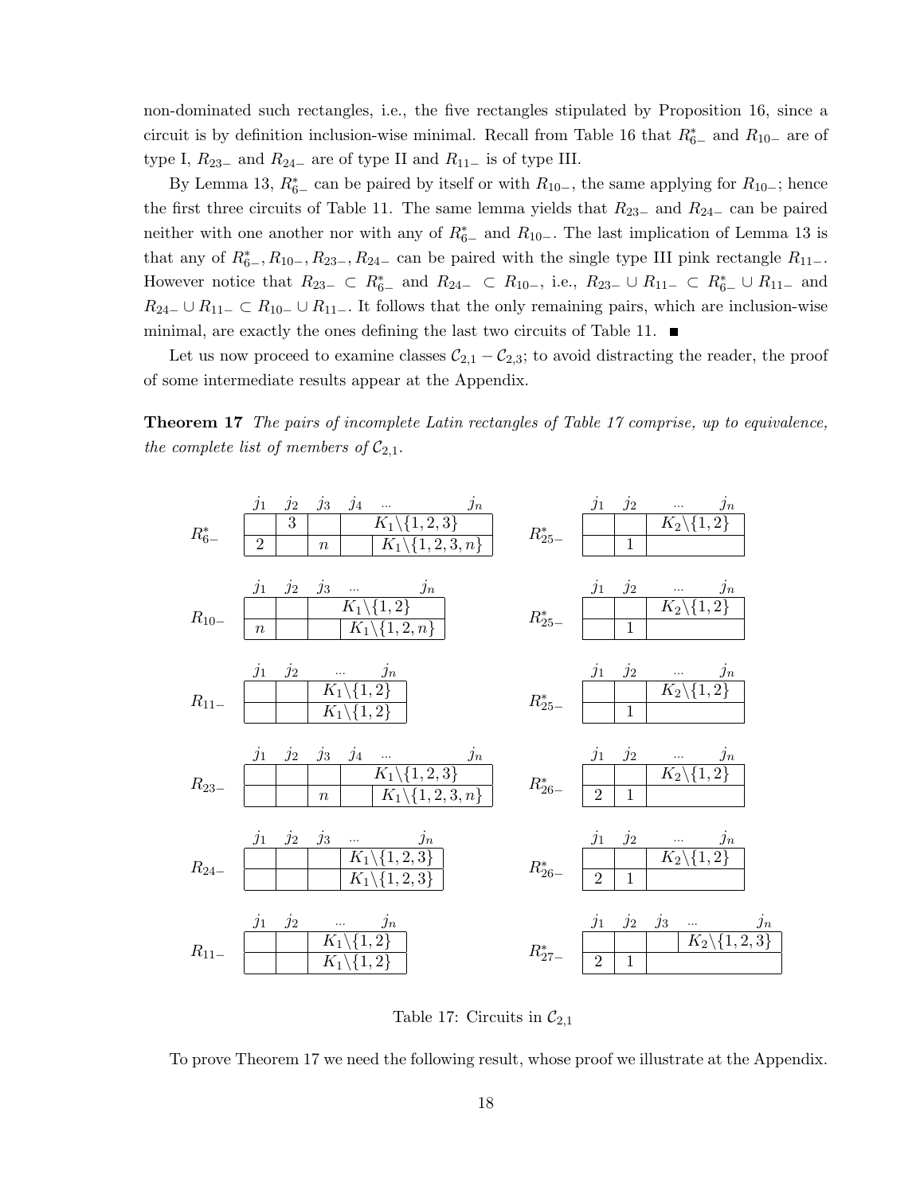non-dominated such rectangles, i.e., the five rectangles stipulated by Proposition 16, since a circuit is by definition inclusion-wise minimal. Recall from Table 16 that $R^*_{6-}$ and $R_{10-}$ are of type I, $R_{23-}$ and $R_{24-}$ are of type II and $R_{11-}$ is of type III.

By Lemma 13, $R^*_{6-}$ can be paired by itself or with $R_{10-}$, the same applying for $R_{10-}$; hence the first three circuits of Table 11. The same lemma yields that $R_{23-}$ and $R_{24-}$ can be paired neither with one another nor with any of $R^*_{6-}$ and $R_{10-}$. The last implication of Lemma 13 is that any of $R^*_{6-}, R_{10-}, R_{23-}, R_{24-}$ can be paired with the single type III pink rectangle $R_{11-}$. However notice that $R_{23-} \subset R^*_{6-}$ and $R_{24-} \subset R_{10-}$, i.e., $R_{23-} \cup R_{11-} \subset R^*_{6-} \cup R_{11-}$ and $R_{24-} \cup R_{11-} \subset R_{10-} \cup R_{11-}$. It follows that the only remaining pairs, which are inclusion-wise minimal, are exactly the ones defining the last two circuits of Table 11. ■

Let us now proceed to examine classes $\mathcal{C}_{2,1} - \mathcal{C}_{2,3}$; to avoid distracting the reader, the proof of some intermediate results appear at the Appendix.

**Theorem 17** *The pairs of incomplete Latin rectangles of Table 17 comprise, up to equivalence, the complete list of members of $\mathcal{C}_{2,1}$.*

Pair 1: $R^*_{6-}$ and $R^*_{25-}$

| $R^*_{6-}$ | $j_1$ | $j_2$ | $j_3$ | $j_4$ | ... $j_n$ |
|---|---|---|---|---|---|
| | | 3 | | $K_1\setminus\{1,2,3\}$ | |
| | 2 | | $n$ | | $K_1\setminus\{1,2,3,n\}$ |

| $R^*_{25-}$ | $j_1$ | $j_2$ | ... $j_n$ |
|---|---|---|---|
| | | | $K_2\setminus\{1,2\}$ |
| | | 1 | |

Pair 2: $R_{10-}$ and $R^*_{25-}$

| $R_{10-}$ | $j_1$ | $j_2$ | $j_3$ | ... $j_n$ |
|---|---|---|---|---|
| | | | $K_1\setminus\{1,2\}$ | |
| | $n$ | | | $K_1\setminus\{1,2,n\}$ |

| $R^*_{25-}$ | $j_1$ | $j_2$ | ... $j_n$ |
|---|---|---|---|
| | | | $K_2\setminus\{1,2\}$ |
| | | 1 | |

Pair 3: $R_{11-}$ and $R^*_{25-}$

| $R_{11-}$ | $j_1$ | $j_2$ | ... $j_n$ |
|---|---|---|---|
| | | | $K_1\setminus\{1,2\}$ |
| | | | $K_1\setminus\{1,2\}$ |

| $R^*_{25-}$ | $j_1$ | $j_2$ | ... $j_n$ |
|---|---|---|---|
| | | | $K_2\setminus\{1,2\}$ |
| | | 1 | |

Pair 4: $R_{23-}$ and $R^*_{26-}$

| $R_{23-}$ | $j_1$ | $j_2$ | $j_3$ | $j_4$ | ... $j_n$ |
|---|---|---|---|---|---|
| | | | | $K_1\setminus\{1,2,3\}$ | |
| | | | $n$ | | $K_1\setminus\{1,2,3,n\}$ |

| $R^*_{26-}$ | $j_1$ | $j_2$ | ... $j_n$ |
|---|---|---|---|
| | | | $K_2\setminus\{1,2\}$ |
| | 2 | 1 | |

Pair 5: $R_{24-}$ and $R^*_{26-}$

| $R_{24-}$ | $j_1$ | $j_2$ | $j_3$ | ... $j_n$ |
|---|---|---|---|---|
| | | | | $K_1\setminus\{1,2,3\}$ |
| | | | | $K_1\setminus\{1,2,3\}$ |

| $R^*_{26-}$ | $j_1$ | $j_2$ | ... $j_n$ |
|---|---|---|---|
| | | | $K_2\setminus\{1,2\}$ |
| | 2 | 1 | |

Pair 6: $R_{11-}$ and $R^*_{27-}$

| $R_{11-}$ | $j_1$ | $j_2$ | ... $j_n$ |
|---|---|---|---|
| | | | $K_1\setminus\{1,2\}$ |
| | | | $K_1\setminus\{1,2\}$ |

| $R^*_{27-}$ | $j_1$ | $j_2$ | $j_3$ | ... $j_n$ |
|---|---|---|---|---|
| | | | | $K_2\setminus\{1,2,3\}$ |
| | 2 | 1 | | |

Table 17: Circuits in $\mathcal{C}_{2,1}$

To prove Theorem 17 we need the following result, whose proof we illustrate at the Appendix.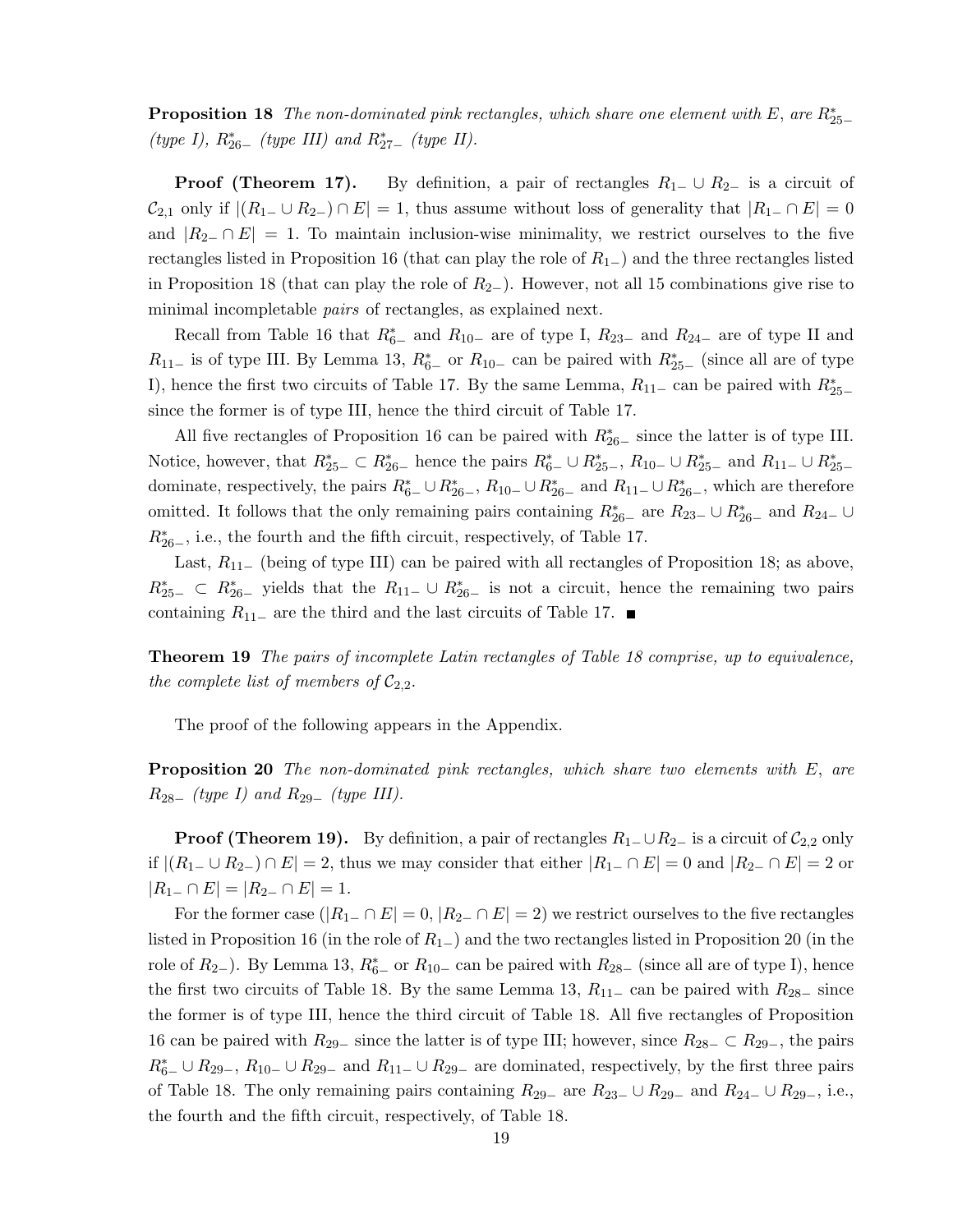**Proposition 18** *The non-dominated pink rectangles, which share one element with $E$, are $R^*_{25-}$ (type I), $R^*_{26-}$ (type III) and $R^*_{27-}$ (type II).*

**Proof (Theorem 17).** By definition, a pair of rectangles $R_{1-} \cup R_{2-}$ is a circuit of $\mathcal{C}_{2,1}$ only if $|(R_{1-} \cup R_{2-}) \cap E| = 1$, thus assume without loss of generality that $|R_{1-} \cap E| = 0$ and $|R_{2-} \cap E| = 1$. To maintain inclusion-wise minimality, we restrict ourselves to the five rectangles listed in Proposition 16 (that can play the role of $R_{1-}$) and the three rectangles listed in Proposition 18 (that can play the role of $R_{2-}$). However, not all 15 combinations give rise to minimal incompletable *pairs* of rectangles, as explained next.

Recall from Table 16 that $R^*_{6-}$ and $R_{10-}$ are of type I, $R_{23-}$ and $R_{24-}$ are of type II and $R_{11-}$ is of type III. By Lemma 13, $R^*_{6-}$ or $R_{10-}$ can be paired with $R^*_{25-}$ (since all are of type I), hence the first two circuits of Table 17. By the same Lemma, $R_{11-}$ can be paired with $R^*_{25-}$ since the former is of type III, hence the third circuit of Table 17.

All five rectangles of Proposition 16 can be paired with $R^*_{26-}$ since the latter is of type III. Notice, however, that $R^*_{25-} \subset R^*_{26-}$ hence the pairs $R^*_{6-} \cup R^*_{25-}$, $R_{10-} \cup R^*_{25-}$ and $R_{11-} \cup R^*_{25-}$ dominate, respectively, the pairs $R^*_{6-} \cup R^*_{26-}$, $R_{10-} \cup R^*_{26-}$ and $R_{11-} \cup R^*_{26-}$, which are therefore omitted. It follows that the only remaining pairs containing $R^*_{26-}$ are $R_{23-} \cup R^*_{26-}$ and $R_{24-} \cup R^*_{26-}$, i.e., the fourth and the fifth circuit, respectively, of Table 17.

Last, $R_{11-}$ (being of type III) can be paired with all rectangles of Proposition 18; as above, $R^*_{25-} \subset R^*_{26-}$ yields that the $R_{11-} \cup R^*_{26-}$ is not a circuit, hence the remaining two pairs containing $R_{11-}$ are the third and the last circuits of Table 17. ■

**Theorem 19** *The pairs of incomplete Latin rectangles of Table 18 comprise, up to equivalence, the complete list of members of $\mathcal{C}_{2,2}$.*

The proof of the following appears in the Appendix.

**Proposition 20** *The non-dominated pink rectangles, which share two elements with $E$, are $R_{28-}$ (type I) and $R_{29-}$ (type III).*

**Proof (Theorem 19).** By definition, a pair of rectangles $R_{1-} \cup R_{2-}$ is a circuit of $\mathcal{C}_{2,2}$ only if $|(R_{1-} \cup R_{2-}) \cap E| = 2$, thus we may consider that either $|R_{1-} \cap E| = 0$ and $|R_{2-} \cap E| = 2$ or $|R_{1-} \cap E| = |R_{2-} \cap E| = 1$.

For the former case ($|R_{1-} \cap E| = 0$, $|R_{2-} \cap E| = 2$) we restrict ourselves to the five rectangles listed in Proposition 16 (in the role of $R_{1-}$) and the two rectangles listed in Proposition 20 (in the role of $R_{2-}$). By Lemma 13, $R^*_{6-}$ or $R_{10-}$ can be paired with $R_{28-}$ (since all are of type I), hence the first two circuits of Table 18. By the same Lemma 13, $R_{11-}$ can be paired with $R_{28-}$ since the former is of type III, hence the third circuit of Table 18. All five rectangles of Proposition 16 can be paired with $R_{29-}$ since the latter is of type III; however, since $R_{28-} \subset R_{29-}$, the pairs $R^*_{6-} \cup R_{29-}$, $R_{10-} \cup R_{29-}$ and $R_{11-} \cup R_{29-}$ are dominated, respectively, by the first three pairs of Table 18. The only remaining pairs containing $R_{29-}$ are $R_{23-} \cup R_{29-}$ and $R_{24-} \cup R_{29-}$, i.e., the fourth and the fifth circuit, respectively, of Table 18.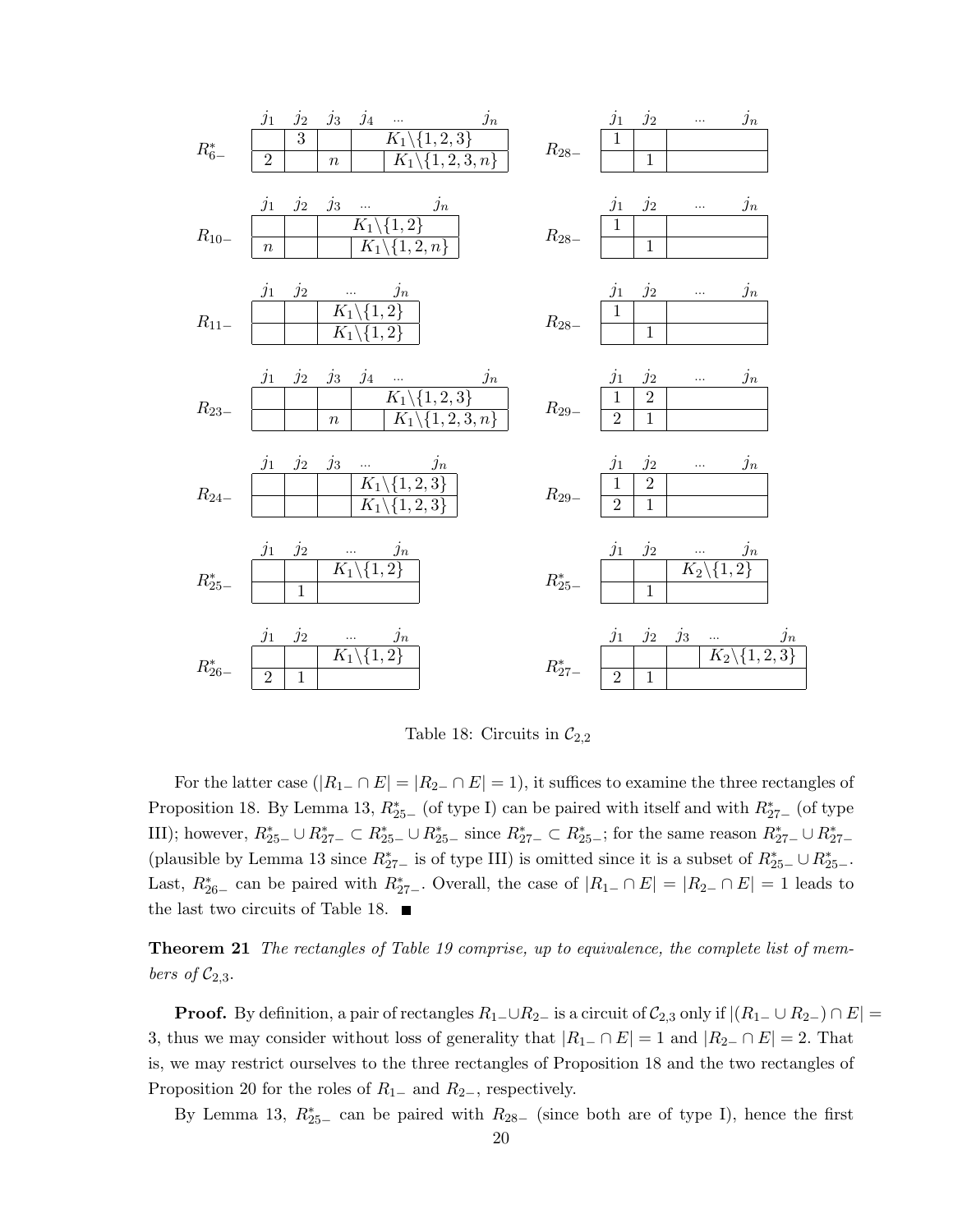| | $j_1$ | $j_2$ | $j_3$ | $j_4$ | ... | $j_n$ |
|---|---|---|---|---|---|---|
| $R^*_{6-}$ | | 3 | | $K_1\backslash\{1,2,3\}$ | | |
| | 2 | | $n$ | | $K_1\backslash\{1,2,3,n\}$ | |

| | $j_1$ | $j_2$ | $j_3$ | ... | $j_n$ |
|---|---|---|---|---|---|
| $R_{10-}$ | | | $K_1\backslash\{1,2\}$ | | |
| | $n$ | | | $K_1\backslash\{1,2,n\}$ | |

| | $j_1$ | $j_2$ | ... | $j_n$ |
|---|---|---|---|---|
| $R_{11-}$ | | | $K_1\backslash\{1,2\}$ | |
| | | | $K_1\backslash\{1,2\}$ | |

| | $j_1$ | $j_2$ | $j_3$ | $j_4$ | ... | $j_n$ |
|---|---|---|---|---|---|---|
| $R_{23-}$ | | | | $K_1\backslash\{1,2,3\}$ | | |
| | | | $n$ | | $K_1\backslash\{1,2,3,n\}$ | |

| | $j_1$ | $j_2$ | $j_3$ | ... | $j_n$ |
|---|---|---|---|---|---|
| $R_{24-}$ | | | | $K_1\backslash\{1,2,3\}$ | |
| | | | | $K_1\backslash\{1,2,3\}$ | |

| | $j_1$ | $j_2$ | ... | $j_n$ |
|---|---|---|---|---|
| $R^*_{25-}$ | | | $K_1\backslash\{1,2\}$ | |
| | | 1 | | |

| | $j_1$ | $j_2$ | ... | $j_n$ |
|---|---|---|---|---|
| $R^*_{26-}$ | | | $K_1\backslash\{1,2\}$ | |
| | 2 | 1 | | |

| | $j_1$ | $j_2$ | ... | $j_n$ |
|---|---|---|---|---|
| $R_{28-}$ | 1 | | | |
| | | 1 | | |

| | $j_1$ | $j_2$ | ... | $j_n$ |
|---|---|---|---|---|
| $R_{28-}$ | 1 | | | |
| | | 1 | | |

| | $j_1$ | $j_2$ | ... | $j_n$ |
|---|---|---|---|---|
| $R_{28-}$ | 1 | | | |
| | | 1 | | |

| | $j_1$ | $j_2$ | ... | $j_n$ |
|---|---|---|---|---|
| $R_{29-}$ | 1 | 2 | | |
| | 2 | 1 | | |

| | $j_1$ | $j_2$ | ... | $j_n$ |
|---|---|---|---|---|
| $R_{29-}$ | 1 | 2 | | |
| | 2 | 1 | | |

| | $j_1$ | $j_2$ | ... | $j_n$ |
|---|---|---|---|---|
| $R^*_{25-}$ | | | $K_2\backslash\{1,2\}$ | |
| | | 1 | | |

| | $j_1$ | $j_2$ | $j_3$ | ... | $j_n$ |
|---|---|---|---|---|---|
| $R^*_{27-}$ | | | | $K_2\backslash\{1,2,3\}$ | |
| | 2 | 1 | | | |

Table 18: Circuits in $\mathcal{C}_{2,2}$

For the latter case ($|R_{1-} \cap E| = |R_{2-} \cap E| = 1$), it suffices to examine the three rectangles of Proposition 18. By Lemma 13, $R^*_{25-}$ (of type I) can be paired with itself and with $R^*_{27-}$ (of type III); however, $R^*_{25-} \cup R^*_{27-} \subset R^*_{25-} \cup R^*_{25-}$ since $R^*_{27-} \subset R^*_{25-}$; for the same reason $R^*_{27-} \cup R^*_{27-}$ (plausible by Lemma 13 since $R^*_{27-}$ is of type III) is omitted since it is a subset of $R^*_{25-} \cup R^*_{25-}$. Last, $R^*_{26-}$ can be paired with $R^*_{27-}$. Overall, the case of $|R_{1-} \cap E| = |R_{2-} \cap E| = 1$ leads to the last two circuits of Table 18. ■

**Theorem 21** *The rectangles of Table 19 comprise, up to equivalence, the complete list of members of $\mathcal{C}_{2,3}$.*

**Proof.** By definition, a pair of rectangles $R_{1-} \cup R_{2-}$ is a circuit of $\mathcal{C}_{2,3}$ only if $|(R_{1-} \cup R_{2-}) \cap E| = 3$, thus we may consider without loss of generality that $|R_{1-} \cap E| = 1$ and $|R_{2-} \cap E| = 2$. That is, we may restrict ourselves to the three rectangles of Proposition 18 and the two rectangles of Proposition 20 for the roles of $R_{1-}$ and $R_{2-}$, respectively.

By Lemma 13, $R^*_{25-}$ can be paired with $R_{28-}$ (since both are of type I), hence the first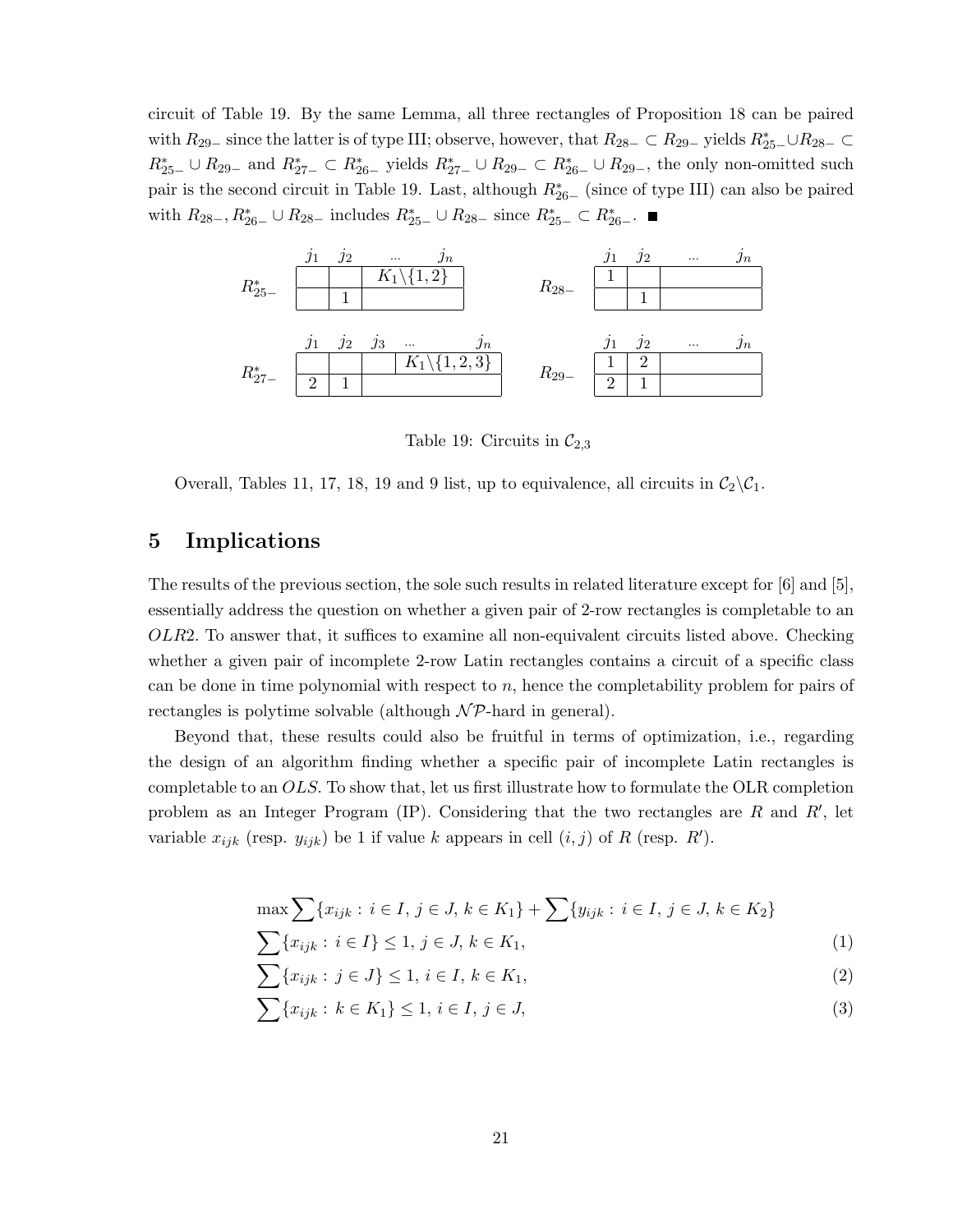circuit of Table 19. By the same Lemma, all three rectangles of Proposition 18 can be paired with $R_{29-}$ since the latter is of type III; observe, however, that $R_{28-} \subset R_{29-}$ yields $R^*_{25-} \cup R_{28-} \subset R^*_{25-} \cup R_{29-}$ and $R^*_{27-} \subset R^*_{26-}$ yields $R^*_{27-} \cup R_{29-} \subset R^*_{26-} \cup R_{29-}$, the only non-omitted such pair is the second circuit in Table 19. Last, although $R^*_{26-}$ (since of type III) can also be paired with $R_{28-}$, $R^*_{26-} \cup R_{28-}$ includes $R^*_{25-} \cup R_{28-}$ since $R^*_{25-} \subset R^*_{26-}$. ■

$R^*_{25-}$:

| $j_1$ | $j_2$ | ... $j_n$ |
|---|---|---|
| | | $K_1 \backslash \{1,2\}$ |
| | 1 | |

$R_{28-}$:

| $j_1$ | $j_2$ | ... $j_n$ |
|---|---|---|
| 1 | | |
| | 1 | |

$R^*_{27-}$:

| $j_1$ | $j_2$ | $j_3$ | ... $j_n$ |
|---|---|---|---|
| | | | $K_1 \backslash \{1,2,3\}$ |
| 2 | 1 | | |

$R_{29-}$:

| $j_1$ | $j_2$ | ... $j_n$ |
|---|---|---|
| 1 | 2 | |
| 2 | 1 | |

Table 19: Circuits in $\mathcal{C}_{2,3}$

Overall, Tables 11, 17, 18, 19 and 9 list, up to equivalence, all circuits in $\mathcal{C}_2 \backslash \mathcal{C}_1$.

## 5 Implications

The results of the previous section, the sole such results in related literature except for [6] and [5], essentially address the question on whether a given pair of 2-row rectangles is completable to an $OLR2$. To answer that, it suffices to examine all non-equivalent circuits listed above. Checking whether a given pair of incomplete 2-row Latin rectangles contains a circuit of a specific class can be done in time polynomial with respect to $n$, hence the completability problem for pairs of rectangles is polytime solvable (although $\mathcal{NP}$-hard in general).

Beyond that, these results could also be fruitful in terms of optimization, i.e., regarding the design of an algorithm finding whether a specific pair of incomplete Latin rectangles is completable to an $OLS$. To show that, let us first illustrate how to formulate the OLR completion problem as an Integer Program (IP). Considering that the two rectangles are $R$ and $R'$, let variable $x_{ijk}$ (resp. $y_{ijk}$) be 1 if value $k$ appears in cell $(i,j)$ of $R$ (resp. $R'$).

$$\max \sum \{x_{ijk} : i \in I, \, j \in J, \, k \in K_1\} + \sum \{y_{ijk} : i \in I, \, j \in J, \, k \in K_2\}$$

$$\sum \{x_{ijk} : i \in I\} \leq 1, \, j \in J, \, k \in K_1, \tag{1}$$

$$\sum \{x_{ijk} : j \in J\} \leq 1, \, i \in I, \, k \in K_1, \tag{2}$$

$$\sum \{x_{ijk} : k \in K_1\} \leq 1, \, i \in I, \, j \in J, \tag{3}$$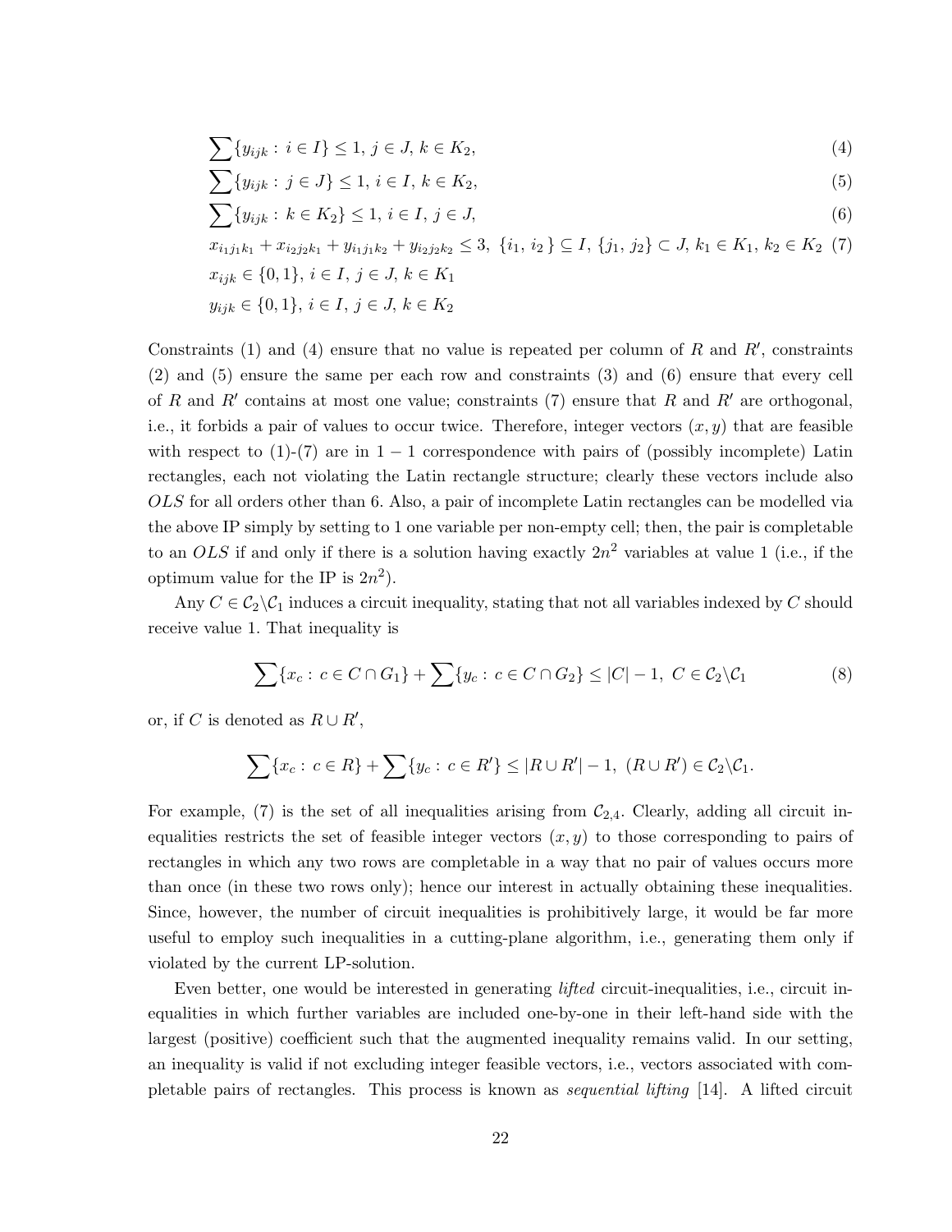$$\sum\{y_{ijk} : i \in I\} \leq 1,\ j \in J,\ k \in K_2, \tag{4}$$

$$\sum\{y_{ijk} : j \in J\} \leq 1,\ i \in I,\ k \in K_2, \tag{5}$$

$$\sum\{y_{ijk} : k \in K_2\} \leq 1,\ i \in I,\ j \in J, \tag{6}$$

$$x_{i_1j_1k_1} + x_{i_2j_2k_1} + y_{i_1j_1k_2} + y_{i_2j_2k_2} \leq 3,\ \{i_1, i_2\} \subseteq I,\ \{j_1, j_2\} \subset J,\ k_1 \in K_1,\ k_2 \in K_2 \tag{7}$$

$$x_{ijk} \in \{0,1\},\ i \in I,\ j \in J,\ k \in K_1$$

$$y_{ijk} \in \{0,1\},\ i \in I,\ j \in J,\ k \in K_2$$

Constraints (1) and (4) ensure that no value is repeated per column of $R$ and $R'$, constraints (2) and (5) ensure the same per each row and constraints (3) and (6) ensure that every cell of $R$ and $R'$ contains at most one value; constraints (7) ensure that $R$ and $R'$ are orthogonal, i.e., it forbids a pair of values to occur twice. Therefore, integer vectors $(x, y)$ that are feasible with respect to (1)-(7) are in $1-1$ correspondence with pairs of (possibly incomplete) Latin rectangles, each not violating the Latin rectangle structure; clearly these vectors include also $OLS$ for all orders other than 6. Also, a pair of incomplete Latin rectangles can be modelled via the above IP simply by setting to 1 one variable per non-empty cell; then, the pair is completable to an $OLS$ if and only if there is a solution having exactly $2n^2$ variables at value 1 (i.e., if the optimum value for the IP is $2n^2$).

Any $C \in \mathcal{C}_2 \backslash \mathcal{C}_1$ induces a circuit inequality, stating that not all variables indexed by $C$ should receive value 1. That inequality is

$$\sum\{x_c : c \in C \cap G_1\} + \sum\{y_c : c \in C \cap G_2\} \leq |C| - 1,\ C \in \mathcal{C}_2 \backslash \mathcal{C}_1 \tag{8}$$

or, if $C$ is denoted as $R \cup R'$,

$$\sum\{x_c : c \in R\} + \sum\{y_c : c \in R'\} \leq |R \cup R'| - 1,\ (R \cup R') \in \mathcal{C}_2 \backslash \mathcal{C}_1.$$

For example, (7) is the set of all inequalities arising from $\mathcal{C}_{2,4}$. Clearly, adding all circuit inequalities restricts the set of feasible integer vectors $(x, y)$ to those corresponding to pairs of rectangles in which any two rows are completable in a way that no pair of values occurs more than once (in these two rows only); hence our interest in actually obtaining these inequalities. Since, however, the number of circuit inequalities is prohibitively large, it would be far more useful to employ such inequalities in a cutting-plane algorithm, i.e., generating them only if violated by the current LP-solution.

Even better, one would be interested in generating *lifted* circuit-inequalities, i.e., circuit inequalities in which further variables are included one-by-one in their left-hand side with the largest (positive) coefficient such that the augmented inequality remains valid. In our setting, an inequality is valid if not excluding integer feasible vectors, i.e., vectors associated with completable pairs of rectangles. This process is known as *sequential lifting* [14]. A lifted circuit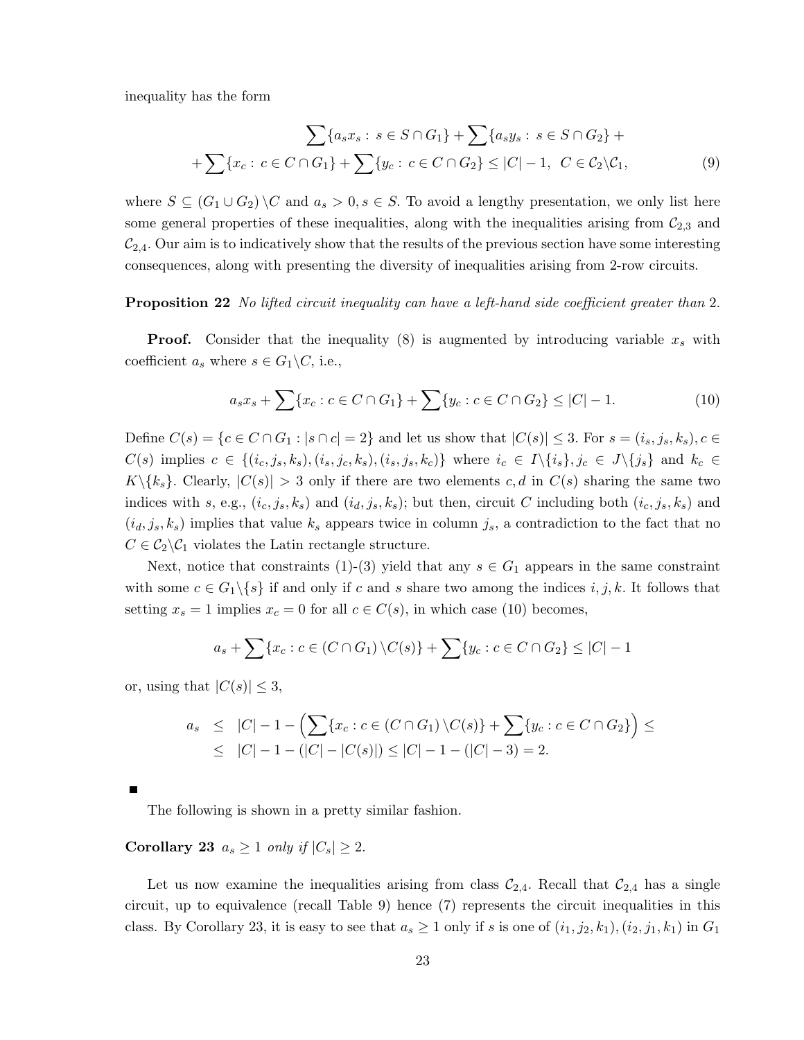inequality has the form

$$\sum\{a_s x_s : s \in S \cap G_1\} + \sum\{a_s y_s : s \in S \cap G_2\} +$$
$$+\sum\{x_c : c \in C \cap G_1\} + \sum\{y_c : c \in C \cap G_2\} \leq |C| - 1, \ \ C \in \mathcal{C}_2 \backslash \mathcal{C}_1, \tag{9}$$

where $S \subseteq (G_1 \cup G_2) \backslash C$ and $a_s > 0, s \in S$. To avoid a lengthy presentation, we only list here some general properties of these inequalities, along with the inequalities arising from $\mathcal{C}_{2,3}$ and $\mathcal{C}_{2,4}$. Our aim is to indicatively show that the results of the previous section have some interesting consequences, along with presenting the diversity of inequalities arising from 2-row circuits.

**Proposition 22** *No lifted circuit inequality can have a left-hand side coefficient greater than* 2.

**Proof.** Consider that the inequality (8) is augmented by introducing variable $x_s$ with coefficient $a_s$ where $s \in G_1 \backslash C$, i.e.,

$$a_s x_s + \sum\{x_c : c \in C \cap G_1\} + \sum\{y_c : c \in C \cap G_2\} \leq |C| - 1. \tag{10}$$

Define $C(s) = \{c \in C \cap G_1 : |s \cap c| = 2\}$ and let us show that $|C(s)| \leq 3$. For $s = (i_s, j_s, k_s), c \in C(s)$ implies $c \in \{(i_c, j_s, k_s), (i_s, j_c, k_s), (i_s, j_s, k_c)\}$ where $i_c \in I \backslash \{i_s\}, j_c \in J \backslash \{j_s\}$ and $k_c \in K \backslash \{k_s\}$. Clearly, $|C(s)| > 3$ only if there are two elements $c, d$ in $C(s)$ sharing the same two indices with $s$, e.g., $(i_c, j_s, k_s)$ and $(i_d, j_s, k_s)$; but then, circuit $C$ including both $(i_c, j_s, k_s)$ and $(i_d, j_s, k_s)$ implies that value $k_s$ appears twice in column $j_s$, a contradiction to the fact that no $C \in \mathcal{C}_2 \backslash \mathcal{C}_1$ violates the Latin rectangle structure.

Next, notice that constraints (1)-(3) yield that any $s \in G_1$ appears in the same constraint with some $c \in G_1 \backslash \{s\}$ if and only if $c$ and $s$ share two among the indices $i, j, k$. It follows that setting $x_s = 1$ implies $x_c = 0$ for all $c \in C(s)$, in which case (10) becomes,

$$a_s + \sum\{x_c : c \in (C \cap G_1) \backslash C(s)\} + \sum\{y_c : c \in C \cap G_2\} \leq |C| - 1$$

or, using that $|C(s)| \leq 3$,

$$\begin{aligned} a_s &\leq |C| - 1 - \left(\sum\{x_c : c \in (C \cap G_1) \backslash C(s)\} + \sum\{y_c : c \in C \cap G_2\}\right) \leq \\ &\leq |C| - 1 - (|C| - |C(s)|) \leq |C| - 1 - (|C| - 3) = 2. \end{aligned}$$

■

The following is shown in a pretty similar fashion.

**Corollary 23** $a_s \geq 1$ *only if* $|C_s| \geq 2$.

Let us now examine the inequalities arising from class $\mathcal{C}_{2,4}$. Recall that $\mathcal{C}_{2,4}$ has a single circuit, up to equivalence (recall Table 9) hence (7) represents the circuit inequalities in this class. By Corollary 23, it is easy to see that $a_s \geq 1$ only if $s$ is one of $(i_1, j_2, k_1), (i_2, j_1, k_1)$ in $G_1$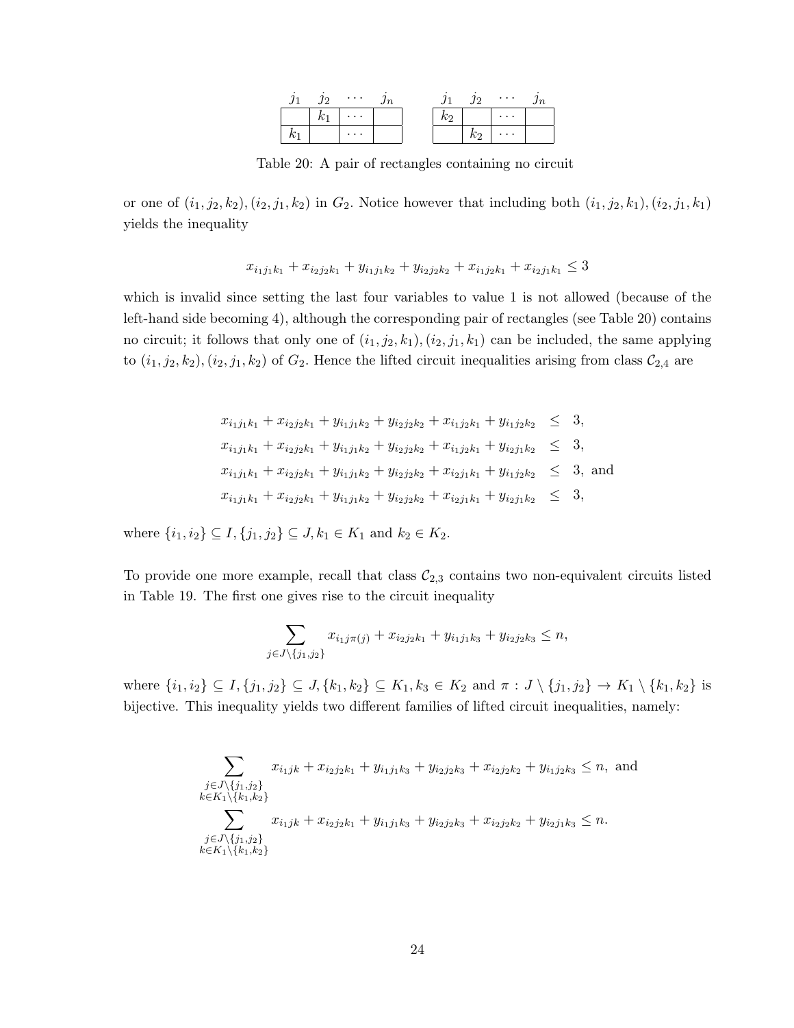| $j_1$ | $j_2$ | $\cdots$ | $j_n$ |
|---|---|---|---|
| | $k_1$ | $\cdots$ | |
| $k_1$ | | $\cdots$ | |

| $j_1$ | $j_2$ | $\cdots$ | $j_n$ |
|---|---|---|---|
| $k_2$ | | $\cdots$ | |
| | $k_2$ | $\cdots$ | |

Table 20: A pair of rectangles containing no circuit

or one of $(i_1, j_2, k_2), (i_2, j_1, k_2)$ in $G_2$. Notice however that including both $(i_1, j_2, k_1), (i_2, j_1, k_1)$ yields the inequality

$$x_{i_1 j_1 k_1} + x_{i_2 j_2 k_1} + y_{i_1 j_1 k_2} + y_{i_2 j_2 k_2} + x_{i_1 j_2 k_1} + x_{i_2 j_1 k_1} \leq 3$$

which is invalid since setting the last four variables to value 1 is not allowed (because of the left-hand side becoming 4), although the corresponding pair of rectangles (see Table 20) contains no circuit; it follows that only one of $(i_1, j_2, k_1), (i_2, j_1, k_1)$ can be included, the same applying to $(i_1, j_2, k_2), (i_2, j_1, k_2)$ of $G_2$. Hence the lifted circuit inequalities arising from class $\mathcal{C}_{2,4}$ are

$$\begin{aligned}
x_{i_1 j_1 k_1} + x_{i_2 j_2 k_1} + y_{i_1 j_1 k_2} + y_{i_2 j_2 k_2} + x_{i_1 j_2 k_1} + y_{i_1 j_2 k_2} &\leq 3, \\
x_{i_1 j_1 k_1} + x_{i_2 j_2 k_1} + y_{i_1 j_1 k_2} + y_{i_2 j_2 k_2} + x_{i_1 j_2 k_1} + y_{i_2 j_1 k_2} &\leq 3, \\
x_{i_1 j_1 k_1} + x_{i_2 j_2 k_1} + y_{i_1 j_1 k_2} + y_{i_2 j_2 k_2} + x_{i_2 j_1 k_1} + y_{i_1 j_2 k_2} &\leq 3, \text{ and} \\
x_{i_1 j_1 k_1} + x_{i_2 j_2 k_1} + y_{i_1 j_1 k_2} + y_{i_2 j_2 k_2} + x_{i_2 j_1 k_1} + y_{i_2 j_1 k_2} &\leq 3,
\end{aligned}$$

where $\{i_1, i_2\} \subseteq I, \{j_1, j_2\} \subseteq J, k_1 \in K_1$ and $k_2 \in K_2$.

To provide one more example, recall that class $\mathcal{C}_{2,3}$ contains two non-equivalent circuits listed in Table 19. The first one gives rise to the circuit inequality

$$\sum_{j \in J \setminus \{j_1, j_2\}} x_{i_1 j \pi(j)} + x_{i_2 j_2 k_1} + y_{i_1 j_1 k_3} + y_{i_2 j_2 k_3} \leq n,$$

where $\{i_1, i_2\} \subseteq I, \{j_1, j_2\} \subseteq J, \{k_1, k_2\} \subseteq K_1, k_3 \in K_2$ and $\pi : J \setminus \{j_1, j_2\} \to K_1 \setminus \{k_1, k_2\}$ is bijective. This inequality yields two different families of lifted circuit inequalities, namely:

$$\sum_{\substack{j \in J \setminus \{j_1, j_2\} \\ k \in K_1 \setminus \{k_1, k_2\}}} x_{i_1 j k} + x_{i_2 j_2 k_1} + y_{i_1 j_1 k_3} + y_{i_2 j_2 k_3} + x_{i_2 j_2 k_2} + y_{i_1 j_2 k_3} \leq n, \text{ and}$$

$$\sum_{\substack{j \in J \setminus \{j_1, j_2\} \\ k \in K_1 \setminus \{k_1, k_2\}}} x_{i_1 j k} + x_{i_2 j_2 k_1} + y_{i_1 j_1 k_3} + y_{i_2 j_2 k_3} + x_{i_2 j_2 k_2} + y_{i_2 j_1 k_3} \leq n.$$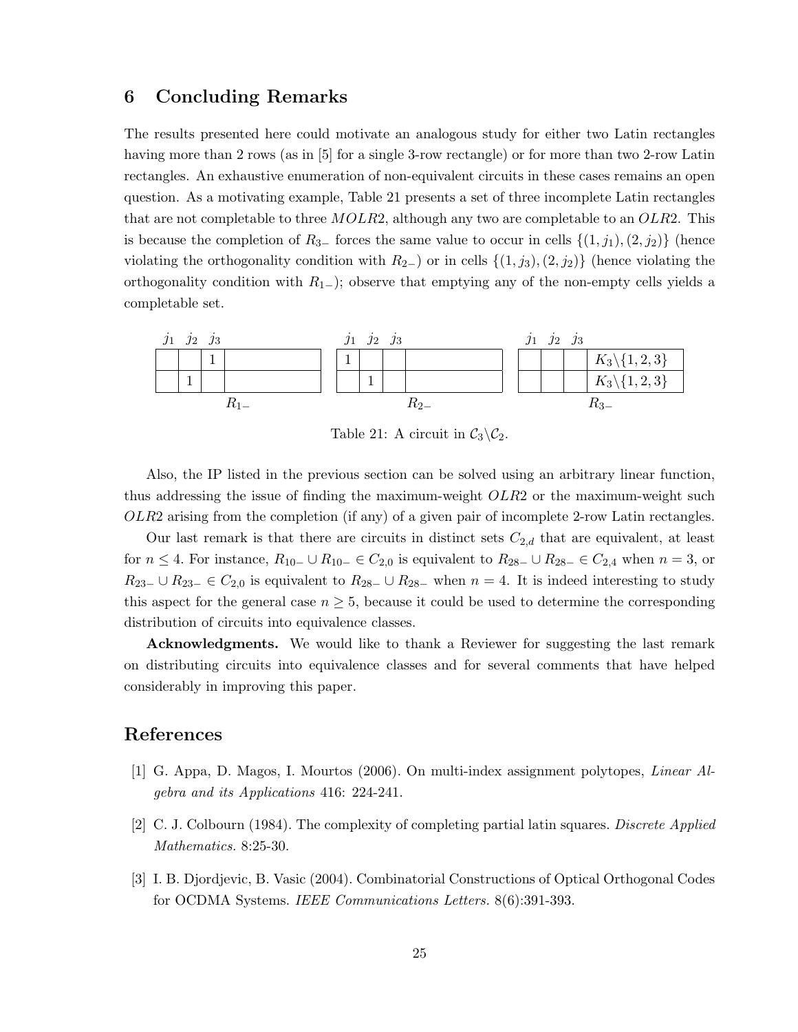## 6 Concluding Remarks

The results presented here could motivate an analogous study for either two Latin rectangles having more than 2 rows (as in [5] for a single 3-row rectangle) or for more than two 2-row Latin rectangles. An exhaustive enumeration of non-equivalent circuits in these cases remains an open question. As a motivating example, Table 21 presents a set of three incomplete Latin rectangles that are not completable to three $MOLR2$, although any two are completable to an $OLR2$. This is because the completion of $R_{3-}$ forces the same value to occur in cells $\{(1, j_1), (2, j_2)\}$ (hence violating the orthogonality condition with $R_{2-}$) or in cells $\{(1, j_3), (2, j_2)\}$ (hence violating the orthogonality condition with $R_{1-}$); observe that emptying any of the non-empty cells yields a completable set.

| $j_1$ | $j_2$ | $j_3$ | | | $j_1$ | $j_2$ | $j_3$ | | | $j_1$ | $j_2$ | $j_3$ | |
|---|---|---|---|---|---|---|---|---|---|---|---|---|---|
| | | 1 | | | 1 | | | | | | | | $K_3\backslash\{1,2,3\}$ |
| | 1 | | | | | 1 | | | | | | | $K_3\backslash\{1,2,3\}$ |
| | | | $R_{1-}$ | | | | | $R_{2-}$ | | | | | $R_{3-}$ |

Table 21: A circuit in $\mathcal{C}_3\backslash\mathcal{C}_2$.

Also, the IP listed in the previous section can be solved using an arbitrary linear function, thus addressing the issue of finding the maximum-weight $OLR2$ or the maximum-weight such $OLR2$ arising from the completion (if any) of a given pair of incomplete 2-row Latin rectangles.

Our last remark is that there are circuits in distinct sets $C_{2,d}$ that are equivalent, at least for $n \leq 4$. For instance, $R_{10-} \cup R_{10-} \in C_{2,0}$ is equivalent to $R_{28-} \cup R_{28-} \in C_{2,4}$ when $n = 3$, or $R_{23-} \cup R_{23-} \in C_{2,0}$ is equivalent to $R_{28-} \cup R_{28-}$ when $n = 4$. It is indeed interesting to study this aspect for the general case $n \geq 5$, because it could be used to determine the corresponding distribution of circuits into equivalence classes.

**Acknowledgments.** We would like to thank a Reviewer for suggesting the last remark on distributing circuits into equivalence classes and for several comments that have helped considerably in improving this paper.

## References

[1] G. Appa, D. Magos, I. Mourtos (2006). On multi-index assignment polytopes, *Linear Algebra and its Applications* 416: 224-241.

[2] C. J. Colbourn (1984). The complexity of completing partial latin squares. *Discrete Applied Mathematics.* 8:25-30.

[3] I. B. Djordjevic, B. Vasic (2004). Combinatorial Constructions of Optical Orthogonal Codes for OCDMA Systems. *IEEE Communications Letters.* 8(6):391-393.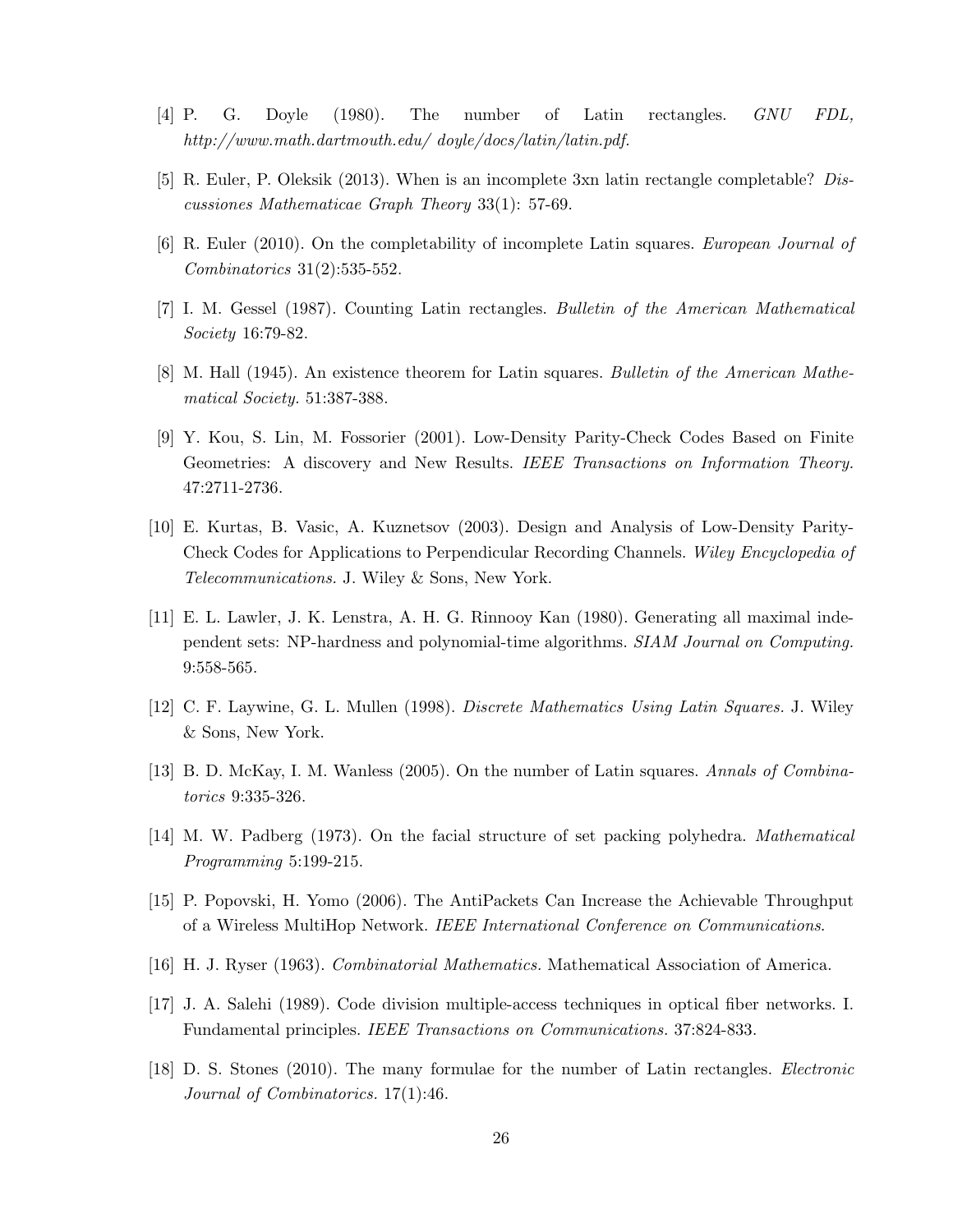[4] P. G. Doyle (1980). The number of Latin rectangles. *GNU FDL, http://www.math.dartmouth.edu/ doyle/docs/latin/latin.pdf.*

[5] R. Euler, P. Oleksik (2013). When is an incomplete 3xn latin rectangle completable? *Discussiones Mathematicae Graph Theory* 33(1): 57-69.

[6] R. Euler (2010). On the completability of incomplete Latin squares. *European Journal of Combinatorics* 31(2):535-552.

[7] I. M. Gessel (1987). Counting Latin rectangles. *Bulletin of the American Mathematical Society* 16:79-82.

[8] M. Hall (1945). An existence theorem for Latin squares. *Bulletin of the American Mathematical Society.* 51:387-388.

[9] Y. Kou, S. Lin, M. Fossorier (2001). Low-Density Parity-Check Codes Based on Finite Geometries: A discovery and New Results. *IEEE Transactions on Information Theory.* 47:2711-2736.

[10] E. Kurtas, B. Vasic, A. Kuznetsov (2003). Design and Analysis of Low-Density Parity-Check Codes for Applications to Perpendicular Recording Channels. *Wiley Encyclopedia of Telecommunications.* J. Wiley & Sons, New York.

[11] E. L. Lawler, J. K. Lenstra, A. H. G. Rinnooy Kan (1980). Generating all maximal independent sets: NP-hardness and polynomial-time algorithms. *SIAM Journal on Computing.* 9:558-565.

[12] C. F. Laywine, G. L. Mullen (1998). *Discrete Mathematics Using Latin Squares.* J. Wiley & Sons, New York.

[13] B. D. McKay, I. M. Wanless (2005). On the number of Latin squares. *Annals of Combinatorics* 9:335-326.

[14] M. W. Padberg (1973). On the facial structure of set packing polyhedra. *Mathematical Programming* 5:199-215.

[15] P. Popovski, H. Yomo (2006). The AntiPackets Can Increase the Achievable Throughput of a Wireless MultiHop Network. *IEEE International Conference on Communications.*

[16] H. J. Ryser (1963). *Combinatorial Mathematics.* Mathematical Association of America.

[17] J. A. Salehi (1989). Code division multiple-access techniques in optical fiber networks. I. Fundamental principles. *IEEE Transactions on Communications.* 37:824-833.

[18] D. S. Stones (2010). The many formulae for the number of Latin rectangles. *Electronic Journal of Combinatorics.* 17(1):46.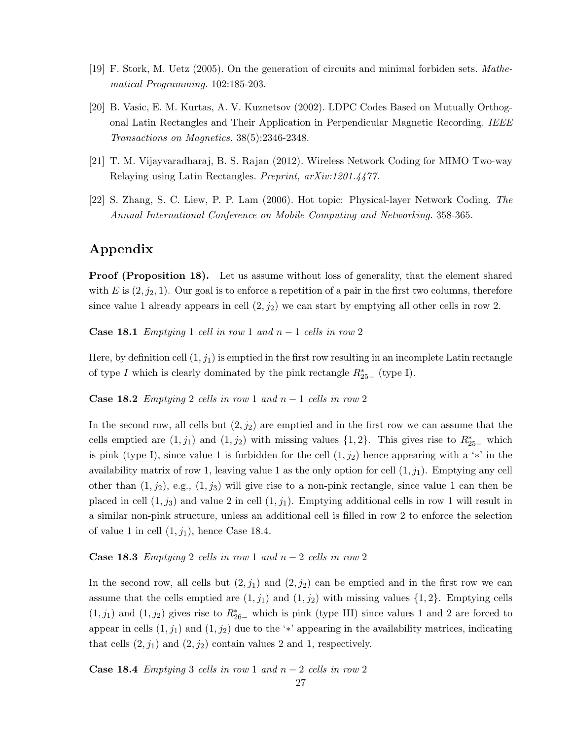[19] F. Stork, M. Uetz (2005). On the generation of circuits and minimal forbiden sets. *Mathematical Programming.* 102:185-203.

[20] B. Vasic, E. M. Kurtas, A. V. Kuznetsov (2002). LDPC Codes Based on Mutually Orthogonal Latin Rectangles and Their Application in Perpendicular Magnetic Recording. *IEEE Transactions on Magnetics.* 38(5):2346-2348.

[21] T. M. Vijayvaradharaj, B. S. Rajan (2012). Wireless Network Coding for MIMO Two-way Relaying using Latin Rectangles. *Preprint, arXiv:1201.4477.*

[22] S. Zhang, S. C. Liew, P. P. Lam (2006). Hot topic: Physical-layer Network Coding. *The Annual International Conference on Mobile Computing and Networking.* 358-365.

# Appendix

**Proof (Proposition 18).** Let us assume without loss of generality, that the element shared with $E$ is $(2, j_2, 1)$. Our goal is to enforce a repetition of a pair in the first two columns, therefore since value 1 already appears in cell $(2, j_2)$ we can start by emptying all other cells in row 2.

**Case 18.1** *Emptying* 1 *cell in row* 1 *and* $n-1$ *cells in row* 2

Here, by definition cell $(1, j_1)$ is emptied in the first row resulting in an incomplete Latin rectangle of type $I$ which is clearly dominated by the pink rectangle $R^*_{25-}$ (type I).

**Case 18.2** *Emptying* 2 *cells in row* 1 *and* $n-1$ *cells in row* 2

In the second row, all cells but $(2, j_2)$ are emptied and in the first row we can assume that the cells emptied are $(1, j_1)$ and $(1, j_2)$ with missing values $\{1, 2\}$. This gives rise to $R^*_{25-}$ which is pink (type I), since value 1 is forbidden for the cell $(1, j_2)$ hence appearing with a '$*$' in the availability matrix of row 1, leaving value 1 as the only option for cell $(1, j_1)$. Emptying any cell other than $(1, j_2)$, e.g., $(1, j_3)$ will give rise to a non-pink rectangle, since value 1 can then be placed in cell $(1, j_3)$ and value 2 in cell $(1, j_1)$. Emptying additional cells in row 1 will result in a similar non-pink structure, unless an additional cell is filled in row 2 to enforce the selection of value 1 in cell $(1, j_1)$, hence Case 18.4.

**Case 18.3** *Emptying* 2 *cells in row* 1 *and* $n-2$ *cells in row* 2

In the second row, all cells but $(2, j_1)$ and $(2, j_2)$ can be emptied and in the first row we can assume that the cells emptied are $(1, j_1)$ and $(1, j_2)$ with missing values $\{1, 2\}$. Emptying cells $(1, j_1)$ and $(1, j_2)$ gives rise to $R^*_{26-}$ which is pink (type III) since values 1 and 2 are forced to appear in cells $(1, j_1)$ and $(1, j_2)$ due to the '$*$' appearing in the availability matrices, indicating that cells $(2, j_1)$ and $(2, j_2)$ contain values 2 and 1, respectively.

**Case 18.4** *Emptying* 3 *cells in row* 1 *and* $n-2$ *cells in row* 2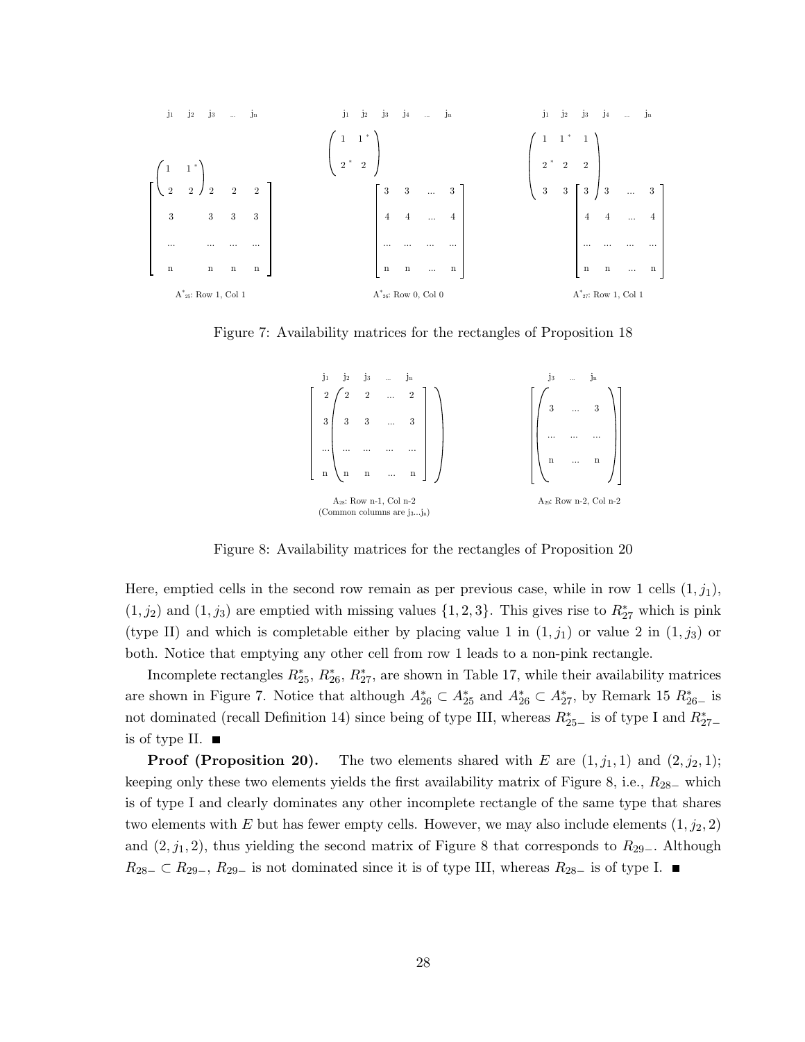Figure 7: Availability matrices for the rectangles of Proposition 18

Figure 8: Availability matrices for the rectangles of Proposition 20

Here, emptied cells in the second row remain as per previous case, while in row 1 cells $(1, j_1)$, $(1, j_2)$ and $(1, j_3)$ are emptied with missing values $\{1, 2, 3\}$. This gives rise to $R^*_{27}$ which is pink (type II) and which is completable either by placing value 1 in $(1, j_1)$ or value 2 in $(1, j_3)$ or both. Notice that emptying any other cell from row 1 leads to a non-pink rectangle.

Incomplete rectangles $R^*_{25}$, $R^*_{26}$, $R^*_{27}$, are shown in Table 17, while their availability matrices are shown in Figure 7. Notice that although $A^*_{26} \subset A^*_{25}$ and $A^*_{26} \subset A^*_{27}$, by Remark 15 $R^*_{26-}$ is not dominated (recall Definition 14) since being of type III, whereas $R^*_{25-}$ is of type I and $R^*_{27-}$ is of type II. ■

**Proof (Proposition 20).** The two elements shared with $E$ are $(1, j_1, 1)$ and $(2, j_2, 1)$; keeping only these two elements yields the first availability matrix of Figure 8, i.e., $R_{28-}$ which is of type I and clearly dominates any other incomplete rectangle of the same type that shares two elements with $E$ but has fewer empty cells. However, we may also include elements $(1, j_2, 2)$ and $(2, j_1, 2)$, thus yielding the second matrix of Figure 8 that corresponds to $R_{29-}$. Although $R_{28-} \subset R_{29-}$, $R_{29-}$ is not dominated since it is of type III, whereas $R_{28-}$ is of type I. ■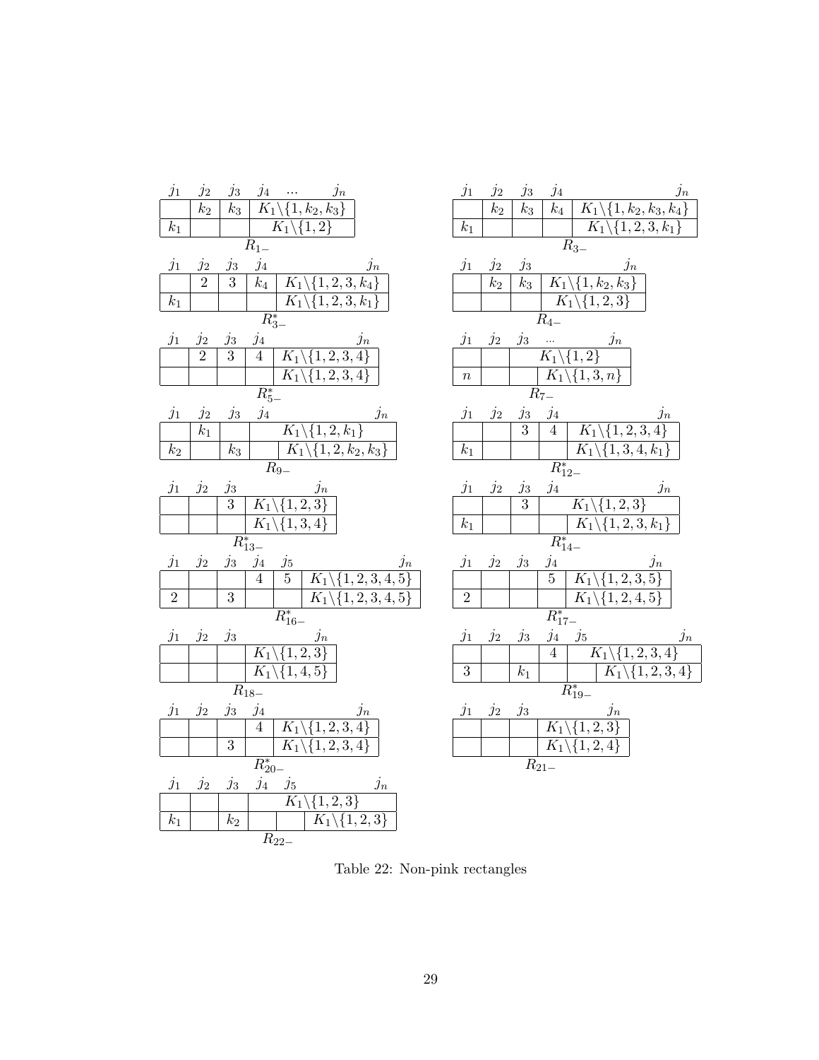| $j_1$ | $j_2$ | $j_3$ | $j_4$ ... $j_n$ |
|---|---|---|---|
| | $k_2$ | $k_3$ | $K_1\backslash\{1,k_2,k_3\}$ |
| $k_1$ | | | $K_1\backslash\{1,2\}$ |

$R_{1-}$

| $j_1$ | $j_2$ | $j_3$ | $j_4$ | $j_n$ |
|---|---|---|---|---|
| | $k_2$ | $k_3$ | $k_4$ | $K_1\backslash\{1,k_2,k_3,k_4\}$ |
| $k_1$ | | | | $K_1\backslash\{1,2,3,k_1\}$ |

$R_{3-}$

| $j_1$ | $j_2$ | $j_3$ | $j_4$ | $j_n$ |
|---|---|---|---|---|
| | 2 | 3 | $k_4$ | $K_1\backslash\{1,2,3,k_4\}$ |
| $k_1$ | | | | $K_1\backslash\{1,2,3,k_1\}$ |

$R^*_{3-}$

| $j_1$ | $j_2$ | $j_3$ | $j_n$ |
|---|---|---|---|
| | $k_2$ | $k_3$ | $K_1\backslash\{1,k_2,k_3\}$ |
| | | | $K_1\backslash\{1,2,3\}$ |

$R_{4-}$

| $j_1$ | $j_2$ | $j_3$ | $j_4$ | $j_n$ |
|---|---|---|---|---|
| | 2 | 3 | 4 | $K_1\backslash\{1,2,3,4\}$ |
| | | | | $K_1\backslash\{1,2,3,4\}$ |

$R^*_{5-}$

| $j_1$ | $j_2$ | $j_3$ ... | $j_n$ |
|---|---|---|---|
| | | $K_1\backslash\{1,2\}$ | |
| $n$ | | | $K_1\backslash\{1,3,n\}$ |

$R_{7-}$

| $j_1$ | $j_2$ | $j_3$ | $j_4$ | $j_n$ |
|---|---|---|---|---|
| | $k_1$ | | $K_1\backslash\{1,2,k_1\}$ | |
| $k_2$ | | $k_3$ | | $K_1\backslash\{1,2,k_2,k_3\}$ |

$R_{9-}$

| $j_1$ | $j_2$ | $j_3$ | $j_4$ | $j_n$ |
|---|---|---|---|---|
| | | 3 | 4 | $K_1\backslash\{1,2,3,4\}$ |
| $k_1$ | | | | $K_1\backslash\{1,3,4,k_1\}$ |

$R^*_{12-}$

| $j_1$ | $j_2$ | $j_3$ | $j_n$ |
|---|---|---|---|
| | | 3 | $K_1\backslash\{1,2,3\}$ |
| | | | $K_1\backslash\{1,3,4\}$ |

$R^*_{13-}$

| $j_1$ | $j_2$ | $j_3$ | $j_4$ | $j_n$ |
|---|---|---|---|---|
| | | 3 | $K_1\backslash\{1,2,3\}$ | |
| $k_1$ | | | | $K_1\backslash\{1,2,3,k_1\}$ |

$R^*_{14-}$

| $j_1$ | $j_2$ | $j_3$ | $j_4$ | $j_5$ | $j_n$ |
|---|---|---|---|---|---|
| | | | 4 | 5 | $K_1\backslash\{1,2,3,4,5\}$ |
| 2 | | 3 | | | $K_1\backslash\{1,2,3,4,5\}$ |

$R^*_{16-}$

| $j_1$ | $j_2$ | $j_3$ | $j_4$ | $j_n$ |
|---|---|---|---|---|
| | | | 5 | $K_1\backslash\{1,2,3,5\}$ |
| 2 | | | | $K_1\backslash\{1,2,4,5\}$ |

$R^*_{17-}$

| $j_1$ | $j_2$ | $j_3$ | $j_n$ |
|---|---|---|---|
| | | | $K_1\backslash\{1,2,3\}$ |
| | | | $K_1\backslash\{1,4,5\}$ |

$R_{18-}$

| $j_1$ | $j_2$ | $j_3$ | $j_4$ | $j_5$ | $j_n$ |
|---|---|---|---|---|---|
| | | | 4 | $K_1\backslash\{1,2,3,4\}$ | |
| 3 | | $k_1$ | | | $K_1\backslash\{1,2,3,4\}$ |

$R^*_{19-}$

| $j_1$ | $j_2$ | $j_3$ | $j_4$ | $j_n$ |
|---|---|---|---|---|
| | | | 4 | $K_1\backslash\{1,2,3,4\}$ |
| | | 3 | | $K_1\backslash\{1,2,3,4\}$ |

$R^*_{20-}$

| $j_1$ | $j_2$ | $j_3$ | $j_n$ |
|---|---|---|---|
| | | | $K_1\backslash\{1,2,3\}$ |
| | | | $K_1\backslash\{1,2,4\}$ |

$R_{21-}$

| $j_1$ | $j_2$ | $j_3$ | $j_4$ | $j_5$ | $j_n$ |
|---|---|---|---|---|---|
| | | | $K_1\backslash\{1,2,3\}$ | | |
| $k_1$ | | $k_2$ | | | $K_1\backslash\{1,2,3\}$ |

$R_{22-}$

Table 22: Non-pink rectangles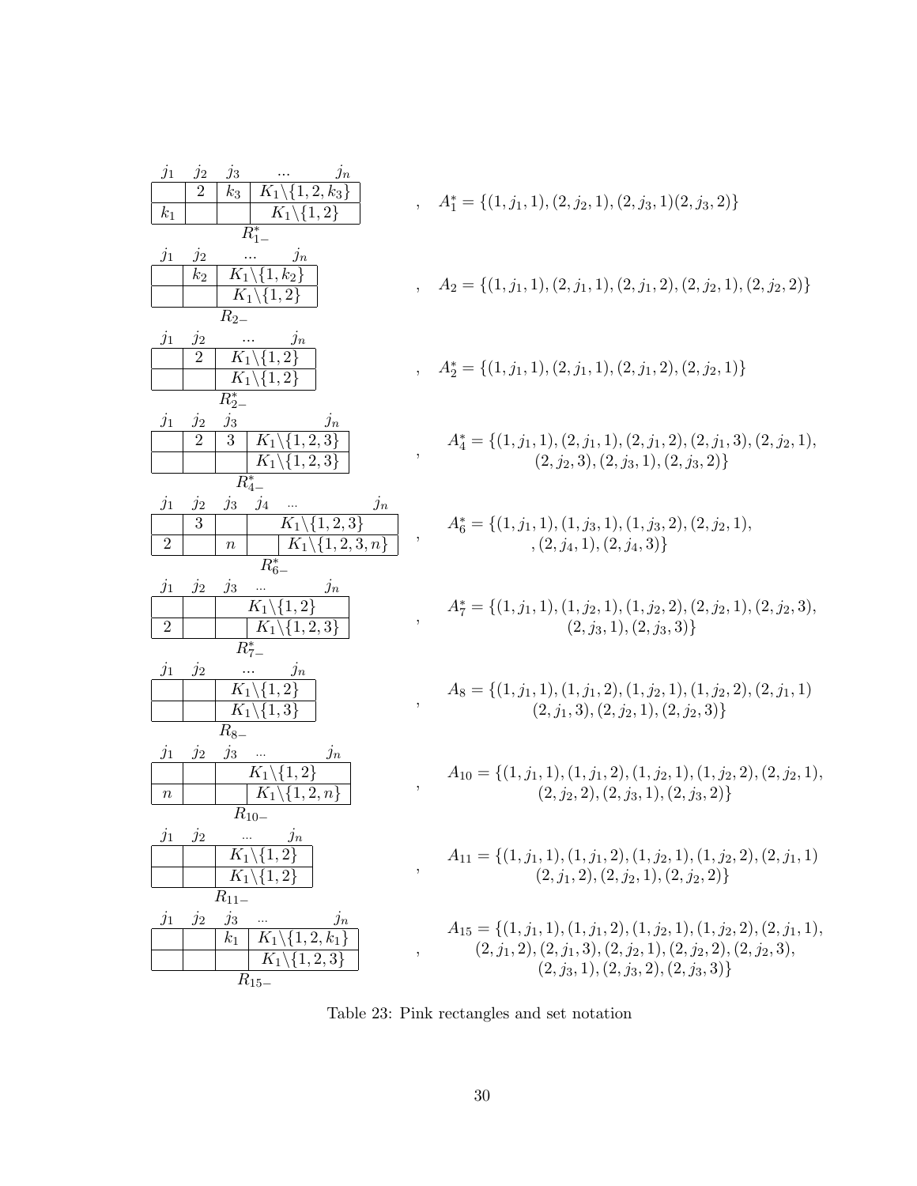| $j_1$ | $j_2$ | $j_3$ | ... $j_n$ |
|---|---|---|---|
| | 2 | $k_3$ | $K_1\backslash\{1,2,k_3\}$ |
| $k_1$ | | | $K_1\backslash\{1,2\}$ |

$R^*_{1-}$ , $A^*_1 = \{(1,j_1,1),(2,j_2,1),(2,j_3,1)(2,j_3,2)\}$

| $j_1$ | $j_2$ | ... $j_n$ |
|---|---|---|
| | $k_2$ | $K_1\backslash\{1,k_2\}$ |
| | | $K_1\backslash\{1,2\}$ |

$R_{2-}$ , $A_2 = \{(1,j_1,1),(2,j_1,1),(2,j_1,2),(2,j_2,1),(2,j_2,2)\}$

| $j_1$ | $j_2$ | ... $j_n$ |
|---|---|---|
| | 2 | $K_1\backslash\{1,2\}$ |
| | | $K_1\backslash\{1,2\}$ |

$R^*_{2-}$ , $A^*_2 = \{(1,j_1,1),(2,j_1,1),(2,j_1,2),(2,j_2,1)\}$

| $j_1$ | $j_2$ | $j_3$ | $j_n$ |
|---|---|---|---|
| | 2 | 3 | $K_1\backslash\{1,2,3\}$ |
| | | | $K_1\backslash\{1,2,3\}$ |

$R^*_{4-}$ , $A^*_4 = \{(1,j_1,1),(2,j_1,1),(2,j_1,2),(2,j_1,3),(2,j_2,1),$
$(2,j_2,3),(2,j_3,1),(2,j_3,2)\}$

| $j_1$ | $j_2$ | $j_3$ | $j_4$ | ... $j_n$ |
|---|---|---|---|---|
| | 3 | | $K_1\backslash\{1,2,3\}$ | |
| 2 | | $n$ | | $K_1\backslash\{1,2,3,n\}$ |

$R^*_{6-}$ , $A^*_6 = \{(1,j_1,1),(1,j_3,1),(1,j_3,2),(2,j_2,1),$
$,(2,j_4,1),(2,j_4,3)\}$

| $j_1$ | $j_2$ | $j_3$ | ... $j_n$ |
|---|---|---|---|
| | | $K_1\backslash\{1,2\}$ | |
| 2 | | | $K_1\backslash\{1,2,3\}$ |

$R^*_{7-}$ , $A^*_7 = \{(1,j_1,1),(1,j_2,1),(1,j_2,2),(2,j_2,1),(2,j_2,3),$
$(2,j_3,1),(2,j_3,3)\}$

| $j_1$ | $j_2$ | ... $j_n$ |
|---|---|---|
| | | $K_1\backslash\{1,2\}$ |
| | | $K_1\backslash\{1,3\}$ |

$R_{8-}$ , $A_8 = \{(1,j_1,1),(1,j_1,2),(1,j_2,1),(1,j_2,2),(2,j_1,1)$
$(2,j_1,3),(2,j_2,1),(2,j_2,3)\}$

| $j_1$ | $j_2$ | $j_3$ | ... $j_n$ |
|---|---|---|---|
| | | $K_1\backslash\{1,2\}$ | |
| $n$ | | | $K_1\backslash\{1,2,n\}$ |

$R_{10-}$ , $A_{10} = \{(1,j_1,1),(1,j_1,2),(1,j_2,1),(1,j_2,2),(2,j_2,1),$
$(2,j_2,2),(2,j_3,1),(2,j_3,2)\}$

| $j_1$ | $j_2$ | ... $j_n$ |
|---|---|---|
| | | $K_1\backslash\{1,2\}$ |
| | | $K_1\backslash\{1,2\}$ |

$R_{11-}$ , $A_{11} = \{(1,j_1,1),(1,j_1,2),(1,j_2,1),(1,j_2,2),(2,j_1,1)$
$(2,j_1,2),(2,j_2,1),(2,j_2,2)\}$

| $j_1$ | $j_2$ | $j_3$ | ... $j_n$ |
|---|---|---|---|
| | | $k_1$ | $K_1\backslash\{1,2,k_1\}$ |
| | | | $K_1\backslash\{1,2,3\}$ |

$R_{15-}$ , $A_{15} = \{(1,j_1,1),(1,j_1,2),(1,j_2,1),(1,j_2,2),(2,j_1,1),$
$(2,j_1,2),(2,j_1,3),(2,j_2,1),(2,j_2,2),(2,j_2,3),$
$(2,j_3,1),(2,j_3,2),(2,j_3,3)\}$

Table 23: Pink rectangles and set notation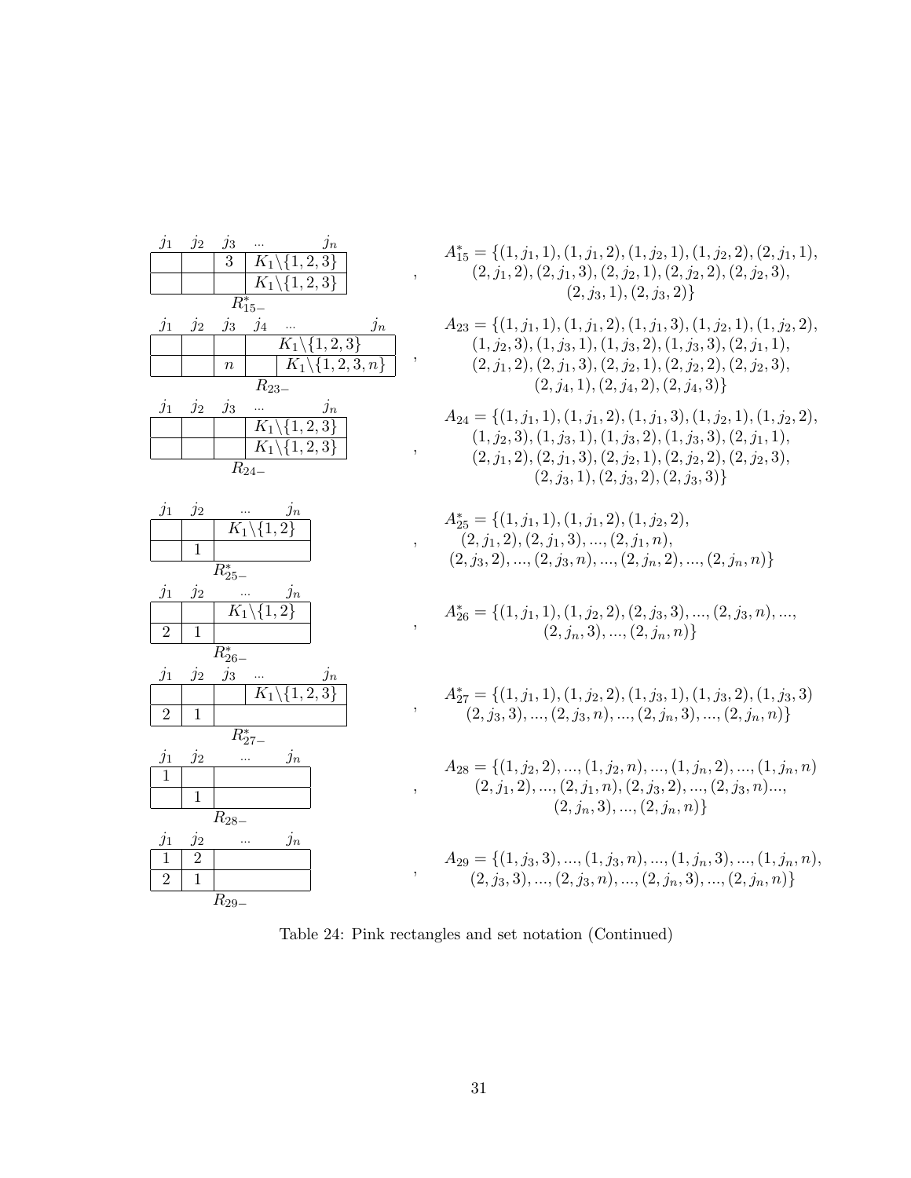| $R^*_{15-}$ (columns $j_1, j_2, j_3, \ldots, j_n$) | | | | | $A^*_{15} = \{(1,j_1,1),(1,j_1,2),(1,j_2,1),(1,j_2,2),(2,j_1,1),$ $(2,j_1,2),(2,j_1,3),(2,j_2,1),(2,j_2,2),(2,j_2,3),$ $(2,j_3,1),(2,j_3,2)\}$ |
|---|---|---|---|---|---|
| $j_1$ | $j_2$ | $j_3$ | ... | $j_n$ | |
| | | 3 | $K_1\backslash\{1,2,3\}$ | | |
| | | | $K_1\backslash\{1,2,3\}$ | | |

| $R_{23-}$ | | | | | | $A_{23} = \{(1,j_1,1),(1,j_1,2),(1,j_1,3),(1,j_2,1),(1,j_2,2),$ $(1,j_2,3),(1,j_3,1),(1,j_3,2),(1,j_3,3),(2,j_1,1),$ $(2,j_1,2),(2,j_1,3),(2,j_2,1),(2,j_2,2),(2,j_2,3),$ $(2,j_4,1),(2,j_4,2),(2,j_4,3)\}$ |
|---|---|---|---|---|---|---|
| $j_1$ | $j_2$ | $j_3$ | $j_4$ | ... | $j_n$ | |
| | | | $K_1\backslash\{1,2,3\}$ | | | |
| | | $n$ | | $K_1\backslash\{1,2,3,n\}$ | | |

| $R_{24-}$ | | | | | $A_{24} = \{(1,j_1,1),(1,j_1,2),(1,j_1,3),(1,j_2,1),(1,j_2,2),$ $(1,j_2,3),(1,j_3,1),(1,j_3,2),(1,j_3,3),(2,j_1,1),$ $(2,j_1,2),(2,j_1,3),(2,j_2,1),(2,j_2,2),(2,j_2,3),$ $(2,j_3,1),(2,j_3,2),(2,j_3,3)\}$ |
|---|---|---|---|---|---|
| $j_1$ | $j_2$ | $j_3$ | ... | $j_n$ | |
| | | | $K_1\backslash\{1,2,3\}$ | | |
| | | | $K_1\backslash\{1,2,3\}$ | | |

| $R^*_{25-}$ | | | | $A^*_{25} = \{(1,j_1,1),(1,j_1,2),(1,j_2,2),$ $(2,j_1,2),(2,j_1,3),\ldots,(2,j_1,n),$ $(2,j_3,2),\ldots,(2,j_3,n),\ldots,(2,j_n,2),\ldots,(2,j_n,n)\}$ |
|---|---|---|---|---|
| $j_1$ | $j_2$ | ... | $j_n$ | |
| | | $K_1\backslash\{1,2\}$ | | |
| | 1 | | | |

| $R^*_{26-}$ | | | | $A^*_{26} = \{(1,j_1,1),(1,j_2,2),(2,j_3,3),\ldots,(2,j_3,n),\ldots,$ $(2,j_n,3),\ldots,(2,j_n,n)\}$ |
|---|---|---|---|---|
| $j_1$ | $j_2$ | ... | $j_n$ | |
| | | $K_1\backslash\{1,2\}$ | | |
| 2 | 1 | | | |

| $R^*_{27-}$ | | | | | $A^*_{27} = \{(1,j_1,1),(1,j_2,2),(1,j_3,1),(1,j_3,2),(1,j_3,3)$ $(2,j_3,3),\ldots,(2,j_3,n),\ldots,(2,j_n,3),\ldots,(2,j_n,n)\}$ |
|---|---|---|---|---|---|
| $j_1$ | $j_2$ | $j_3$ | ... | $j_n$ | |
| | | | $K_1\backslash\{1,2,3\}$ | | |
| 2 | 1 | | | | |

| $R_{28-}$ | | | | $A_{28} = \{(1,j_2,2),\ldots,(1,j_2,n),\ldots,(1,j_n,2),\ldots,(1,j_n,n)$ $(2,j_1,2),\ldots,(2,j_1,n),(2,j_3,2),\ldots,(2,j_3,n)\ldots,$ $(2,j_n,3),\ldots,(2,j_n,n)\}$ |
|---|---|---|---|---|
| $j_1$ | $j_2$ | ... | $j_n$ | |
| 1 | | | | |
| | 1 | | | |

| $R_{29-}$ | | | | $A_{29} = \{(1,j_3,3),\ldots,(1,j_3,n),\ldots,(1,j_n,3),\ldots,(1,j_n,n),$ $(2,j_3,3),\ldots,(2,j_3,n),\ldots,(2,j_n,3),\ldots,(2,j_n,n)\}$ |
|---|---|---|---|---|
| $j_1$ | $j_2$ | ... | $j_n$ | |
| 1 | 2 | | | |
| 2 | 1 | | | |

Table 24: Pink rectangles and set notation (Continued)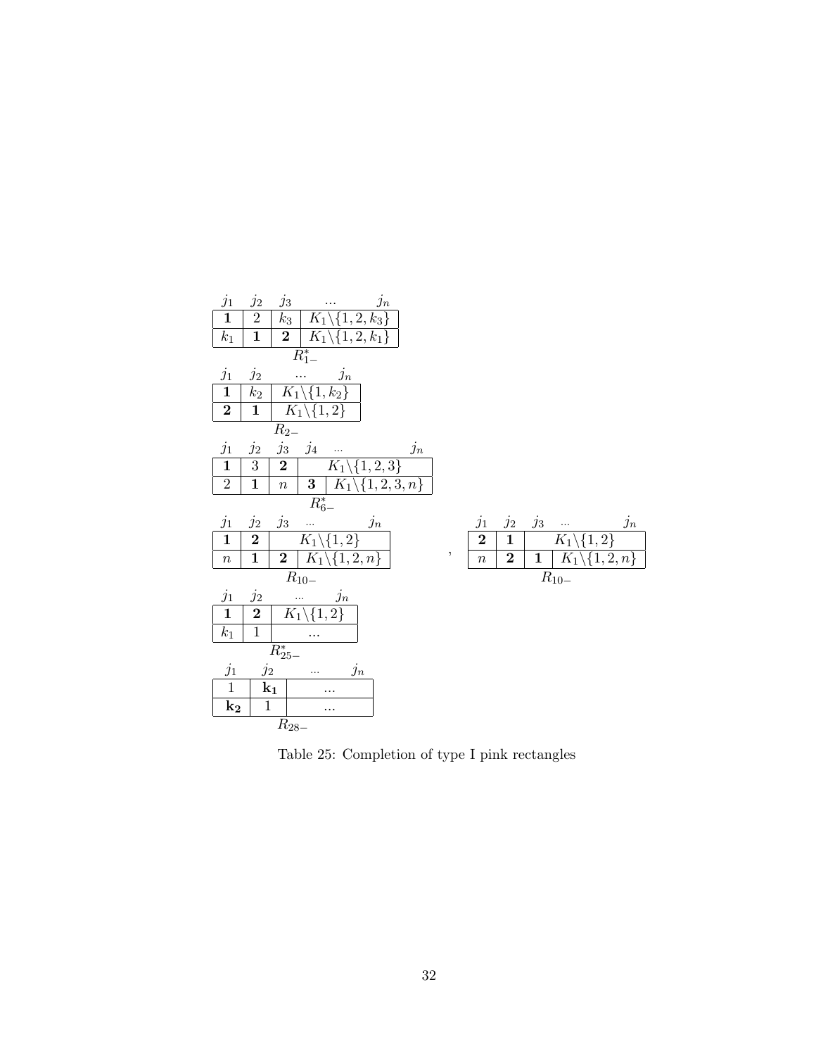$R^*_{1-}$

| $j_1$ | $j_2$ | $j_3$ | ... $j_n$ |
|---|---|---|---|
| **1** | 2 | $k_3$ | $K_1\backslash\{1,2,k_3\}$ |
| $k_1$ | **1** | **2** | $K_1\backslash\{1,2,k_1\}$ |

$R_{2-}$

| $j_1$ | $j_2$ | ... $j_n$ |
|---|---|---|
| **1** | $k_2$ | $K_1\backslash\{1,k_2\}$ |
| **2** | **1** | $K_1\backslash\{1,2\}$ |

$R^*_{6-}$

| $j_1$ | $j_2$ | $j_3$ | $j_4$ | ... $j_n$ |
|---|---|---|---|---|
| **1** | 3 | **2** | $K_1\backslash\{1,2,3\}$ | |
| 2 | **1** | $n$ | **3** | $K_1\backslash\{1,2,3,n\}$ |

$R_{10-}$

| $j_1$ | $j_2$ | $j_3$ | ... $j_n$ |
|---|---|---|---|
| **1** | **2** | $K_1\backslash\{1,2\}$ | |
| $n$ | **1** | **2** | $K_1\backslash\{1,2,n\}$ |

,

$R_{10-}$

| $j_1$ | $j_2$ | $j_3$ | ... $j_n$ |
|---|---|---|---|
| **2** | **1** | $K_1\backslash\{1,2\}$ | |
| $n$ | **2** | **1** | $K_1\backslash\{1,2,n\}$ |

$R^*_{25-}$

| $j_1$ | $j_2$ | ... $j_n$ |
|---|---|---|
| **1** | **2** | $K_1\backslash\{1,2\}$ |
| $k_1$ | 1 | ... |

$R_{28-}$

| $j_1$ | $j_2$ | ... $j_n$ |
|---|---|---|
| 1 | $\mathbf{k_1}$ | ... |
| $\mathbf{k_2}$ | 1 | ... |

Table 25: Completion of type I pink rectangles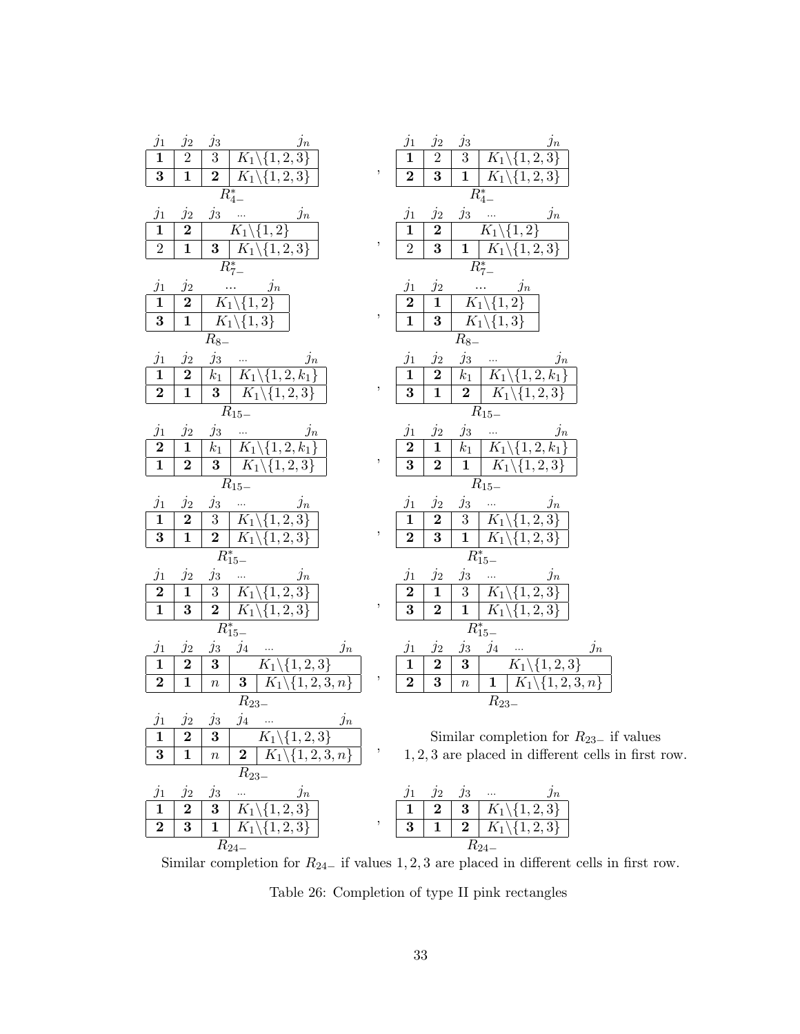| $j_1$ | $j_2$ | $j_3$ | $j_n$ |
|---|---|---|---|
| **1** | 2 | 3 | $K_1\backslash\{1,2,3\}$ |
| **3** | **1** | **2** | $K_1\backslash\{1,2,3\}$ |

$R^*_{4-}$ ,

| $j_1$ | $j_2$ | $j_3$ | $j_n$ |
|---|---|---|---|
| **1** | 2 | 3 | $K_1\backslash\{1,2,3\}$ |
| **2** | **3** | **1** | $K_1\backslash\{1,2,3\}$ |

$R^*_{4-}$

| $j_1$ | $j_2$ | $j_3$ ... | $j_n$ |
|---|---|---|---|
| **1** | **2** | $K_1\backslash\{1,2\}$ | |
| 2 | **1** | **3** | $K_1\backslash\{1,2,3\}$ |

$R^*_{7-}$ ,

| $j_1$ | $j_2$ | $j_3$ ... | $j_n$ |
|---|---|---|---|
| **1** | **2** | $K_1\backslash\{1,2\}$ | |
| 2 | **3** | **1** | $K_1\backslash\{1,2,3\}$ |

$R^*_{7-}$

| $j_1$ | $j_2$ | ... $j_n$ |
|---|---|---|
| **1** | **2** | $K_1\backslash\{1,2\}$ |
| **3** | **1** | $K_1\backslash\{1,3\}$ |

$R_{8-}$ ,

| $j_1$ | $j_2$ | ... $j_n$ |
|---|---|---|
| **2** | **1** | $K_1\backslash\{1,2\}$ |
| **1** | **3** | $K_1\backslash\{1,3\}$ |

$R_{8-}$

| $j_1$ | $j_2$ | $j_3$ | ... $j_n$ |
|---|---|---|---|
| **1** | **2** | $k_1$ | $K_1\backslash\{1,2,k_1\}$ |
| **2** | **1** | **3** | $K_1\backslash\{1,2,3\}$ |

$R_{15-}$ ,

| $j_1$ | $j_2$ | $j_3$ | ... $j_n$ |
|---|---|---|---|
| **1** | **2** | $k_1$ | $K_1\backslash\{1,2,k_1\}$ |
| **3** | **1** | **2** | $K_1\backslash\{1,2,3\}$ |

$R_{15-}$

| $j_1$ | $j_2$ | $j_3$ | ... $j_n$ |
|---|---|---|---|
| **2** | **1** | $k_1$ | $K_1\backslash\{1,2,k_1\}$ |
| **1** | **2** | **3** | $K_1\backslash\{1,2,3\}$ |

$R_{15-}$ ,

| $j_1$ | $j_2$ | $j_3$ | ... $j_n$ |
|---|---|---|---|
| **2** | **1** | $k_1$ | $K_1\backslash\{1,2,k_1\}$ |
| **3** | **2** | **1** | $K_1\backslash\{1,2,3\}$ |

$R_{15-}$

| $j_1$ | $j_2$ | $j_3$ | ... $j_n$ |
|---|---|---|---|
| **1** | **2** | 3 | $K_1\backslash\{1,2,3\}$ |
| **3** | **1** | **2** | $K_1\backslash\{1,2,3\}$ |

$R^*_{15-}$ ,

| $j_1$ | $j_2$ | $j_3$ | ... $j_n$ |
|---|---|---|---|
| **1** | **2** | 3 | $K_1\backslash\{1,2,3\}$ |
| **2** | **3** | **1** | $K_1\backslash\{1,2,3\}$ |

$R^*_{15-}$

| $j_1$ | $j_2$ | $j_3$ | ... $j_n$ |
|---|---|---|---|
| **2** | **1** | 3 | $K_1\backslash\{1,2,3\}$ |
| **1** | **3** | **2** | $K_1\backslash\{1,2,3\}$ |

$R^*_{15-}$ ,

| $j_1$ | $j_2$ | $j_3$ | ... $j_n$ |
|---|---|---|---|
| **2** | **1** | 3 | $K_1\backslash\{1,2,3\}$ |
| **3** | **2** | **1** | $K_1\backslash\{1,2,3\}$ |

$R^*_{15-}$

| $j_1$ | $j_2$ | $j_3$ | $j_4$ | ... $j_n$ |
|---|---|---|---|---|
| **1** | **2** | **3** | $K_1\backslash\{1,2,3\}$ | |
| **2** | **1** | $n$ | **3** | $K_1\backslash\{1,2,3,n\}$ |

$R_{23-}$ ,

| $j_1$ | $j_2$ | $j_3$ | $j_4$ | ... $j_n$ |
|---|---|---|---|---|
| **1** | **2** | **3** | $K_1\backslash\{1,2,3\}$ | |
| **2** | **3** | $n$ | **1** | $K_1\backslash\{1,2,3,n\}$ |

$R_{23-}$

| $j_1$ | $j_2$ | $j_3$ | $j_4$ | ... $j_n$ |
|---|---|---|---|---|
| **1** | **2** | **3** | $K_1\backslash\{1,2,3\}$ | |
| **3** | **1** | $n$ | **2** | $K_1\backslash\{1,2,3,n\}$ |

$R_{23-}$ ,

Similar completion for $R_{23-}$ if values $1,2,3$ are placed in different cells in first row.

| $j_1$ | $j_2$ | $j_3$ | ... $j_n$ |
|---|---|---|---|
| **1** | **2** | **3** | $K_1\backslash\{1,2,3\}$ |
| **2** | **3** | **1** | $K_1\backslash\{1,2,3\}$ |

$R_{24-}$ ,

| $j_1$ | $j_2$ | $j_3$ | ... $j_n$ |
|---|---|---|---|
| **1** | **2** | **3** | $K_1\backslash\{1,2,3\}$ |
| **3** | **1** | **2** | $K_1\backslash\{1,2,3\}$ |

$R_{24-}$

Similar completion for $R_{24-}$ if values $1,2,3$ are placed in different cells in first row.

Table 26: Completion of type II pink rectangles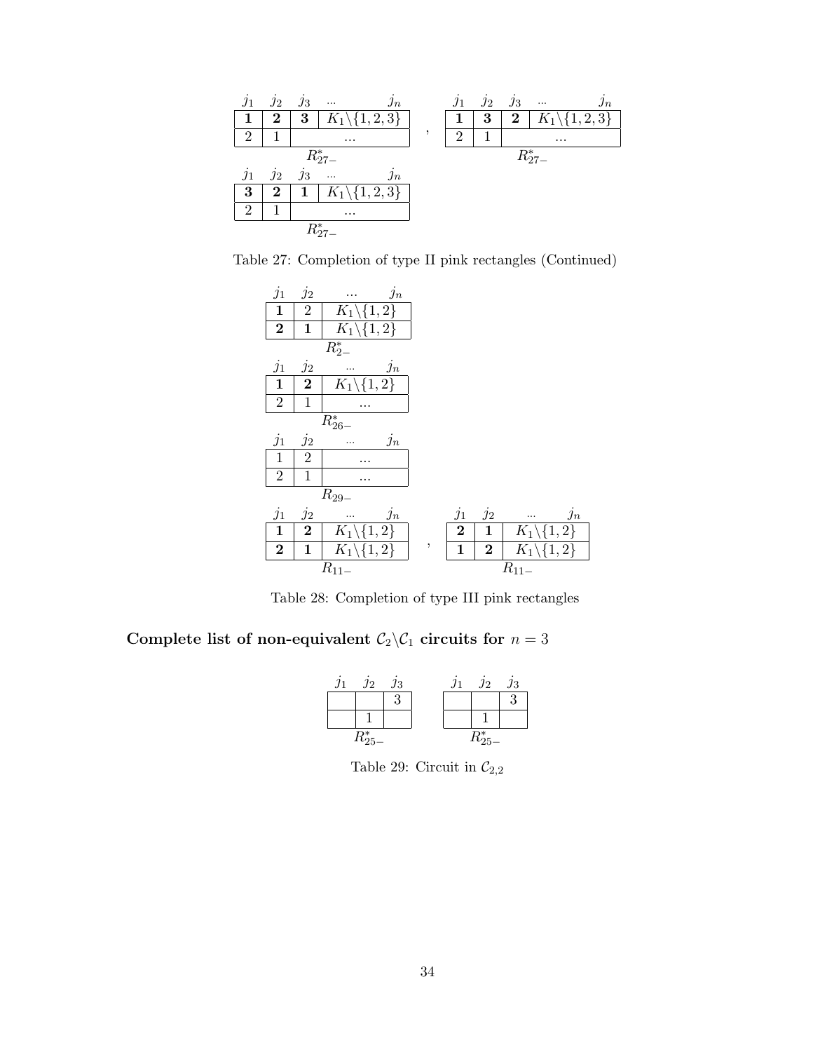| $j_1$ | $j_2$ | $j_3$ | ... $j_n$ |
|---|---|---|---|
| **1** | **2** | **3** | $K_1\backslash\{1,2,3\}$ |
| 2 | 1 | ... | |

$R^*_{27-}$ ,

| $j_1$ | $j_2$ | $j_3$ | ... $j_n$ |
|---|---|---|---|
| **1** | **3** | **2** | $K_1\backslash\{1,2,3\}$ |
| 2 | 1 | ... | |

$R^*_{27-}$

| $j_1$ | $j_2$ | $j_3$ | ... $j_n$ |
|---|---|---|---|
| **3** | **2** | **1** | $K_1\backslash\{1,2,3\}$ |
| 2 | 1 | ... | |

$R^*_{27-}$

Table 27: Completion of type II pink rectangles (Continued)

| $j_1$ | $j_2$ | ... $j_n$ |
|---|---|---|
| **1** | 2 | $K_1\backslash\{1,2\}$ |
| **2** | **1** | $K_1\backslash\{1,2\}$ |

$R^*_{2-}$

| $j_1$ | $j_2$ | ... $j_n$ |
|---|---|---|
| **1** | **2** | $K_1\backslash\{1,2\}$ |
| 2 | 1 | ... |

$R^*_{26-}$

| $j_1$ | $j_2$ | ... $j_n$ |
|---|---|---|
| 1 | 2 | ... |
| 2 | 1 | ... |

$R_{29-}$

| $j_1$ | $j_2$ | ... $j_n$ |
|---|---|---|
| **1** | **2** | $K_1\backslash\{1,2\}$ |
| **2** | **1** | $K_1\backslash\{1,2\}$ |

$R_{11-}$ ,

| $j_1$ | $j_2$ | ... $j_n$ |
|---|---|---|
| **2** | **1** | $K_1\backslash\{1,2\}$ |
| **1** | **2** | $K_1\backslash\{1,2\}$ |

$R_{11-}$

Table 28: Completion of type III pink rectangles

## Complete list of non-equivalent $\mathcal{C}_2\backslash\mathcal{C}_1$ circuits for $n=3$

| $j_1$ | $j_2$ | $j_3$ |
|---|---|---|
| | | 3 |
| | 1 | |

$R^*_{25-}$

| $j_1$ | $j_2$ | $j_3$ |
|---|---|---|
| | | 3 |
| | 1 | |

$R^*_{25-}$

Table 29: Circuit in $\mathcal{C}_{2,2}$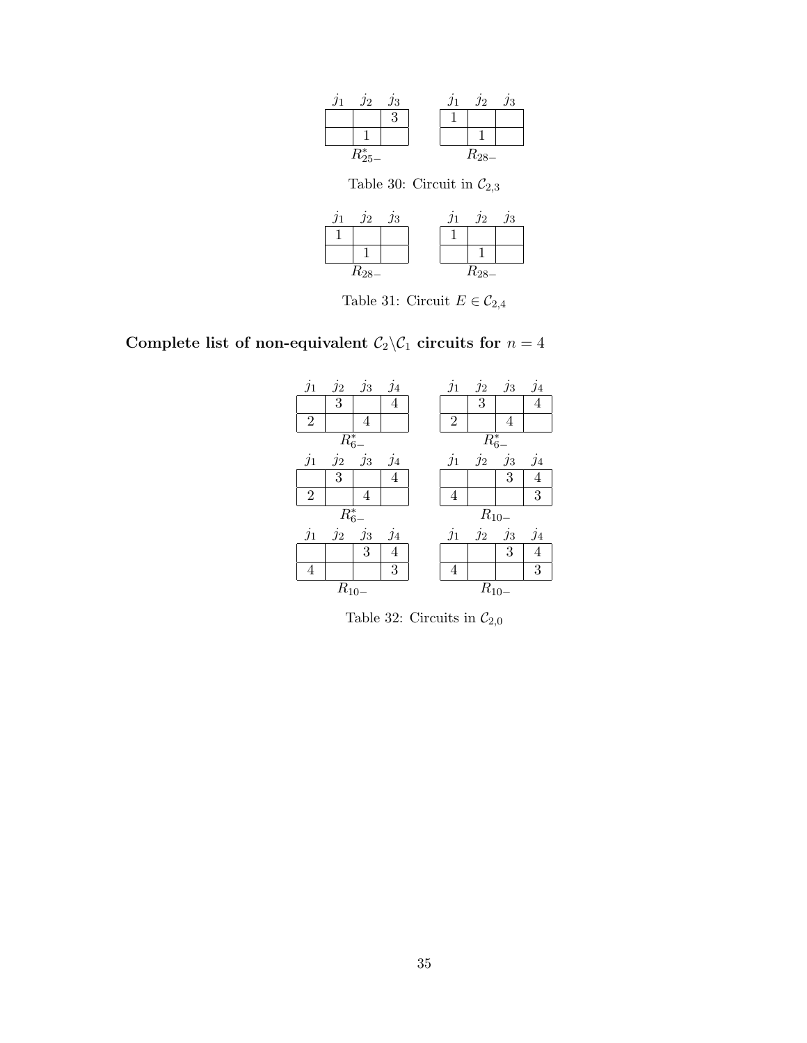| $j_1$ | $j_2$ | $j_3$ |
|---|---|---|
|  |  | 3 |
|  | 1 |  |

$R^*_{25-}$

| $j_1$ | $j_2$ | $j_3$ |
|---|---|---|
| 1 |  |  |
|  | 1 |  |

$R_{28-}$

Table 30: Circuit in $\mathcal{C}_{2,3}$

| $j_1$ | $j_2$ | $j_3$ |
|---|---|---|
| 1 |  |  |
|  | 1 |  |

$R_{28-}$

| $j_1$ | $j_2$ | $j_3$ |
|---|---|---|
| 1 |  |  |
|  | 1 |  |

$R_{28-}$

Table 31: Circuit $E \in \mathcal{C}_{2,4}$

## Complete list of non-equivalent $\mathcal{C}_2 \backslash \mathcal{C}_1$ circuits for $n = 4$

| $j_1$ | $j_2$ | $j_3$ | $j_4$ |
|---|---|---|---|
|  | 3 |  | 4 |
| 2 |  | 4 |  |

$R^*_{6-}$

| $j_1$ | $j_2$ | $j_3$ | $j_4$ |
|---|---|---|---|
|  | 3 |  | 4 |
| 2 |  | 4 |  |

$R^*_{6-}$

| $j_1$ | $j_2$ | $j_3$ | $j_4$ |
|---|---|---|---|
|  | 3 |  | 4 |
| 2 |  | 4 |  |

$R^*_{6-}$

| $j_1$ | $j_2$ | $j_3$ | $j_4$ |
|---|---|---|---|
|  |  | 3 | 4 |
| 4 |  |  | 3 |

$R_{10-}$

| $j_1$ | $j_2$ | $j_3$ | $j_4$ |
|---|---|---|---|
|  |  | 3 | 4 |
| 4 |  |  | 3 |

$R_{10-}$

| $j_1$ | $j_2$ | $j_3$ | $j_4$ |
|---|---|---|---|
|  |  | 3 | 4 |
| 4 |  |  | 3 |

$R_{10-}$

Table 32: Circuits in $\mathcal{C}_{2,0}$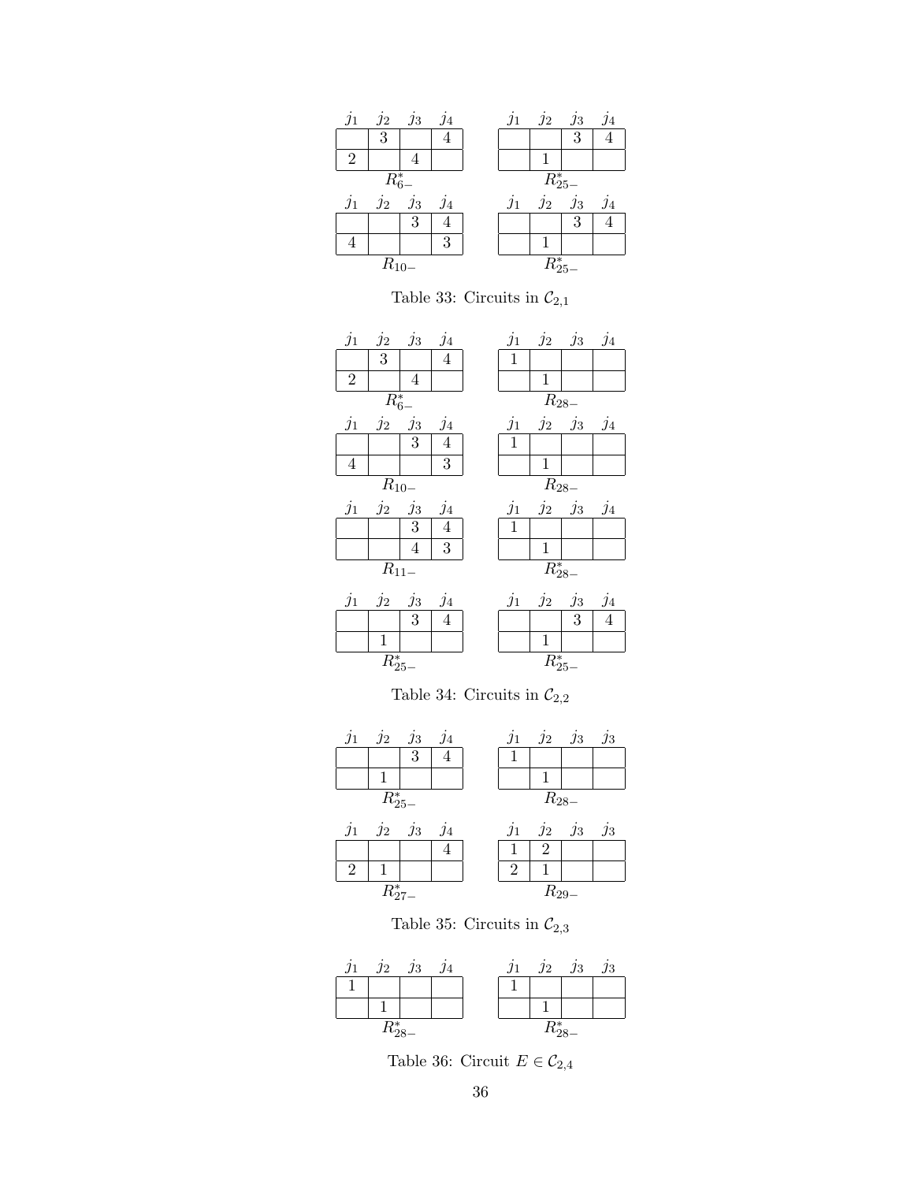| $j_1$ | $j_2$ | $j_3$ | $j_4$ |
|---|---|---|---|
| | 3 | | 4 |
| 2 | | 4 | |

$R^*_{6-}$

| $j_1$ | $j_2$ | $j_3$ | $j_4$ |
|---|---|---|---|
| | | 3 | 4 |
| | 1 | | |

$R^*_{25-}$

| $j_1$ | $j_2$ | $j_3$ | $j_4$ |
|---|---|---|---|
| | | 3 | 4 |
| 4 | | | 3 |

$R_{10-}$

| $j_1$ | $j_2$ | $j_3$ | $j_4$ |
|---|---|---|---|
| | | 3 | 4 |
| | 1 | | |

$R^*_{25-}$

Table 33: Circuits in $\mathcal{C}_{2,1}$

| $j_1$ | $j_2$ | $j_3$ | $j_4$ |
|---|---|---|---|
| | 3 | | 4 |
| 2 | | 4 | |

$R^*_{6-}$

| $j_1$ | $j_2$ | $j_3$ | $j_4$ |
|---|---|---|---|
| 1 | | | |
| | 1 | | |

$R_{28-}$

| $j_1$ | $j_2$ | $j_3$ | $j_4$ |
|---|---|---|---|
| | | 3 | 4 |
| 4 | | | 3 |

$R_{10-}$

| $j_1$ | $j_2$ | $j_3$ | $j_4$ |
|---|---|---|---|
| 1 | | | |
| | 1 | | |

$R_{28-}$

| $j_1$ | $j_2$ | $j_3$ | $j_4$ |
|---|---|---|---|
| | | 3 | 4 |
| | | 4 | 3 |

$R_{11-}$

| $j_1$ | $j_2$ | $j_3$ | $j_4$ |
|---|---|---|---|
| 1 | | | |
| | 1 | | |

$R^*_{28-}$

| $j_1$ | $j_2$ | $j_3$ | $j_4$ |
|---|---|---|---|
| | | 3 | 4 |
| | 1 | | |

$R^*_{25-}$

| $j_1$ | $j_2$ | $j_3$ | $j_4$ |
|---|---|---|---|
| | | 3 | 4 |
| | 1 | | |

$R^*_{25-}$

Table 34: Circuits in $\mathcal{C}_{2,2}$

| $j_1$ | $j_2$ | $j_3$ | $j_4$ |
|---|---|---|---|
| | | 3 | 4 |
| | 1 | | |

$R^*_{25-}$

| $j_1$ | $j_2$ | $j_3$ | $j_3$ |
|---|---|---|---|
| 1 | | | |
| | 1 | | |

$R_{28-}$

| $j_1$ | $j_2$ | $j_3$ | $j_4$ |
|---|---|---|---|
| | | | 4 |
| 2 | 1 | | |

$R^*_{27-}$

| $j_1$ | $j_2$ | $j_3$ | $j_3$ |
|---|---|---|---|
| 1 | 2 | | |
| 2 | 1 | | |

$R_{29-}$

Table 35: Circuits in $\mathcal{C}_{2,3}$

| $j_1$ | $j_2$ | $j_3$ | $j_4$ |
|---|---|---|---|
| 1 | | | |
| | 1 | | |

$R^*_{28-}$

| $j_1$ | $j_2$ | $j_3$ | $j_3$ |
|---|---|---|---|
| 1 | | | |
| | 1 | | |

$R^*_{28-}$

Table 36: Circuit $E \in \mathcal{C}_{2,4}$